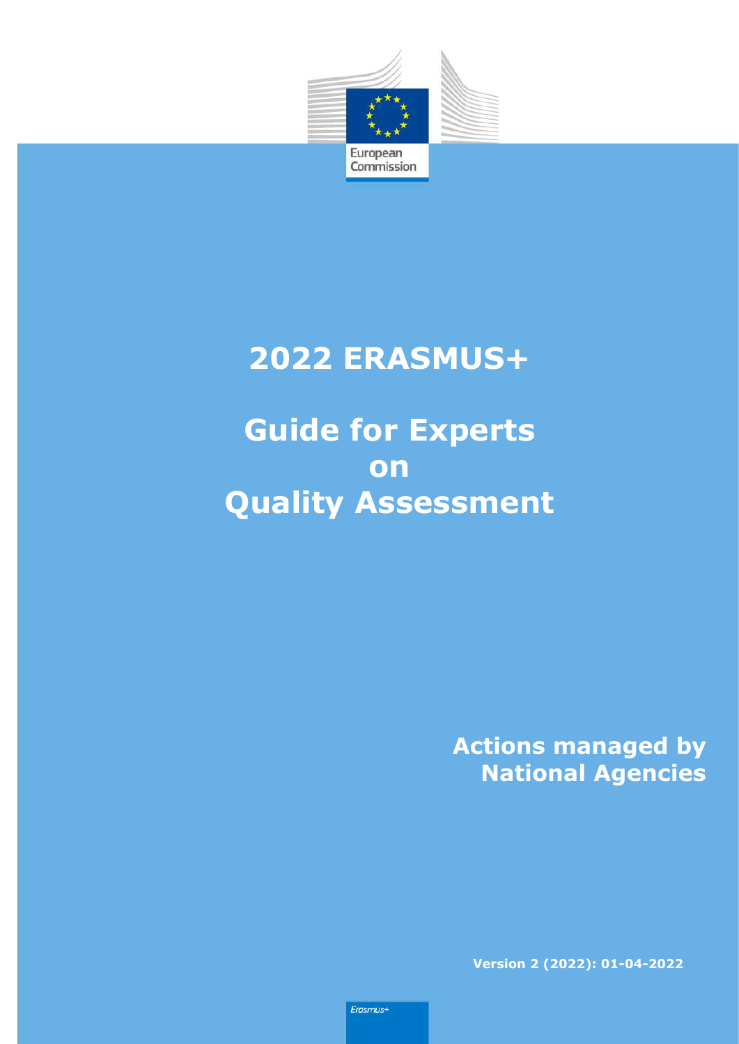European Commission

# 2022 ERASMUS+

# Guide for Experts on Quality Assessment

**Actions managed by National Agencies**

**Version 2 (2022): 01-04-2022**

Erasmus+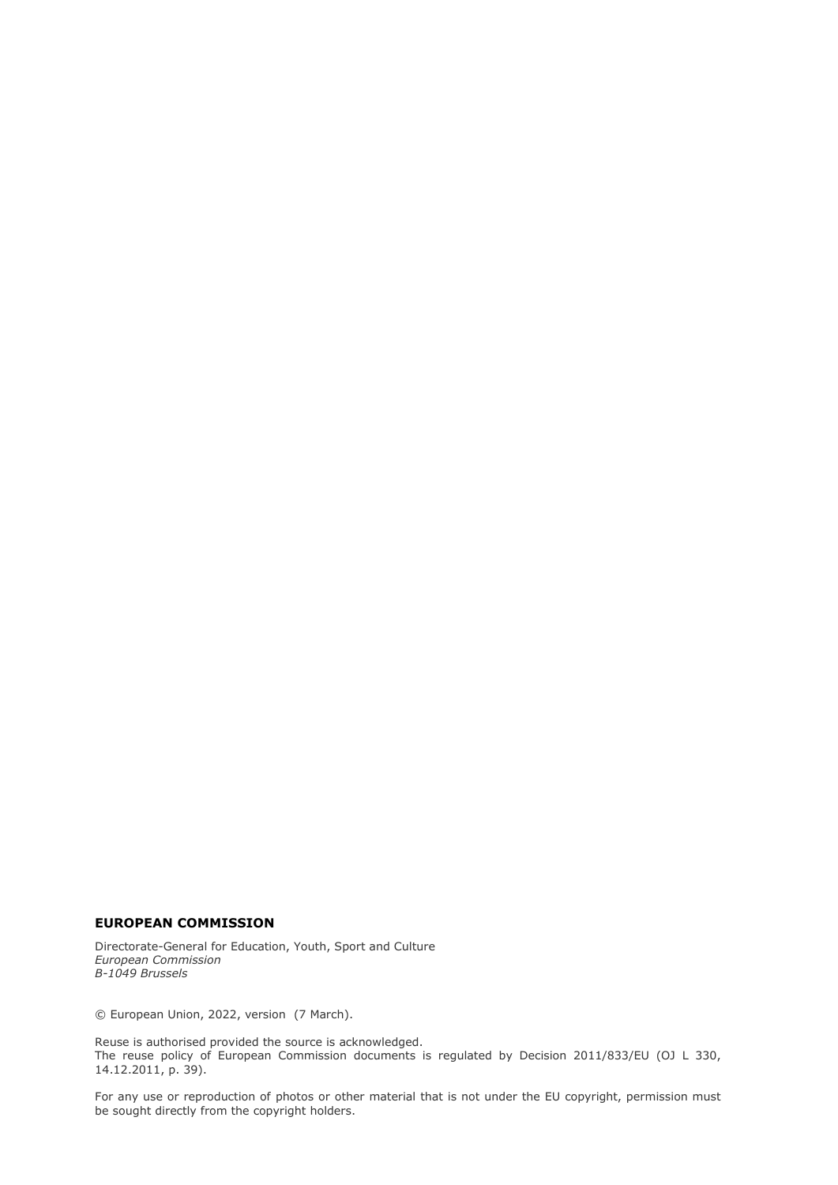**EUROPEAN COMMISSION**

Directorate-General for Education, Youth, Sport and Culture
*European Commission*
*B-1049 Brussels*

© European Union, 2022, version (7 March).

Reuse is authorised provided the source is acknowledged.
The reuse policy of European Commission documents is regulated by Decision 2011/833/EU (OJ L 330, 14.12.2011, p. 39).

For any use or reproduction of photos or other material that is not under the EU copyright, permission must be sought directly from the copyright holders.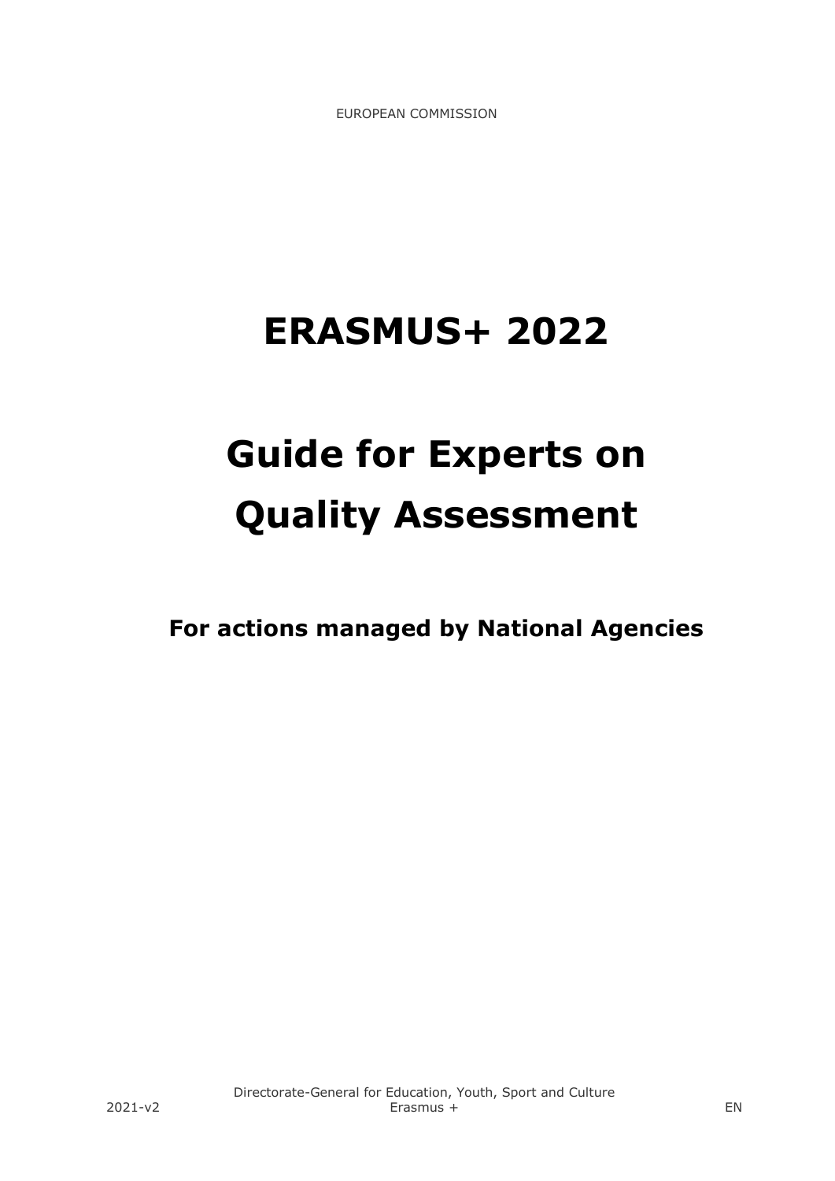EUROPEAN COMMISSION

# ERASMUS+ 2022

# Guide for Experts on Quality Assessment

**For actions managed by National Agencies**

2021-v2

Directorate-General for Education, Youth, Sport and Culture
Erasmus +

EN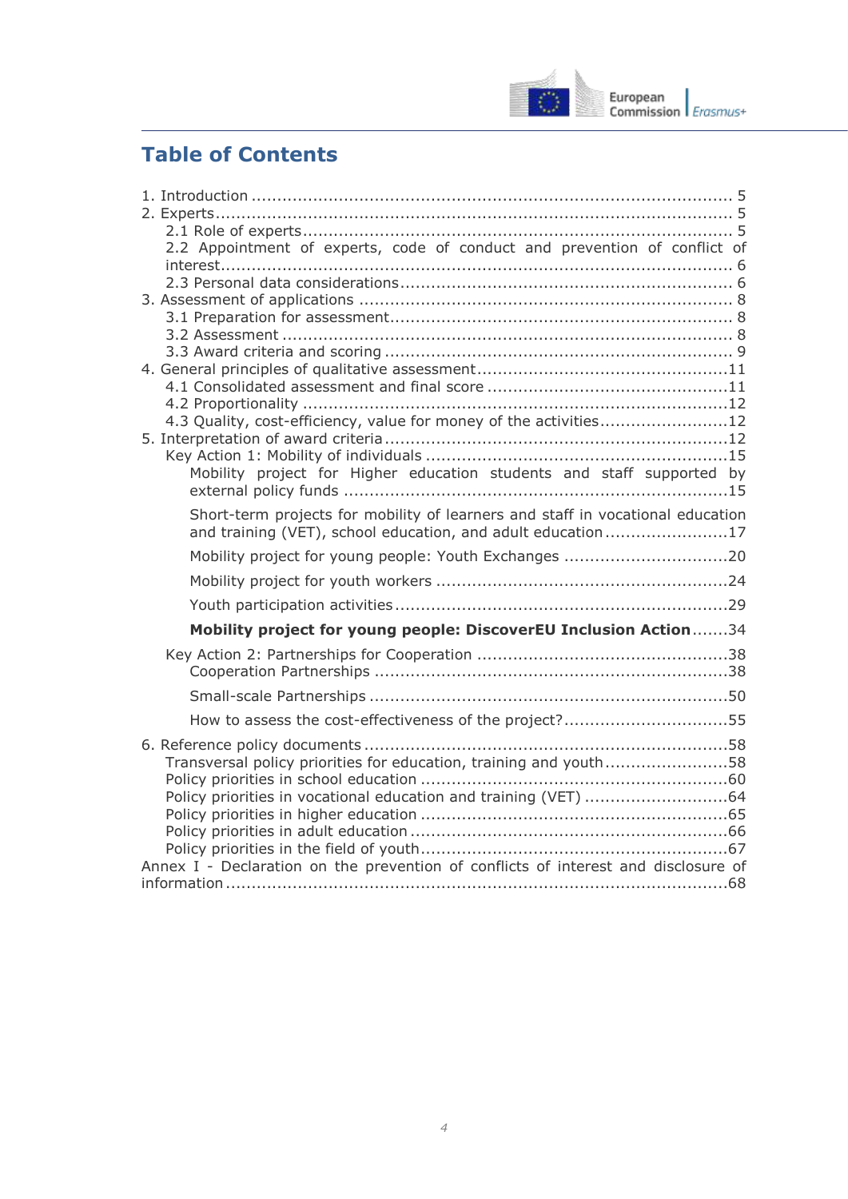## Table of Contents

1. Introduction ............................................................................................ 5
2. Experts................................................................................................... 5
    - 2.1 Role of experts.................................................................................. 5
    - 2.2 Appointment of experts, code of conduct and prevention of conflict of interest.................................................................................................... 6
    - 2.3 Personal data considerations............................................................... 6
3. Assessment of applications ....................................................................... 8
    - 3.1 Preparation for assessment................................................................. 8
    - 3.2 Assessment ...................................................................................... 8
    - 3.3 Award criteria and scoring .................................................................. 9
4. General principles of qualitative assessment................................................11
    - 4.1 Consolidated assessment and final score ..............................................11
    - 4.2 Proportionality ..................................................................................12
    - 4.3 Quality, cost-efficiency, value for money of the activities.........................12
5. Interpretation of award criteria ..................................................................12
    - Key Action 1: Mobility of individuals ..........................................................15
        - Mobility project for Higher education students and staff supported by external policy funds .........................................................................15
        - Short-term projects for mobility of learners and staff in vocational education and training (VET), school education, and adult education........................17
        - Mobility project for young people: Youth Exchanges ................................20
        - Mobility project for youth workers ........................................................24
        - Youth participation activities ................................................................29
        - **Mobility project for young people: DiscoverEU Inclusion Action**.......34
    - Key Action 2: Partnerships for Cooperation ................................................38
        - Cooperation Partnerships ....................................................................38
        - Small-scale Partnerships .....................................................................50
        - How to assess the cost-effectiveness of the project?................................55
6. Reference policy documents .....................................................................58
    - Transversal policy priorities for education, training and youth........................58
    - Policy priorities in school education ...........................................................60
    - Policy priorities in vocational education and training (VET) ............................64
    - Policy priorities in higher education ...........................................................65
    - Policy priorities in adult education .............................................................66
    - Policy priorities in the field of youth...........................................................67

Annex I - Declaration on the prevention of conflicts of interest and disclosure of information.................................................................................................68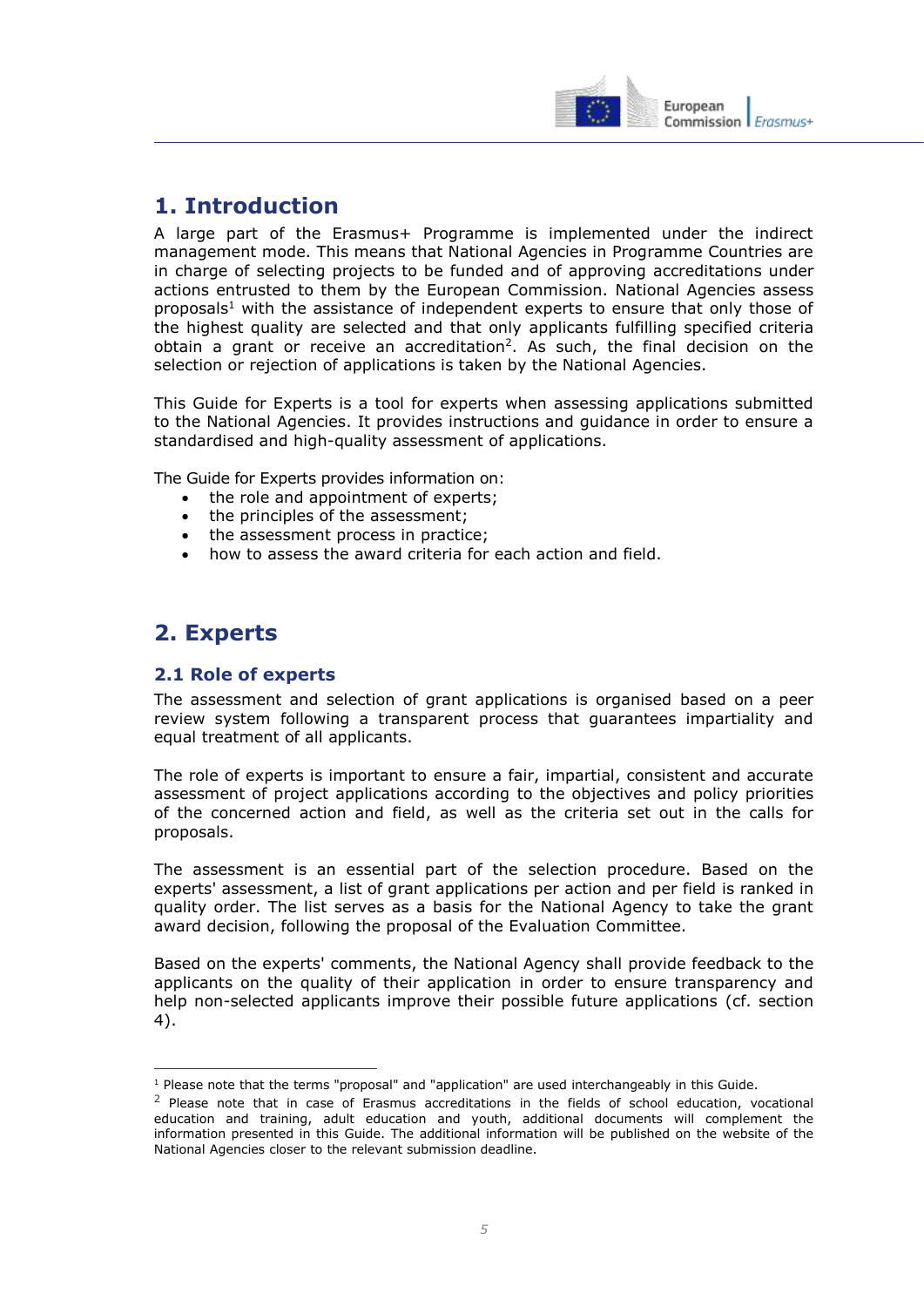# 1. Introduction

A large part of the Erasmus+ Programme is implemented under the indirect management mode. This means that National Agencies in Programme Countries are in charge of selecting projects to be funded and of approving accreditations under actions entrusted to them by the European Commission. National Agencies assess proposals[1] with the assistance of independent experts to ensure that only those of the highest quality are selected and that only applicants fulfilling specified criteria obtain a grant or receive an accreditation[2]. As such, the final decision on the selection or rejection of applications is taken by the National Agencies.

This Guide for Experts is a tool for experts when assessing applications submitted to the National Agencies. It provides instructions and guidance in order to ensure a standardised and high-quality assessment of applications.

The Guide for Experts provides information on:

- the role and appointment of experts;
- the principles of the assessment;
- the assessment process in practice;
- how to assess the award criteria for each action and field.

# 2. Experts

## 2.1 Role of experts

The assessment and selection of grant applications is organised based on a peer review system following a transparent process that guarantees impartiality and equal treatment of all applicants.

The role of experts is important to ensure a fair, impartial, consistent and accurate assessment of project applications according to the objectives and policy priorities of the concerned action and field, as well as the criteria set out in the calls for proposals.

The assessment is an essential part of the selection procedure. Based on the experts' assessment, a list of grant applications per action and per field is ranked in quality order. The list serves as a basis for the National Agency to take the grant award decision, following the proposal of the Evaluation Committee.

Based on the experts' comments, the National Agency shall provide feedback to the applicants on the quality of their application in order to ensure transparency and help non-selected applicants improve their possible future applications (cf. section 4).

---

[1] Please note that the terms "proposal" and "application" are used interchangeably in this Guide.

[2] Please note that in case of Erasmus accreditations in the fields of school education, vocational education and training, adult education and youth, additional documents will complement the information presented in this Guide. The additional information will be published on the website of the National Agencies closer to the relevant submission deadline.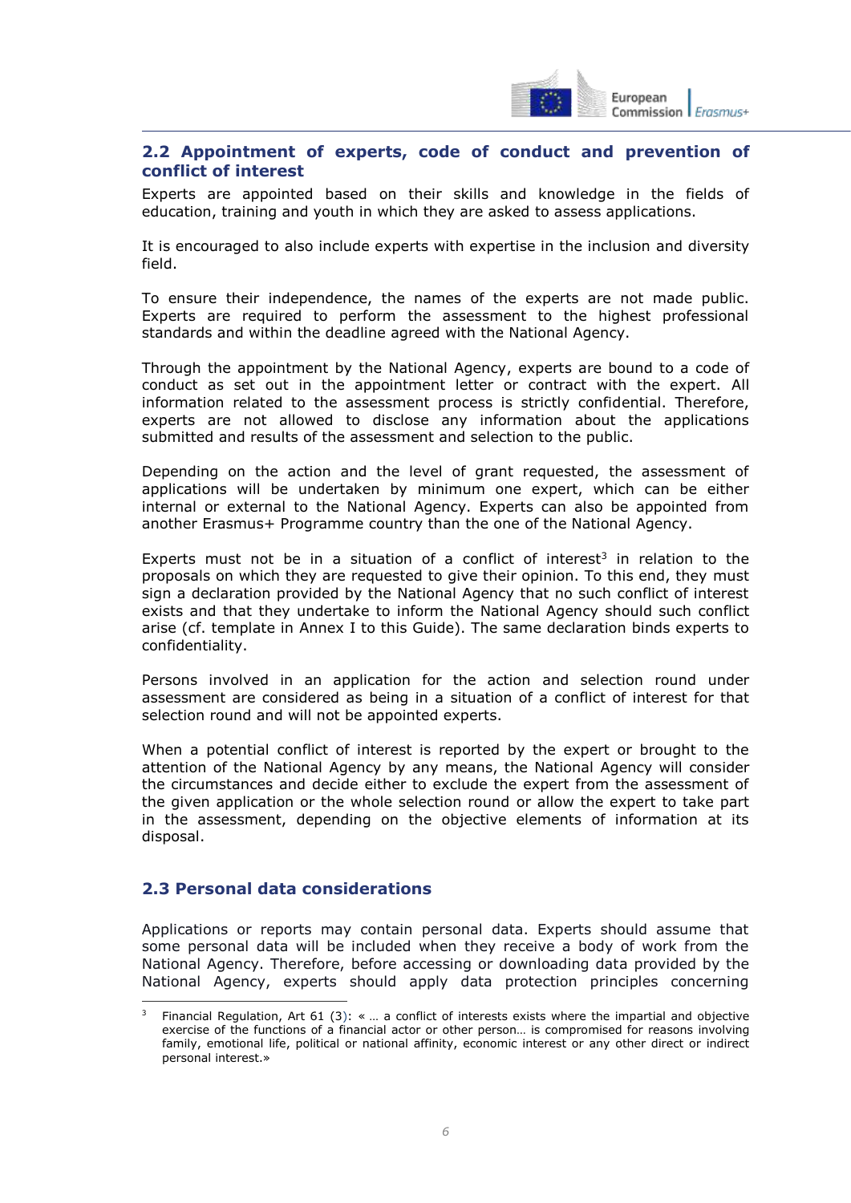## 2.2 Appointment of experts, code of conduct and prevention of conflict of interest

Experts are appointed based on their skills and knowledge in the fields of education, training and youth in which they are asked to assess applications.

It is encouraged to also include experts with expertise in the inclusion and diversity field.

To ensure their independence, the names of the experts are not made public. Experts are required to perform the assessment to the highest professional standards and within the deadline agreed with the National Agency.

Through the appointment by the National Agency, experts are bound to a code of conduct as set out in the appointment letter or contract with the expert. All information related to the assessment process is strictly confidential. Therefore, experts are not allowed to disclose any information about the applications submitted and results of the assessment and selection to the public.

Depending on the action and the level of grant requested, the assessment of applications will be undertaken by minimum one expert, which can be either internal or external to the National Agency. Experts can also be appointed from another Erasmus+ Programme country than the one of the National Agency.

Experts must not be in a situation of a conflict of interest[3] in relation to the proposals on which they are requested to give their opinion. To this end, they must sign a declaration provided by the National Agency that no such conflict of interest exists and that they undertake to inform the National Agency should such conflict arise (cf. template in Annex I to this Guide). The same declaration binds experts to confidentiality.

Persons involved in an application for the action and selection round under assessment are considered as being in a situation of a conflict of interest for that selection round and will not be appointed experts.

When a potential conflict of interest is reported by the expert or brought to the attention of the National Agency by any means, the National Agency will consider the circumstances and decide either to exclude the expert from the assessment of the given application or the whole selection round or allow the expert to take part in the assessment, depending on the objective elements of information at its disposal.

## 2.3 Personal data considerations

Applications or reports may contain personal data. Experts should assume that some personal data will be included when they receive a body of work from the National Agency. Therefore, before accessing or downloading data provided by the National Agency, experts should apply data protection principles concerning

---

[3] Financial Regulation, Art 61 (3): « … a conflict of interests exists where the impartial and objective exercise of the functions of a financial actor or other person… is compromised for reasons involving family, emotional life, political or national affinity, economic interest or any other direct or indirect personal interest.»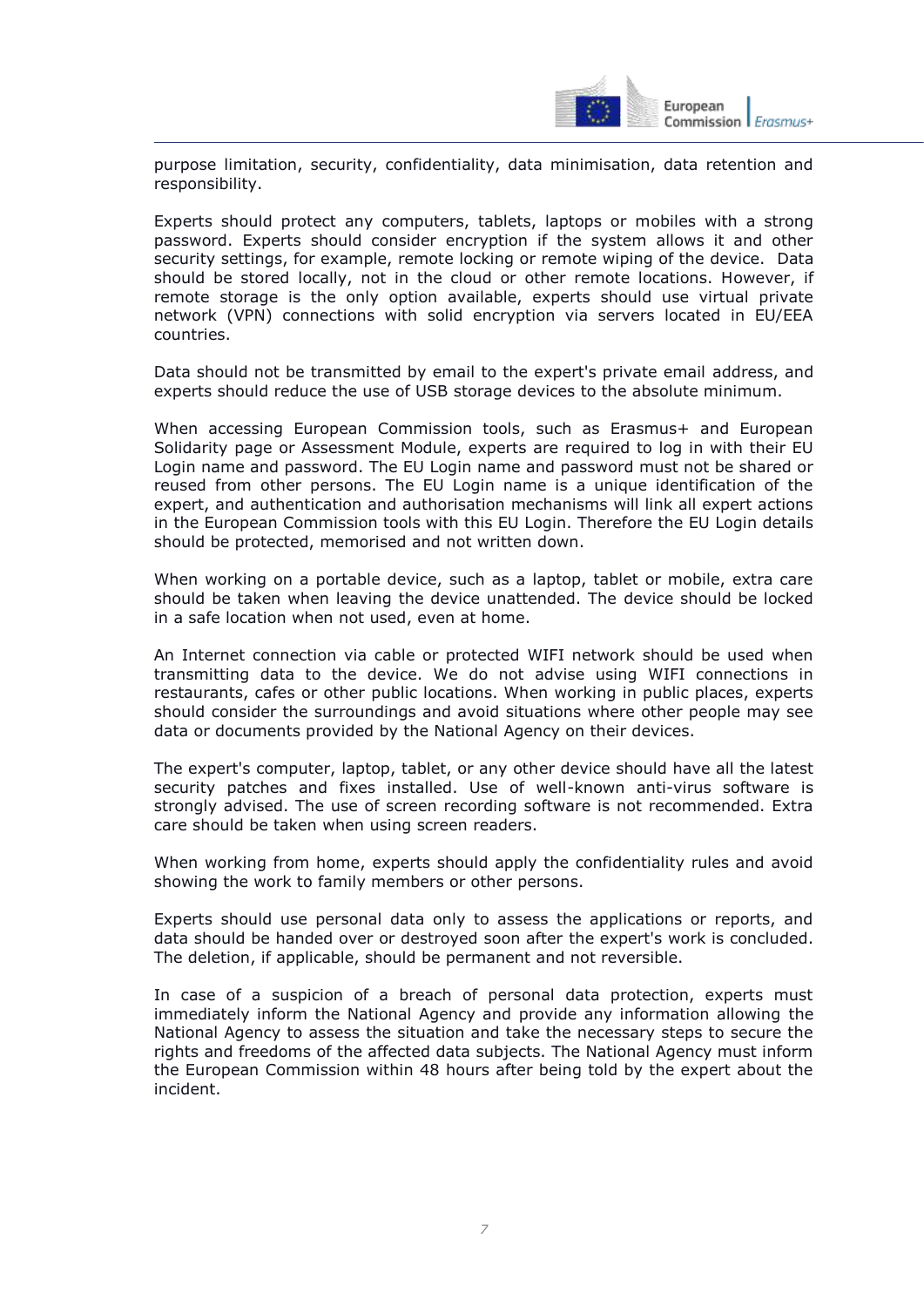purpose limitation, security, confidentiality, data minimisation, data retention and responsibility.

Experts should protect any computers, tablets, laptops or mobiles with a strong password. Experts should consider encryption if the system allows it and other security settings, for example, remote locking or remote wiping of the device. Data should be stored locally, not in the cloud or other remote locations. However, if remote storage is the only option available, experts should use virtual private network (VPN) connections with solid encryption via servers located in EU/EEA countries.

Data should not be transmitted by email to the expert's private email address, and experts should reduce the use of USB storage devices to the absolute minimum.

When accessing European Commission tools, such as Erasmus+ and European Solidarity page or Assessment Module, experts are required to log in with their EU Login name and password. The EU Login name and password must not be shared or reused from other persons. The EU Login name is a unique identification of the expert, and authentication and authorisation mechanisms will link all expert actions in the European Commission tools with this EU Login. Therefore the EU Login details should be protected, memorised and not written down.

When working on a portable device, such as a laptop, tablet or mobile, extra care should be taken when leaving the device unattended. The device should be locked in a safe location when not used, even at home.

An Internet connection via cable or protected WIFI network should be used when transmitting data to the device. We do not advise using WIFI connections in restaurants, cafes or other public locations. When working in public places, experts should consider the surroundings and avoid situations where other people may see data or documents provided by the National Agency on their devices.

The expert's computer, laptop, tablet, or any other device should have all the latest security patches and fixes installed. Use of well-known anti-virus software is strongly advised. The use of screen recording software is not recommended. Extra care should be taken when using screen readers.

When working from home, experts should apply the confidentiality rules and avoid showing the work to family members or other persons.

Experts should use personal data only to assess the applications or reports, and data should be handed over or destroyed soon after the expert's work is concluded. The deletion, if applicable, should be permanent and not reversible.

In case of a suspicion of a breach of personal data protection, experts must immediately inform the National Agency and provide any information allowing the National Agency to assess the situation and take the necessary steps to secure the rights and freedoms of the affected data subjects. The National Agency must inform the European Commission within 48 hours after being told by the expert about the incident.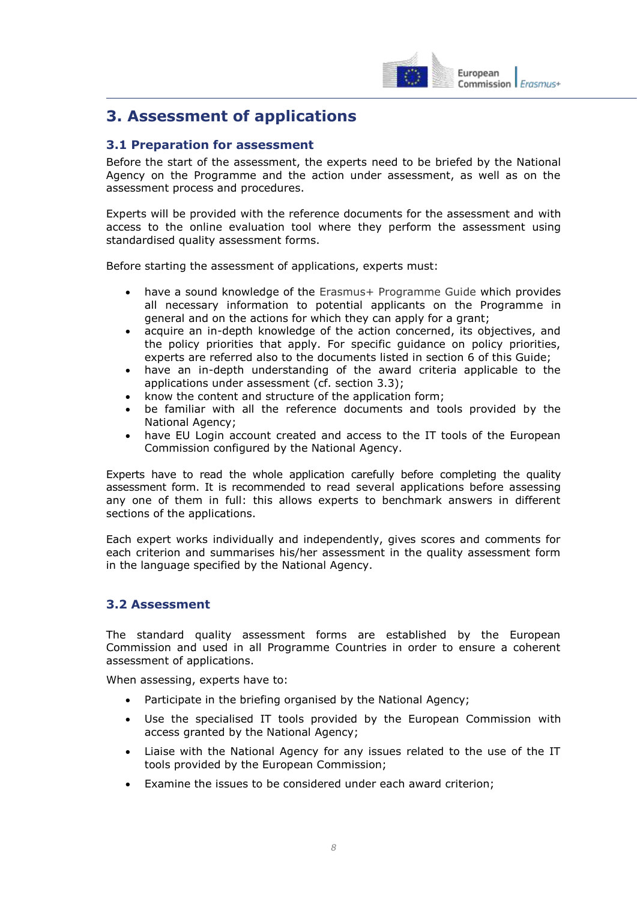# 3. Assessment of applications

## 3.1 Preparation for assessment

Before the start of the assessment, the experts need to be briefed by the National Agency on the Programme and the action under assessment, as well as on the assessment process and procedures.

Experts will be provided with the reference documents for the assessment and with access to the online evaluation tool where they perform the assessment using standardised quality assessment forms.

Before starting the assessment of applications, experts must:

- have a sound knowledge of the Erasmus+ Programme Guide which provides all necessary information to potential applicants on the Programme in general and on the actions for which they can apply for a grant;
- acquire an in-depth knowledge of the action concerned, its objectives, and the policy priorities that apply. For specific guidance on policy priorities, experts are referred also to the documents listed in section 6 of this Guide;
- have an in-depth understanding of the award criteria applicable to the applications under assessment (cf. section 3.3);
- know the content and structure of the application form;
- be familiar with all the reference documents and tools provided by the National Agency;
- have EU Login account created and access to the IT tools of the European Commission configured by the National Agency.

Experts have to read the whole application carefully before completing the quality assessment form. It is recommended to read several applications before assessing any one of them in full: this allows experts to benchmark answers in different sections of the applications.

Each expert works individually and independently, gives scores and comments for each criterion and summarises his/her assessment in the quality assessment form in the language specified by the National Agency.

## 3.2 Assessment

The standard quality assessment forms are established by the European Commission and used in all Programme Countries in order to ensure a coherent assessment of applications.

When assessing, experts have to:

- Participate in the briefing organised by the National Agency;
- Use the specialised IT tools provided by the European Commission with access granted by the National Agency;
- Liaise with the National Agency for any issues related to the use of the IT tools provided by the European Commission;
- Examine the issues to be considered under each award criterion;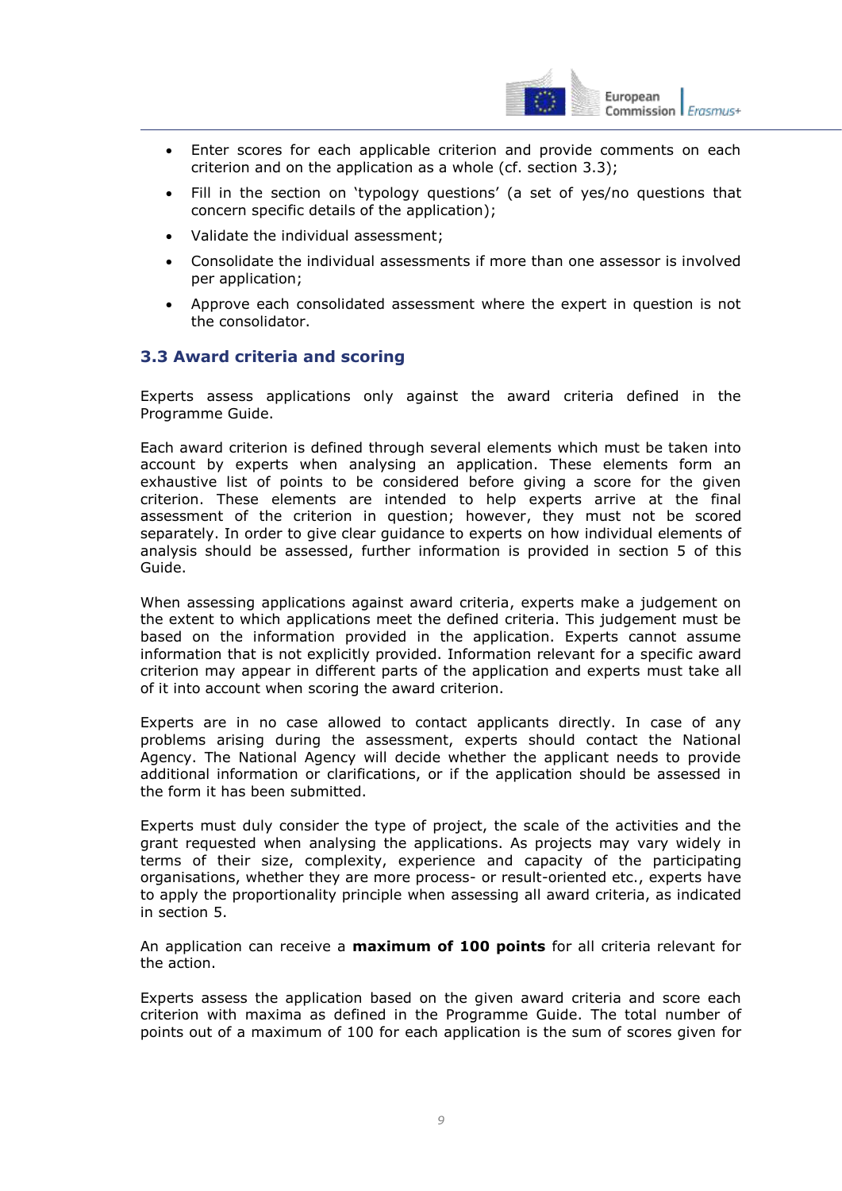- Enter scores for each applicable criterion and provide comments on each criterion and on the application as a whole (cf. section 3.3);
- Fill in the section on 'typology questions' (a set of yes/no questions that concern specific details of the application);
- Validate the individual assessment;
- Consolidate the individual assessments if more than one assessor is involved per application;
- Approve each consolidated assessment where the expert in question is not the consolidator.

### 3.3 Award criteria and scoring

Experts assess applications only against the award criteria defined in the Programme Guide.

Each award criterion is defined through several elements which must be taken into account by experts when analysing an application. These elements form an exhaustive list of points to be considered before giving a score for the given criterion. These elements are intended to help experts arrive at the final assessment of the criterion in question; however, they must not be scored separately. In order to give clear guidance to experts on how individual elements of analysis should be assessed, further information is provided in section 5 of this Guide.

When assessing applications against award criteria, experts make a judgement on the extent to which applications meet the defined criteria. This judgement must be based on the information provided in the application. Experts cannot assume information that is not explicitly provided. Information relevant for a specific award criterion may appear in different parts of the application and experts must take all of it into account when scoring the award criterion.

Experts are in no case allowed to contact applicants directly. In case of any problems arising during the assessment, experts should contact the National Agency. The National Agency will decide whether the applicant needs to provide additional information or clarifications, or if the application should be assessed in the form it has been submitted.

Experts must duly consider the type of project, the scale of the activities and the grant requested when analysing the applications. As projects may vary widely in terms of their size, complexity, experience and capacity of the participating organisations, whether they are more process- or result-oriented etc., experts have to apply the proportionality principle when assessing all award criteria, as indicated in section 5.

An application can receive a **maximum of 100 points** for all criteria relevant for the action.

Experts assess the application based on the given award criteria and score each criterion with maxima as defined in the Programme Guide. The total number of points out of a maximum of 100 for each application is the sum of scores given for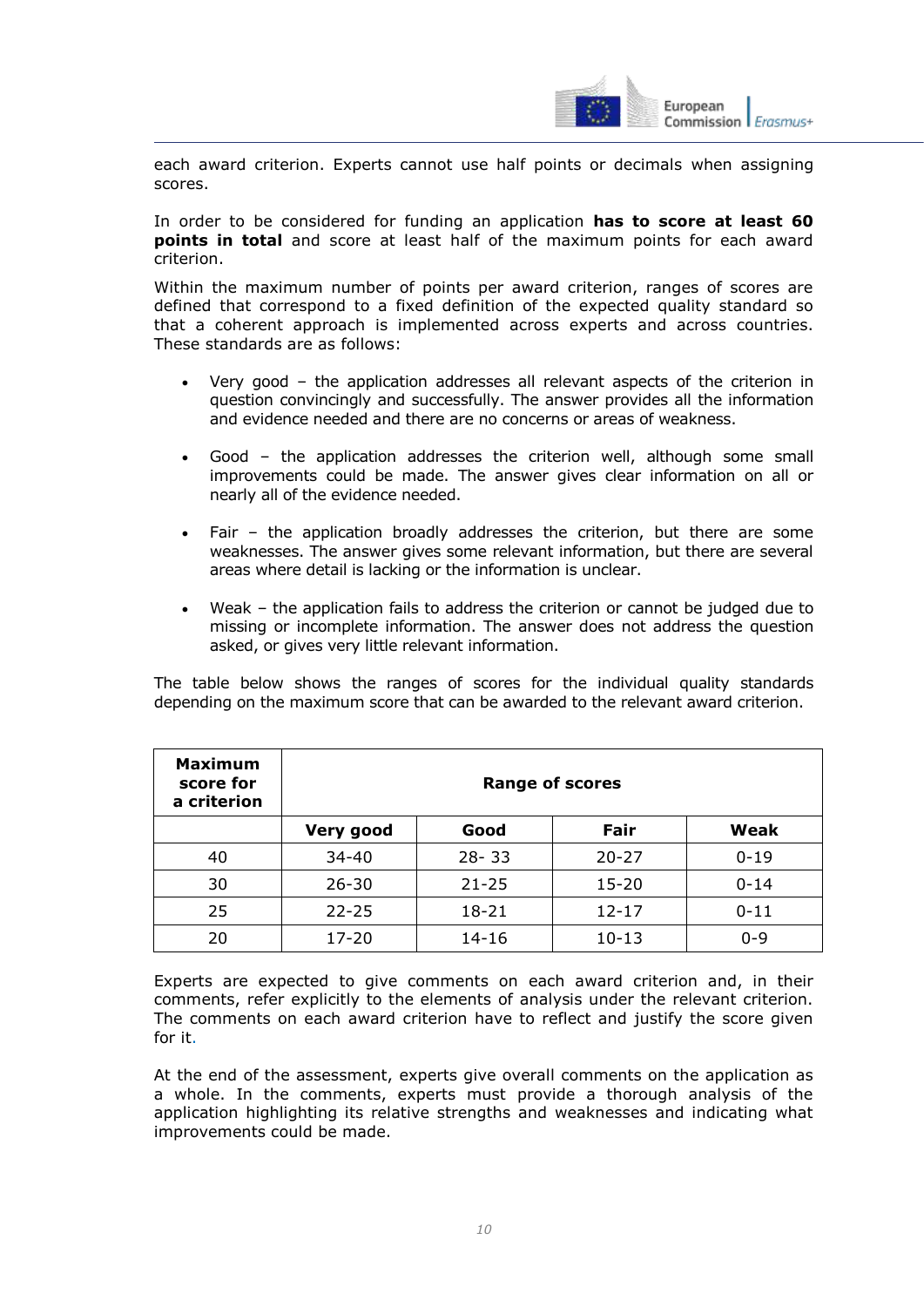each award criterion. Experts cannot use half points or decimals when assigning scores.

In order to be considered for funding an application **has to score at least 60 points in total** and score at least half of the maximum points for each award criterion.

Within the maximum number of points per award criterion, ranges of scores are defined that correspond to a fixed definition of the expected quality standard so that a coherent approach is implemented across experts and across countries. These standards are as follows:

- Very good – the application addresses all relevant aspects of the criterion in question convincingly and successfully. The answer provides all the information and evidence needed and there are no concerns or areas of weakness.

- Good – the application addresses the criterion well, although some small improvements could be made. The answer gives clear information on all or nearly all of the evidence needed.

- Fair – the application broadly addresses the criterion, but there are some weaknesses. The answer gives some relevant information, but there are several areas where detail is lacking or the information is unclear.

- Weak – the application fails to address the criterion or cannot be judged due to missing or incomplete information. The answer does not address the question asked, or gives very little relevant information.

The table below shows the ranges of scores for the individual quality standards depending on the maximum score that can be awarded to the relevant award criterion.

| **Maximum score for a criterion** | **Range of scores** | | | |
|---|---|---|---|---|
| | **Very good** | **Good** | **Fair** | **Weak** |
| 40 | 34-40 | 28- 33 | 20-27 | 0-19 |
| 30 | 26-30 | 21-25 | 15-20 | 0-14 |
| 25 | 22-25 | 18-21 | 12-17 | 0-11 |
| 20 | 17-20 | 14-16 | 10-13 | 0-9 |

Experts are expected to give comments on each award criterion and, in their comments, refer explicitly to the elements of analysis under the relevant criterion. The comments on each award criterion have to reflect and justify the score given for it.

At the end of the assessment, experts give overall comments on the application as a whole. In the comments, experts must provide a thorough analysis of the application highlighting its relative strengths and weaknesses and indicating what improvements could be made.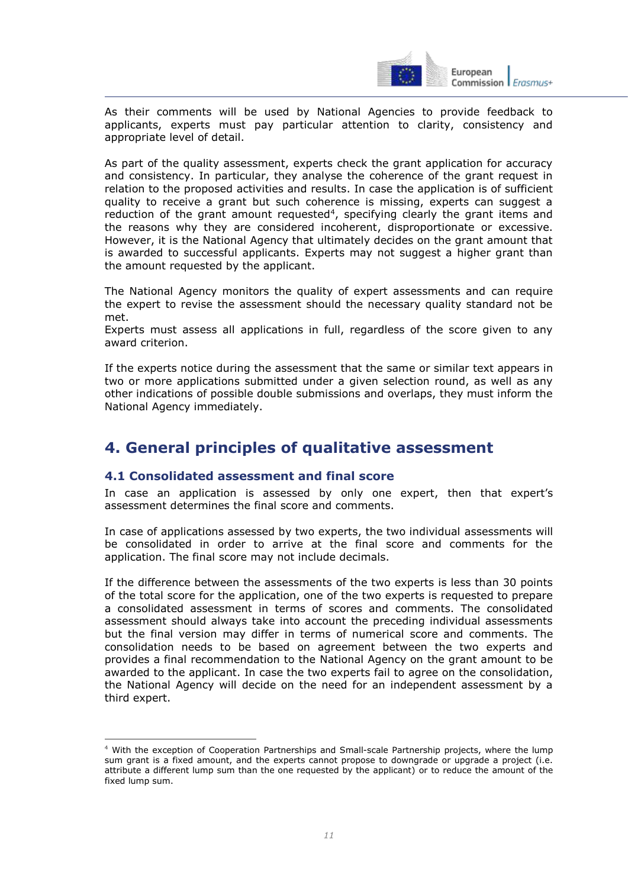As their comments will be used by National Agencies to provide feedback to applicants, experts must pay particular attention to clarity, consistency and appropriate level of detail.

As part of the quality assessment, experts check the grant application for accuracy and consistency. In particular, they analyse the coherence of the grant request in relation to the proposed activities and results. In case the application is of sufficient quality to receive a grant but such coherence is missing, experts can suggest a reduction of the grant amount requested[4], specifying clearly the grant items and the reasons why they are considered incoherent, disproportionate or excessive. However, it is the National Agency that ultimately decides on the grant amount that is awarded to successful applicants. Experts may not suggest a higher grant than the amount requested by the applicant.

The National Agency monitors the quality of expert assessments and can require the expert to revise the assessment should the necessary quality standard not be met.
Experts must assess all applications in full, regardless of the score given to any award criterion.

If the experts notice during the assessment that the same or similar text appears in two or more applications submitted under a given selection round, as well as any other indications of possible double submissions and overlaps, they must inform the National Agency immediately.

# 4. General principles of qualitative assessment

## 4.1 Consolidated assessment and final score

In case an application is assessed by only one expert, then that expert's assessment determines the final score and comments.

In case of applications assessed by two experts, the two individual assessments will be consolidated in order to arrive at the final score and comments for the application. The final score may not include decimals.

If the difference between the assessments of the two experts is less than 30 points of the total score for the application, one of the two experts is requested to prepare a consolidated assessment in terms of scores and comments. The consolidated assessment should always take into account the preceding individual assessments but the final version may differ in terms of numerical score and comments. The consolidation needs to be based on agreement between the two experts and provides a final recommendation to the National Agency on the grant amount to be awarded to the applicant. In case the two experts fail to agree on the consolidation, the National Agency will decide on the need for an independent assessment by a third expert.

---

[4] With the exception of Cooperation Partnerships and Small-scale Partnership projects, where the lump sum grant is a fixed amount, and the experts cannot propose to downgrade or upgrade a project (i.e. attribute a different lump sum than the one requested by the applicant) or to reduce the amount of the fixed lump sum.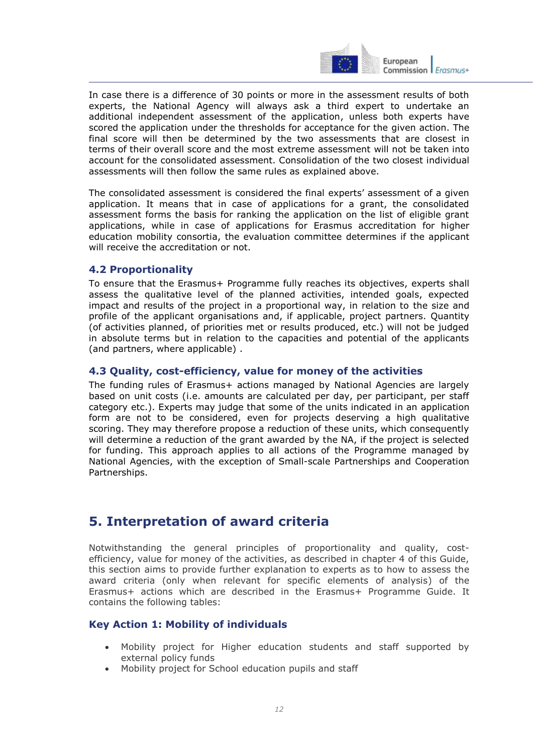In case there is a difference of 30 points or more in the assessment results of both experts, the National Agency will always ask a third expert to undertake an additional independent assessment of the application, unless both experts have scored the application under the thresholds for acceptance for the given action. The final score will then be determined by the two assessments that are closest in terms of their overall score and the most extreme assessment will not be taken into account for the consolidated assessment. Consolidation of the two closest individual assessments will then follow the same rules as explained above.

The consolidated assessment is considered the final experts' assessment of a given application. It means that in case of applications for a grant, the consolidated assessment forms the basis for ranking the application on the list of eligible grant applications, while in case of applications for Erasmus accreditation for higher education mobility consortia, the evaluation committee determines if the applicant will receive the accreditation or not.

### 4.2 Proportionality

To ensure that the Erasmus+ Programme fully reaches its objectives, experts shall assess the qualitative level of the planned activities, intended goals, expected impact and results of the project in a proportional way, in relation to the size and profile of the applicant organisations and, if applicable, project partners. Quantity (of activities planned, of priorities met or results produced, etc.) will not be judged in absolute terms but in relation to the capacities and potential of the applicants (and partners, where applicable) .

### 4.3 Quality, cost-efficiency, value for money of the activities

The funding rules of Erasmus+ actions managed by National Agencies are largely based on unit costs (i.e. amounts are calculated per day, per participant, per staff category etc.). Experts may judge that some of the units indicated in an application form are not to be considered, even for projects deserving a high qualitative scoring. They may therefore propose a reduction of these units, which consequently will determine a reduction of the grant awarded by the NA, if the project is selected for funding. This approach applies to all actions of the Programme managed by National Agencies, with the exception of Small-scale Partnerships and Cooperation Partnerships.

## 5. Interpretation of award criteria

Notwithstanding the general principles of proportionality and quality, cost-efficiency, value for money of the activities, as described in chapter 4 of this Guide, this section aims to provide further explanation to experts as to how to assess the award criteria (only when relevant for specific elements of analysis) of the Erasmus+ actions which are described in the Erasmus+ Programme Guide. It contains the following tables:

### Key Action 1: Mobility of individuals

- Mobility project for Higher education students and staff supported by external policy funds
- Mobility project for School education pupils and staff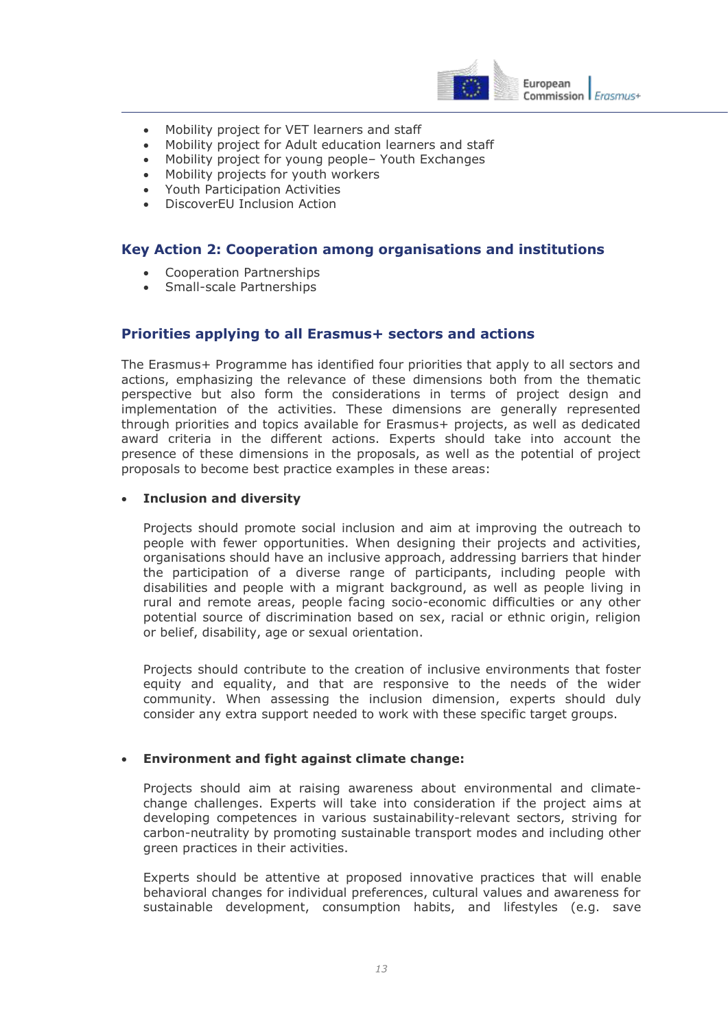- Mobility project for VET learners and staff
- Mobility project for Adult education learners and staff
- Mobility project for young people– Youth Exchanges
- Mobility projects for youth workers
- Youth Participation Activities
- DiscoverEU Inclusion Action

## Key Action 2: Cooperation among organisations and institutions

- Cooperation Partnerships
- Small-scale Partnerships

## Priorities applying to all Erasmus+ sectors and actions

The Erasmus+ Programme has identified four priorities that apply to all sectors and actions, emphasizing the relevance of these dimensions both from the thematic perspective but also form the considerations in terms of project design and implementation of the activities. These dimensions are generally represented through priorities and topics available for Erasmus+ projects, as well as dedicated award criteria in the different actions. Experts should take into account the presence of these dimensions in the proposals, as well as the potential of project proposals to become best practice examples in these areas:

- **Inclusion and diversity**

  Projects should promote social inclusion and aim at improving the outreach to people with fewer opportunities. When designing their projects and activities, organisations should have an inclusive approach, addressing barriers that hinder the participation of a diverse range of participants, including people with disabilities and people with a migrant background, as well as people living in rural and remote areas, people facing socio-economic difficulties or any other potential source of discrimination based on sex, racial or ethnic origin, religion or belief, disability, age or sexual orientation.

  Projects should contribute to the creation of inclusive environments that foster equity and equality, and that are responsive to the needs of the wider community. When assessing the inclusion dimension, experts should duly consider any extra support needed to work with these specific target groups.

- **Environment and fight against climate change:**

  Projects should aim at raising awareness about environmental and climate-change challenges. Experts will take into consideration if the project aims at developing competences in various sustainability-relevant sectors, striving for carbon-neutrality by promoting sustainable transport modes and including other green practices in their activities.

  Experts should be attentive at proposed innovative practices that will enable behavioral changes for individual preferences, cultural values and awareness for sustainable development, consumption habits, and lifestyles (e.g. save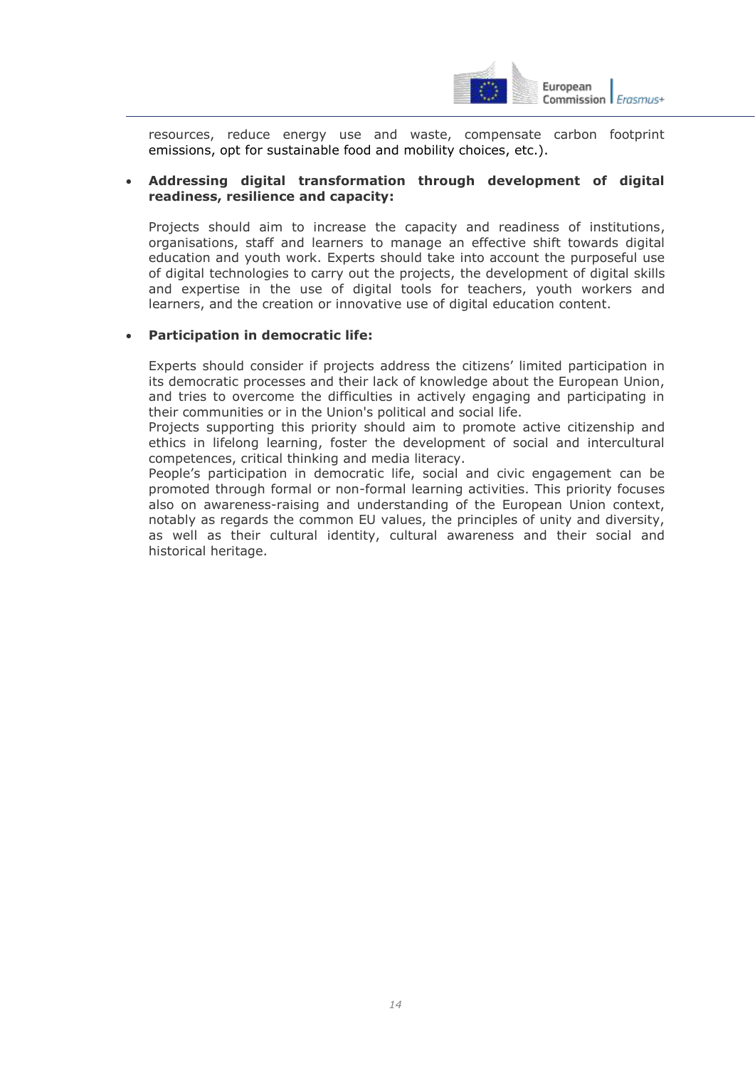resources, reduce energy use and waste, compensate carbon footprint emissions, opt for sustainable food and mobility choices, etc.).

- **Addressing digital transformation through development of digital readiness, resilience and capacity:**

  Projects should aim to increase the capacity and readiness of institutions, organisations, staff and learners to manage an effective shift towards digital education and youth work. Experts should take into account the purposeful use of digital technologies to carry out the projects, the development of digital skills and expertise in the use of digital tools for teachers, youth workers and learners, and the creation or innovative use of digital education content.

- **Participation in democratic life:**

  Experts should consider if projects address the citizens' limited participation in its democratic processes and their lack of knowledge about the European Union, and tries to overcome the difficulties in actively engaging and participating in their communities or in the Union's political and social life.
  Projects supporting this priority should aim to promote active citizenship and ethics in lifelong learning, foster the development of social and intercultural competences, critical thinking and media literacy.
  People's participation in democratic life, social and civic engagement can be promoted through formal or non-formal learning activities. This priority focuses also on awareness-raising and understanding of the European Union context, notably as regards the common EU values, the principles of unity and diversity, as well as their cultural identity, cultural awareness and their social and historical heritage.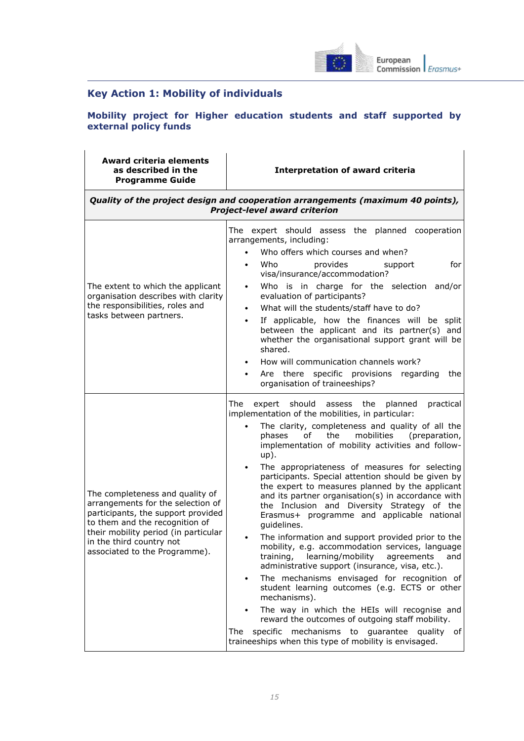## Key Action 1: Mobility of individuals

### Mobility project for Higher education students and staff supported by external policy funds

| Award criteria elements as described in the Programme Guide | Interpretation of award criteria |
|---|---|
| ***Quality of the project design and cooperation arrangements (maximum 40 points), Project-level award criterion*** | |
| The extent to which the applicant organisation describes with clarity the responsibilities, roles and tasks between partners. | The expert should assess the planned cooperation arrangements, including:<br>• Who offers which courses and when?<br>• Who provides support for visa/insurance/accommodation?<br>• Who is in charge for the selection and/or evaluation of participants?<br>• What will the students/staff have to do?<br>• If applicable, how the finances will be split between the applicant and its partner(s) and whether the organisational support grant will be shared.<br>• How will communication channels work?<br>• Are there specific provisions regarding the organisation of traineeships? |
| The completeness and quality of arrangements for the selection of participants, the support provided to them and the recognition of their mobility period (in particular in the third country not associated to the Programme). | The expert should assess the planned practical implementation of the mobilities, in particular:<br>• The clarity, completeness and quality of all the phases of the mobilities (preparation, implementation of mobility activities and follow-up).<br>• The appropriateness of measures for selecting participants. Special attention should be given by the expert to measures planned by the applicant and its partner organisation(s) in accordance with the Inclusion and Diversity Strategy of the Erasmus+ programme and applicable national guidelines.<br>• The information and support provided prior to the mobility, e.g. accommodation services, language training, learning/mobility agreements and administrative support (insurance, visa, etc.).<br>• The mechanisms envisaged for recognition of student learning outcomes (e.g. ECTS or other mechanisms).<br>• The way in which the HEIs will recognise and reward the outcomes of outgoing staff mobility.<br>The specific mechanisms to guarantee quality of traineeships when this type of mobility is envisaged. |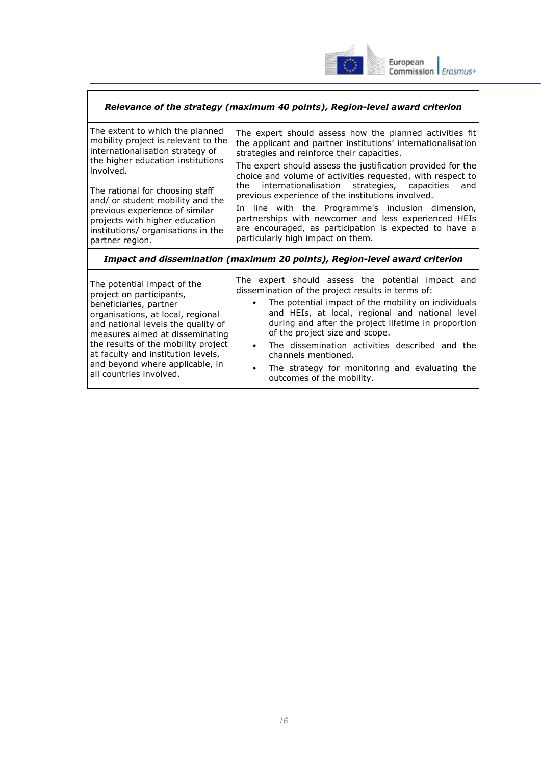| *Relevance of the strategy (maximum 40 points), Region-level award criterion* | |
|---|---|
| The extent to which the planned mobility project is relevant to the internationalisation strategy of the higher education institutions involved.<br><br>The rational for choosing staff and/ or student mobility and the previous experience of similar projects with higher education institutions/ organisations in the partner region. | The expert should assess how the planned activities fit the applicant and partner institutions' internationalisation strategies and reinforce their capacities.<br><br>The expert should assess the justification provided for the choice and volume of activities requested, with respect to the internationalisation strategies, capacities and previous experience of the institutions involved.<br><br>In line with the Programme's inclusion dimension, partnerships with newcomer and less experienced HEIs are encouraged, as participation is expected to have a particularly high impact on them. |
| ***Impact and dissemination (maximum 20 points), Region-level award criterion*** | |
| The potential impact of the project on participants, beneficiaries, partner organisations, at local, regional and national levels the quality of measures aimed at disseminating the results of the mobility project at faculty and institution levels, and beyond where applicable, in all countries involved. | The expert should assess the potential impact and dissemination of the project results in terms of:<br>• The potential impact of the mobility on individuals and HEIs, at local, regional and national level during and after the project lifetime in proportion of the project size and scope.<br>• The dissemination activities described and the channels mentioned.<br>• The strategy for monitoring and evaluating the outcomes of the mobility. |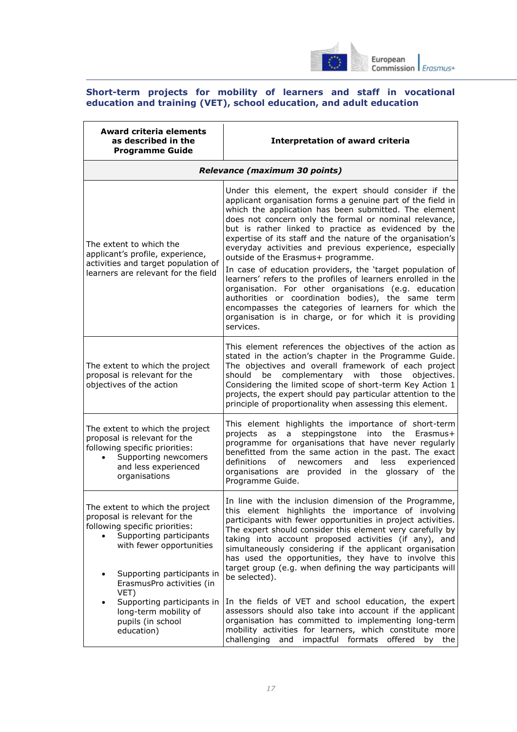### Short-term projects for mobility of learners and staff in vocational education and training (VET), school education, and adult education

| Award criteria elements as described in the Programme Guide | Interpretation of award criteria |
|---|---|
| ***Relevance (maximum 30 points)*** | |
| The extent to which the applicant's profile, experience, activities and target population of learners are relevant for the field | Under this element, the expert should consider if the applicant organisation forms a genuine part of the field in which the application has been submitted. The element does not concern only the formal or nominal relevance, but is rather linked to practice as evidenced by the expertise of its staff and the nature of the organisation's everyday activities and previous experience, especially outside of the Erasmus+ programme.<br>In case of education providers, the 'target population of learners' refers to the profiles of learners enrolled in the organisation. For other organisations (e.g. education authorities or coordination bodies), the same term encompasses the categories of learners for which the organisation is in charge, or for which it is providing services. |
| The extent to which the project proposal is relevant for the objectives of the action | This element references the objectives of the action as stated in the action's chapter in the Programme Guide. The objectives and overall framework of each project should be complementary with those objectives. Considering the limited scope of short-term Key Action 1 projects, the expert should pay particular attention to the principle of proportionality when assessing this element. |
| The extent to which the project proposal is relevant for the following specific priorities:<br>• Supporting newcomers and less experienced organisations | This element highlights the importance of short-term projects as a steppingstone into the Erasmus+ programme for organisations that have never regularly benefitted from the same action in the past. The exact definitions of newcomers and less experienced organisations are provided in the glossary of the Programme Guide. |
| The extent to which the project proposal is relevant for the following specific priorities:<br>• Supporting participants with fewer opportunities<br>• Supporting participants in ErasmusPro activities (in VET)<br>• Supporting participants in long-term mobility of pupils (in school education) | In line with the inclusion dimension of the Programme, this element highlights the importance of involving participants with fewer opportunities in project activities. The expert should consider this element very carefully by taking into account proposed activities (if any), and simultaneously considering if the applicant organisation has used the opportunities, they have to involve this target group (e.g. when defining the way participants will be selected).<br>In the fields of VET and school education, the expert assessors should also take into account if the applicant organisation has committed to implementing long-term mobility activities for learners, which constitute more challenging and impactful formats offered by the |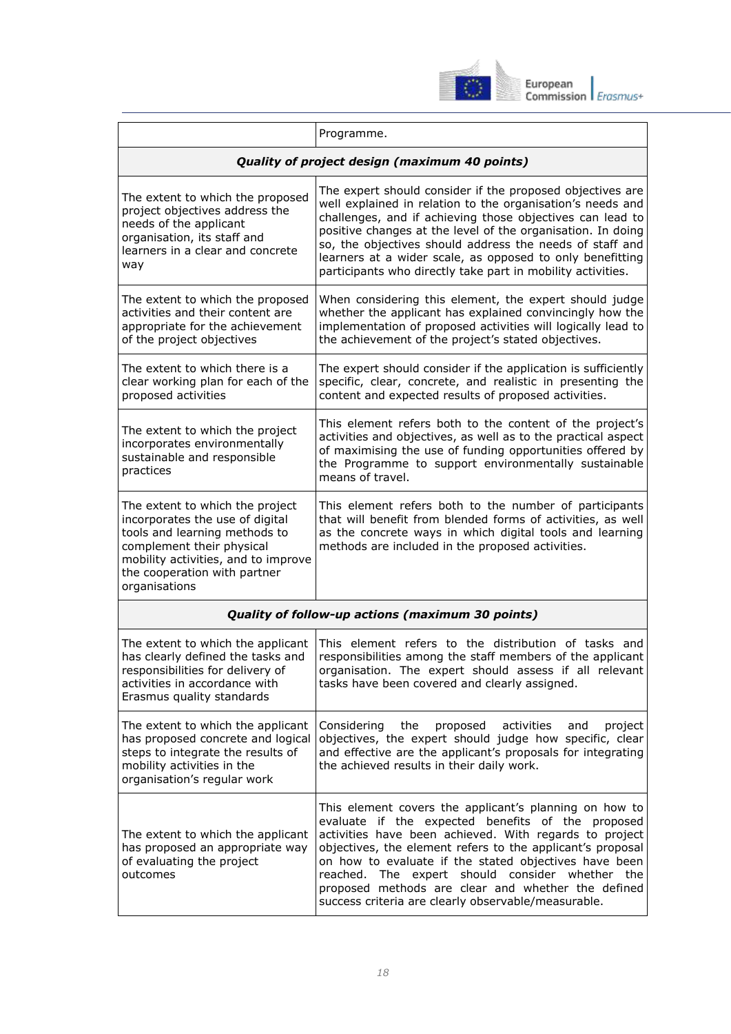| | |
|---|---|
| | Programme. |
| ***Quality of project design (maximum 40 points)*** | |
| The extent to which the proposed project objectives address the needs of the applicant organisation, its staff and learners in a clear and concrete way | The expert should consider if the proposed objectives are well explained in relation to the organisation's needs and challenges, and if achieving those objectives can lead to positive changes at the level of the organisation. In doing so, the objectives should address the needs of staff and learners at a wider scale, as opposed to only benefitting participants who directly take part in mobility activities. |
| The extent to which the proposed activities and their content are appropriate for the achievement of the project objectives | When considering this element, the expert should judge whether the applicant has explained convincingly how the implementation of proposed activities will logically lead to the achievement of the project's stated objectives. |
| The extent to which there is a clear working plan for each of the proposed activities | The expert should consider if the application is sufficiently specific, clear, concrete, and realistic in presenting the content and expected results of proposed activities. |
| The extent to which the project incorporates environmentally sustainable and responsible practices | This element refers both to the content of the project's activities and objectives, as well as to the practical aspect of maximising the use of funding opportunities offered by the Programme to support environmentally sustainable means of travel. |
| The extent to which the project incorporates the use of digital tools and learning methods to complement their physical mobility activities, and to improve the cooperation with partner organisations | This element refers both to the number of participants that will benefit from blended forms of activities, as well as the concrete ways in which digital tools and learning methods are included in the proposed activities. |
| ***Quality of follow-up actions (maximum 30 points)*** | |
| The extent to which the applicant has clearly defined the tasks and responsibilities for delivery of activities in accordance with Erasmus quality standards | This element refers to the distribution of tasks and responsibilities among the staff members of the applicant organisation. The expert should assess if all relevant tasks have been covered and clearly assigned. |
| The extent to which the applicant has proposed concrete and logical steps to integrate the results of mobility activities in the organisation's regular work | Considering the proposed activities and project objectives, the expert should judge how specific, clear and effective are the applicant's proposals for integrating the achieved results in their daily work. |
| The extent to which the applicant has proposed an appropriate way of evaluating the project outcomes | This element covers the applicant's planning on how to evaluate if the expected benefits of the proposed activities have been achieved. With regards to project objectives, the element refers to the applicant's proposal on how to evaluate if the stated objectives have been reached. The expert should consider whether the proposed methods are clear and whether the defined success criteria are clearly observable/measurable. |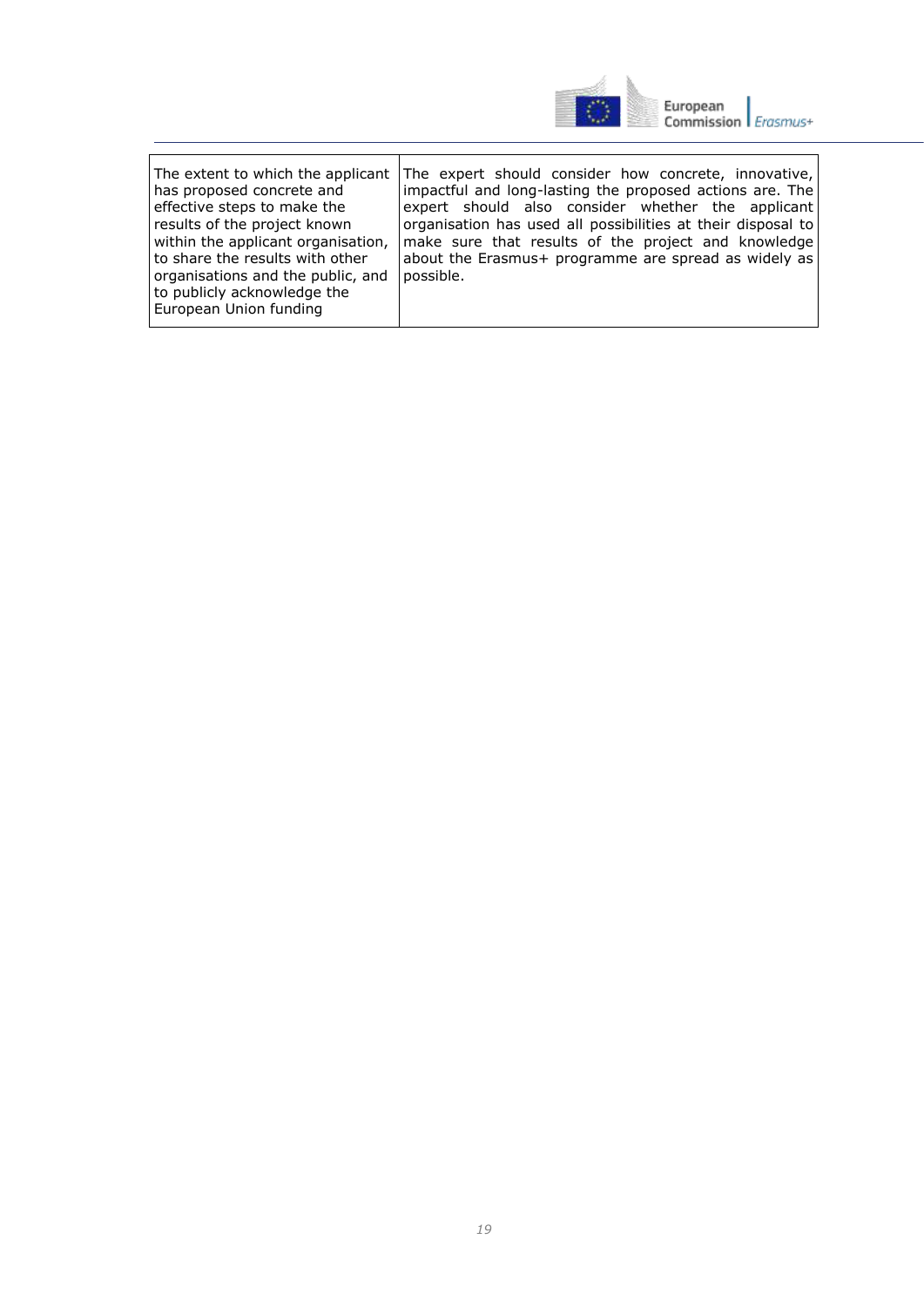| The extent to which the applicant has proposed concrete and effective steps to make the results of the project known within the applicant organisation, to share the results with other organisations and the public, and to publicly acknowledge the European Union funding | The expert should consider how concrete, innovative, impactful and long-lasting the proposed actions are. The expert should also consider whether the applicant organisation has used all possibilities at their disposal to make sure that results of the project and knowledge about the Erasmus+ programme are spread as widely as possible. |
|---|---|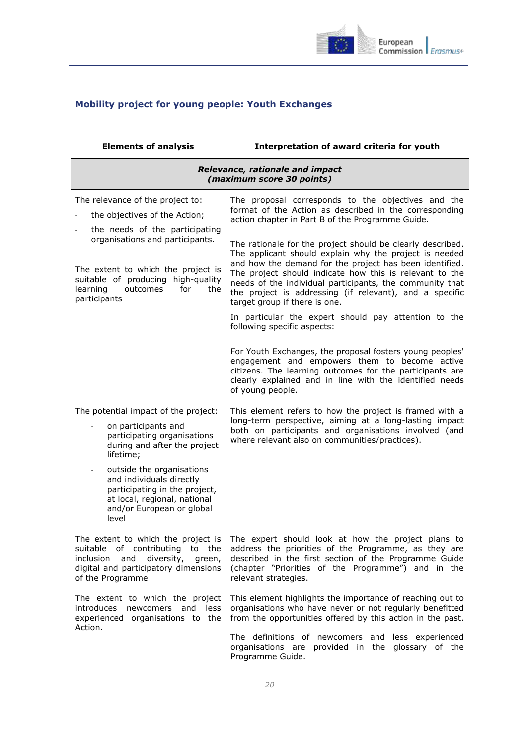## Mobility project for young people: Youth Exchanges

| Elements of analysis | Interpretation of award criteria for youth |
|---|---|
| ***Relevance, rationale and impact (maximum score 30 points)*** | |
| The relevance of the project to:<br>- the objectives of the Action;<br>- the needs of the participating organisations and participants.<br><br>The extent to which the project is suitable of producing high-quality learning outcomes for the participants | The proposal corresponds to the objectives and the format of the Action as described in the corresponding action chapter in Part B of the Programme Guide.<br><br>The rationale for the project should be clearly described. The applicant should explain why the project is needed and how the demand for the project has been identified. The project should indicate how this is relevant to the needs of the individual participants, the community that the project is addressing (if relevant), and a specific target group if there is one.<br><br>In particular the expert should pay attention to the following specific aspects:<br><br>For Youth Exchanges, the proposal fosters young peoples' engagement and empowers them to become active citizens. The learning outcomes for the participants are clearly explained and in line with the identified needs of young people. |
| The potential impact of the project:<br>- on participants and participating organisations during and after the project lifetime;<br>- outside the organisations and individuals directly participating in the project, at local, regional, national and/or European or global level | This element refers to how the project is framed with a long-term perspective, aiming at a long-lasting impact both on participants and organisations involved (and where relevant also on communities/practices). |
| The extent to which the project is suitable of contributing to the inclusion and diversity, green, digital and participatory dimensions of the Programme | The expert should look at how the project plans to address the priorities of the Programme, as they are described in the first section of the Programme Guide (chapter "Priorities of the Programme") and in the relevant strategies. |
| The extent to which the project introduces newcomers and less experienced organisations to the Action. | This element highlights the importance of reaching out to organisations who have never or not regularly benefitted from the opportunities offered by this action in the past.<br><br>The definitions of newcomers and less experienced organisations are provided in the glossary of the Programme Guide. |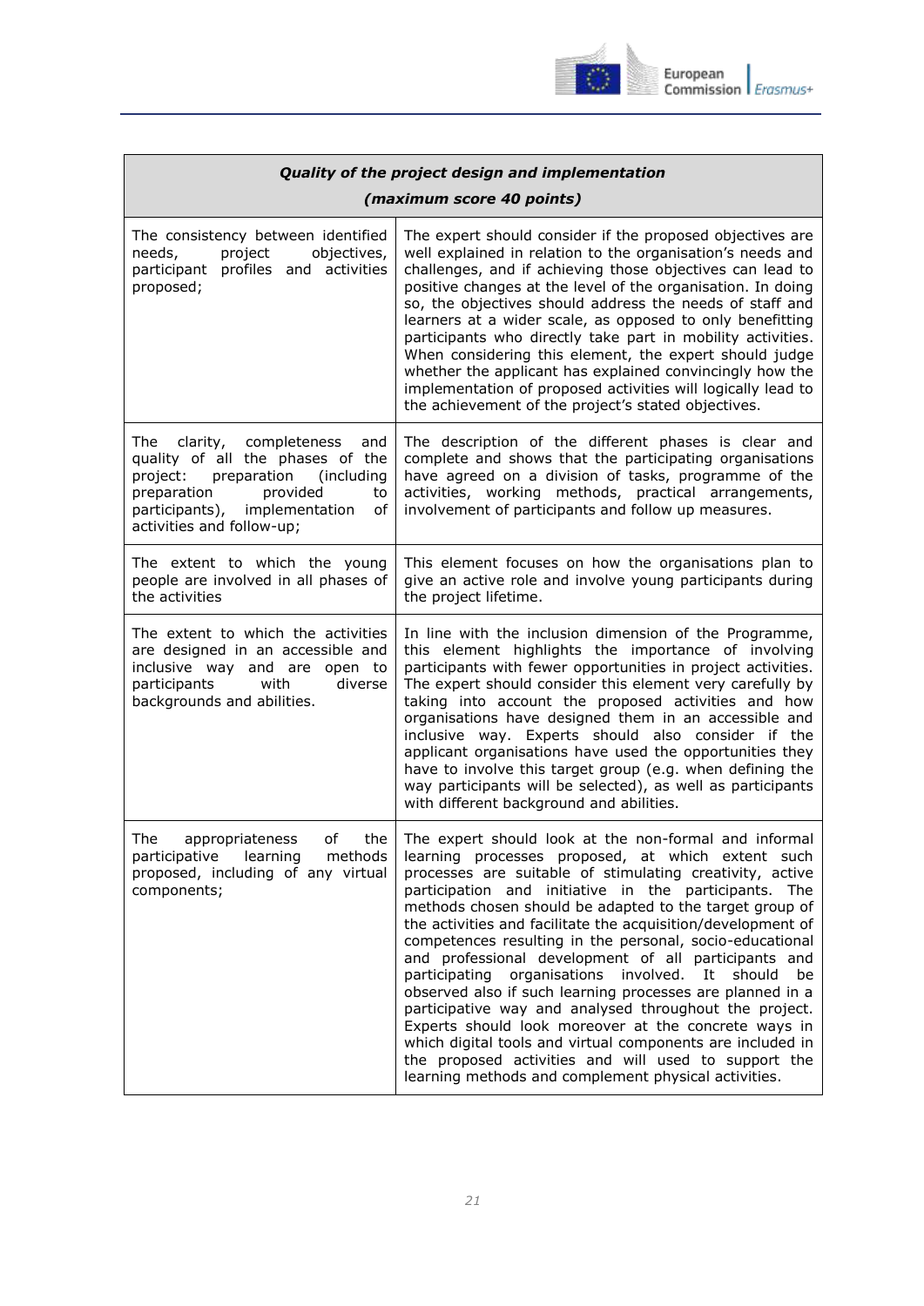| *Quality of the project design and implementation* <br> *(maximum score 40 points)* | |
|---|---|
| The consistency between identified needs, project objectives, participant profiles and activities proposed; | The expert should consider if the proposed objectives are well explained in relation to the organisation's needs and challenges, and if achieving those objectives can lead to positive changes at the level of the organisation. In doing so, the objectives should address the needs of staff and learners at a wider scale, as opposed to only benefitting participants who directly take part in mobility activities. When considering this element, the expert should judge whether the applicant has explained convincingly how the implementation of proposed activities will logically lead to the achievement of the project's stated objectives. |
| The clarity, completeness and quality of all the phases of the project: preparation (including preparation provided to participants), implementation of activities and follow-up; | The description of the different phases is clear and complete and shows that the participating organisations have agreed on a division of tasks, programme of the activities, working methods, practical arrangements, involvement of participants and follow up measures. |
| The extent to which the young people are involved in all phases of the activities | This element focuses on how the organisations plan to give an active role and involve young participants during the project lifetime. |
| The extent to which the activities are designed in an accessible and inclusive way and are open to participants with diverse backgrounds and abilities. | In line with the inclusion dimension of the Programme, this element highlights the importance of involving participants with fewer opportunities in project activities. The expert should consider this element very carefully by taking into account the proposed activities and how organisations have designed them in an accessible and inclusive way. Experts should also consider if the applicant organisations have used the opportunities they have to involve this target group (e.g. when defining the way participants will be selected), as well as participants with different background and abilities. |
| The appropriateness of the participative learning methods proposed, including of any virtual components; | The expert should look at the non-formal and informal learning processes proposed, at which extent such processes are suitable of stimulating creativity, active participation and initiative in the participants. The methods chosen should be adapted to the target group of the activities and facilitate the acquisition/development of competences resulting in the personal, socio-educational and professional development of all participants and participating organisations involved. It should be observed also if such learning processes are planned in a participative way and analysed throughout the project. Experts should look moreover at the concrete ways in which digital tools and virtual components are included in the proposed activities and will used to support the learning methods and complement physical activities. |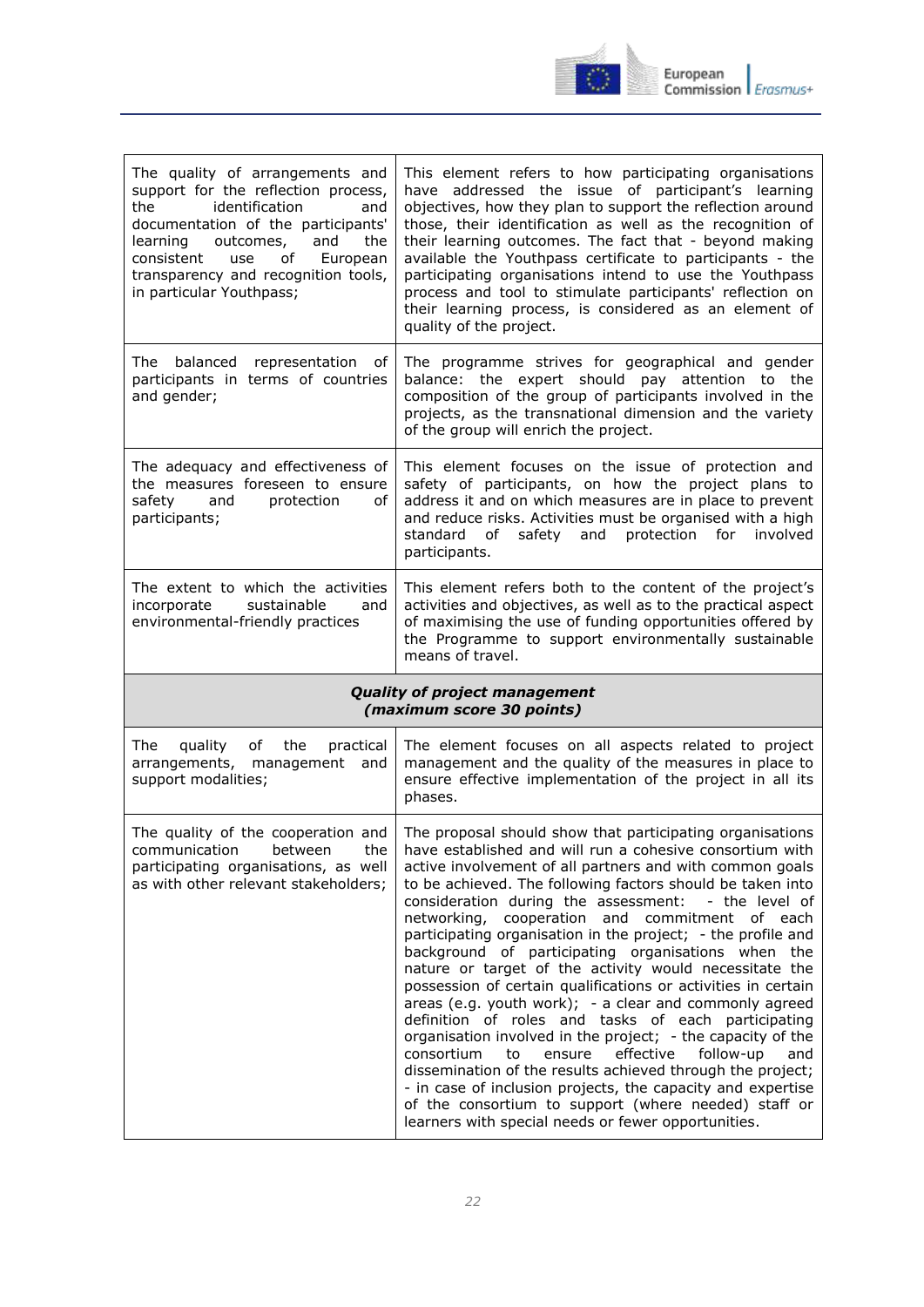| | |
|---|---|
| The quality of arrangements and support for the reflection process, the identification and documentation of the participants' learning outcomes, and the consistent use of European transparency and recognition tools, in particular Youthpass; | This element refers to how participating organisations have addressed the issue of participant's learning objectives, how they plan to support the reflection around those, their identification as well as the recognition of their learning outcomes. The fact that - beyond making available the Youthpass certificate to participants - the participating organisations intend to use the Youthpass process and tool to stimulate participants' reflection on their learning process, is considered as an element of quality of the project. |
| The balanced representation of participants in terms of countries and gender; | The programme strives for geographical and gender balance: the expert should pay attention to the composition of the group of participants involved in the projects, as the transnational dimension and the variety of the group will enrich the project. |
| The adequacy and effectiveness of the measures foreseen to ensure safety and protection of participants; | This element focuses on the issue of protection and safety of participants, on how the project plans to address it and on which measures are in place to prevent and reduce risks. Activities must be organised with a high standard of safety and protection for involved participants. |
| The extent to which the activities incorporate sustainable and environmental-friendly practices | This element refers both to the content of the project's activities and objectives, as well as to the practical aspect of maximising the use of funding opportunities offered by the Programme to support environmentally sustainable means of travel. |
| ***Quality of project management (maximum score 30 points)*** | |
| The quality of the practical arrangements, management and support modalities; | The element focuses on all aspects related to project management and the quality of the measures in place to ensure effective implementation of the project in all its phases. |
| The quality of the cooperation and communication between the participating organisations, as well as with other relevant stakeholders; | The proposal should show that participating organisations have established and will run a cohesive consortium with active involvement of all partners and with common goals to be achieved. The following factors should be taken into consideration during the assessment: - the level of networking, cooperation and commitment of each participating organisation in the project; - the profile and background of participating organisations when the nature or target of the activity would necessitate the possession of certain qualifications or activities in certain areas (e.g. youth work); - a clear and commonly agreed definition of roles and tasks of each participating organisation involved in the project; - the capacity of the consortium to ensure effective follow-up and dissemination of the results achieved through the project; - in case of inclusion projects, the capacity and expertise of the consortium to support (where needed) staff or learners with special needs or fewer opportunities. |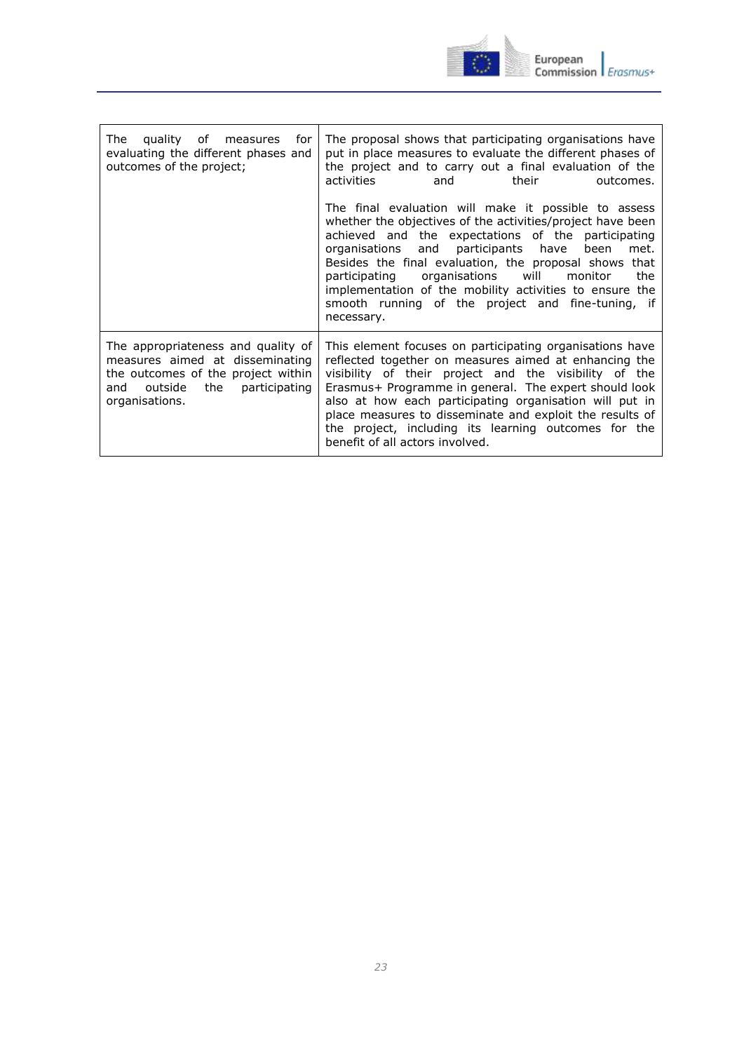| | |
|---|---|
| The quality of measures for evaluating the different phases and outcomes of the project; | The proposal shows that participating organisations have put in place measures to evaluate the different phases of the project and to carry out a final evaluation of the activities and their outcomes.<br><br>The final evaluation will make it possible to assess whether the objectives of the activities/project have been achieved and the expectations of the participating organisations and participants have been met. Besides the final evaluation, the proposal shows that participating organisations will monitor the implementation of the mobility activities to ensure the smooth running of the project and fine-tuning, if necessary. |
| The appropriateness and quality of measures aimed at disseminating the outcomes of the project within and outside the participating organisations. | This element focuses on participating organisations have reflected together on measures aimed at enhancing the visibility of their project and the visibility of the Erasmus+ Programme in general. The expert should look also at how each participating organisation will put in place measures to disseminate and exploit the results of the project, including its learning outcomes for the benefit of all actors involved. |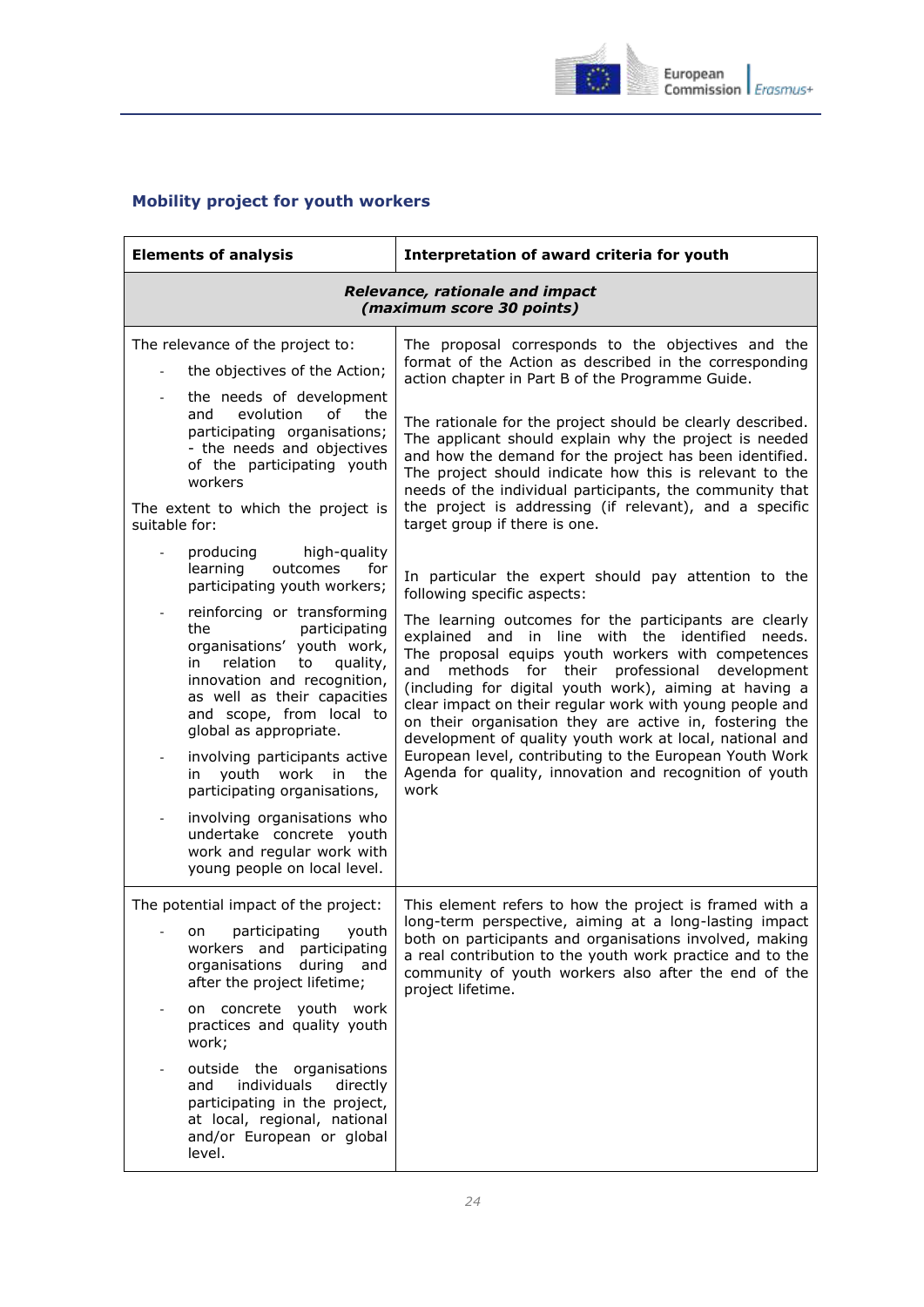### Mobility project for youth workers

| Elements of analysis | Interpretation of award criteria for youth |
| --- | --- |
| ***Relevance, rationale and impact (maximum score 30 points)*** | |
| The relevance of the project to:<br>- the objectives of the Action;<br>- the needs of development and evolution of the participating organisations; - the needs and objectives of the participating youth workers<br><br>The extent to which the project is suitable for:<br>- producing high-quality learning outcomes for participating youth workers;<br>- reinforcing or transforming the participating organisations' youth work, in relation to quality, innovation and recognition, as well as their capacities and scope, from local to global as appropriate.<br>- involving participants active in youth work in the participating organisations,<br>- involving organisations who undertake concrete youth work and regular work with young people on local level. | The proposal corresponds to the objectives and the format of the Action as described in the corresponding action chapter in Part B of the Programme Guide.<br><br>The rationale for the project should be clearly described. The applicant should explain why the project is needed and how the demand for the project has been identified. The project should indicate how this is relevant to the needs of the individual participants, the community that the project is addressing (if relevant), and a specific target group if there is one.<br><br>In particular the expert should pay attention to the following specific aspects:<br><br>The learning outcomes for the participants are clearly explained and in line with the identified needs. The proposal equips youth workers with competences and methods for their professional development (including for digital youth work), aiming at having a clear impact on their regular work with young people and on their organisation they are active in, fostering the development of quality youth work at local, national and European level, contributing to the European Youth Work Agenda for quality, innovation and recognition of youth work |
| The potential impact of the project:<br>- on participating youth workers and participating organisations during and after the project lifetime;<br>- on concrete youth work practices and quality youth work;<br>- outside the organisations and individuals directly participating in the project, at local, regional, national and/or European or global level. | This element refers to how the project is framed with a long-term perspective, aiming at a long-lasting impact both on participants and organisations involved, making a real contribution to the youth work practice and to the community of youth workers also after the end of the project lifetime. |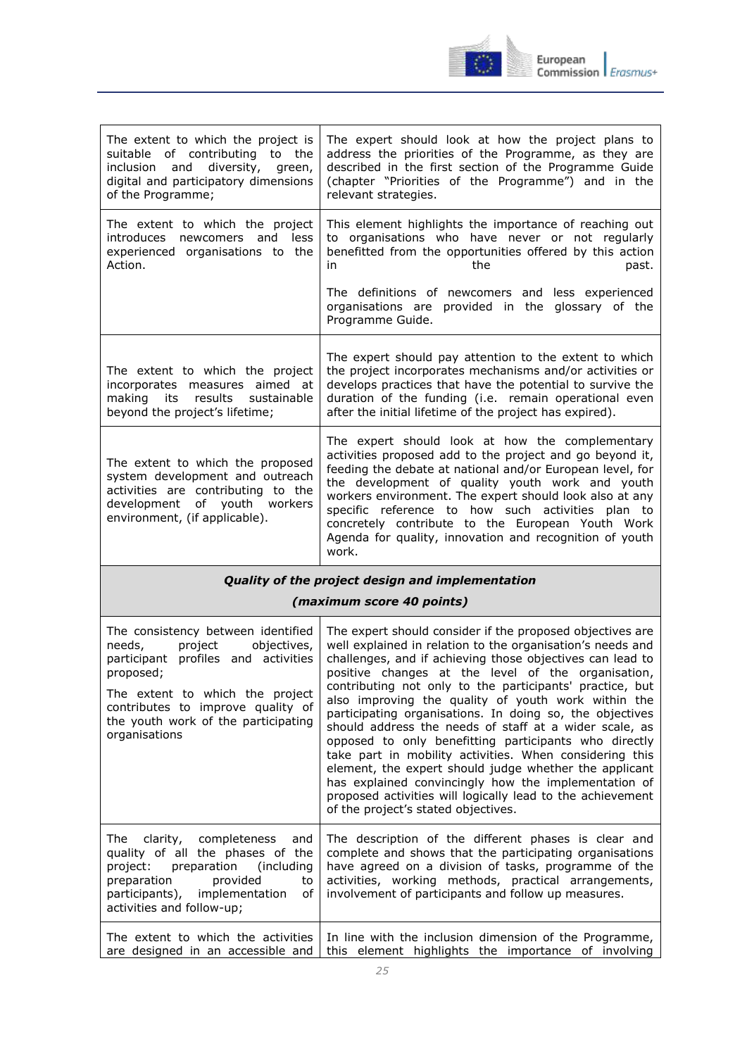| | |
|---|---|
| The extent to which the project is suitable of contributing to the inclusion and diversity, green, digital and participatory dimensions of the Programme; | The expert should look at how the project plans to address the priorities of the Programme, as they are described in the first section of the Programme Guide (chapter "Priorities of the Programme") and in the relevant strategies. |
| The extent to which the project introduces newcomers and less experienced organisations to the Action. | This element highlights the importance of reaching out to organisations who have never or not regularly benefitted from the opportunities offered by this action in the past.<br><br>The definitions of newcomers and less experienced organisations are provided in the glossary of the Programme Guide. |
| The extent to which the project incorporates measures aimed at making its results sustainable beyond the project's lifetime; | The expert should pay attention to the extent to which the project incorporates mechanisms and/or activities or develops practices that have the potential to survive the duration of the funding (i.e. remain operational even after the initial lifetime of the project has expired). |
| The extent to which the proposed system development and outreach activities are contributing to the development of youth workers environment, (if applicable). | The expert should look at how the complementary activities proposed add to the project and go beyond it, feeding the debate at national and/or European level, for the development of quality youth work and youth workers environment. The expert should look also at any specific reference to how such activities plan to concretely contribute to the European Youth Work Agenda for quality, innovation and recognition of youth work. |
| ***Quality of the project design and implementation (maximum score 40 points)*** | |
| The consistency between identified needs, project objectives, participant profiles and activities proposed;<br><br>The extent to which the project contributes to improve quality of the youth work of the participating organisations | The expert should consider if the proposed objectives are well explained in relation to the organisation's needs and challenges, and if achieving those objectives can lead to positive changes at the level of the organisation, contributing not only to the participants' practice, but also improving the quality of youth work within the participating organisations. In doing so, the objectives should address the needs of staff at a wider scale, as opposed to only benefitting participants who directly take part in mobility activities. When considering this element, the expert should judge whether the applicant has explained convincingly how the implementation of proposed activities will logically lead to the achievement of the project's stated objectives. |
| The clarity, completeness and quality of all the phases of the project: preparation (including preparation provided to participants), implementation of activities and follow-up; | The description of the different phases is clear and complete and shows that the participating organisations have agreed on a division of tasks, programme of the activities, working methods, practical arrangements, involvement of participants and follow up measures. |
| The extent to which the activities are designed in an accessible and | In line with the inclusion dimension of the Programme, this element highlights the importance of involving |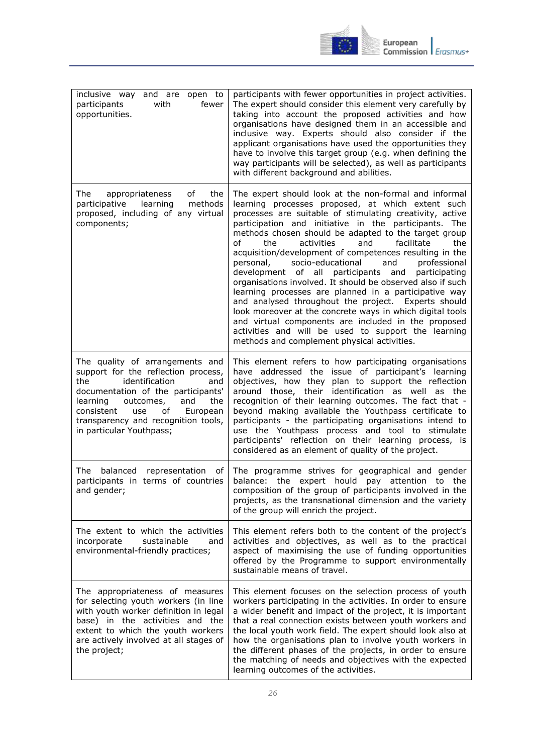| | |
|---|---|
| inclusive way and are open to participants with fewer opportunities. | participants with fewer opportunities in project activities. The expert should consider this element very carefully by taking into account the proposed activities and how organisations have designed them in an accessible and inclusive way. Experts should also consider if the applicant organisations have used the opportunities they have to involve this target group (e.g. when defining the way participants will be selected), as well as participants with different background and abilities. |
| The appropriateness of the participative learning methods proposed, including of any virtual components; | The expert should look at the non-formal and informal learning processes proposed, at which extent such processes are suitable of stimulating creativity, active participation and initiative in the participants. The methods chosen should be adapted to the target group of the activities and facilitate the acquisition/development of competences resulting in the personal, socio-educational and professional development of all participants and participating organisations involved. It should be observed also if such learning processes are planned in a participative way and analysed throughout the project. Experts should look moreover at the concrete ways in which digital tools and virtual components are included in the proposed activities and will be used to support the learning methods and complement physical activities. |
| The quality of arrangements and support for the reflection process, the identification and documentation of the participants' learning outcomes, and the consistent use of European transparency and recognition tools, in particular Youthpass; | This element refers to how participating organisations have addressed the issue of participant's learning objectives, how they plan to support the reflection around those, their identification as well as the recognition of their learning outcomes. The fact that - beyond making available the Youthpass certificate to participants - the participating organisations intend to use the Youthpass process and tool to stimulate participants' reflection on their learning process, is considered as an element of quality of the project. |
| The balanced representation of participants in terms of countries and gender; | The programme strives for geographical and gender balance: the expert hould pay attention to the composition of the group of participants involved in the projects, as the transnational dimension and the variety of the group will enrich the project. |
| The extent to which the activities incorporate sustainable and environmental-friendly practices; | This element refers both to the content of the project's activities and objectives, as well as to the practical aspect of maximising the use of funding opportunities offered by the Programme to support environmentally sustainable means of travel. |
| The appropriateness of measures for selecting youth workers (in line with youth worker definition in legal base) in the activities and the extent to which the youth workers are actively involved at all stages of the project; | This element focuses on the selection process of youth workers participating in the activities. In order to ensure a wider benefit and impact of the project, it is important that a real connection exists between youth workers and the local youth work field. The expert should look also at how the organisations plan to involve youth workers in the different phases of the projects, in order to ensure the matching of needs and objectives with the expected learning outcomes of the activities. |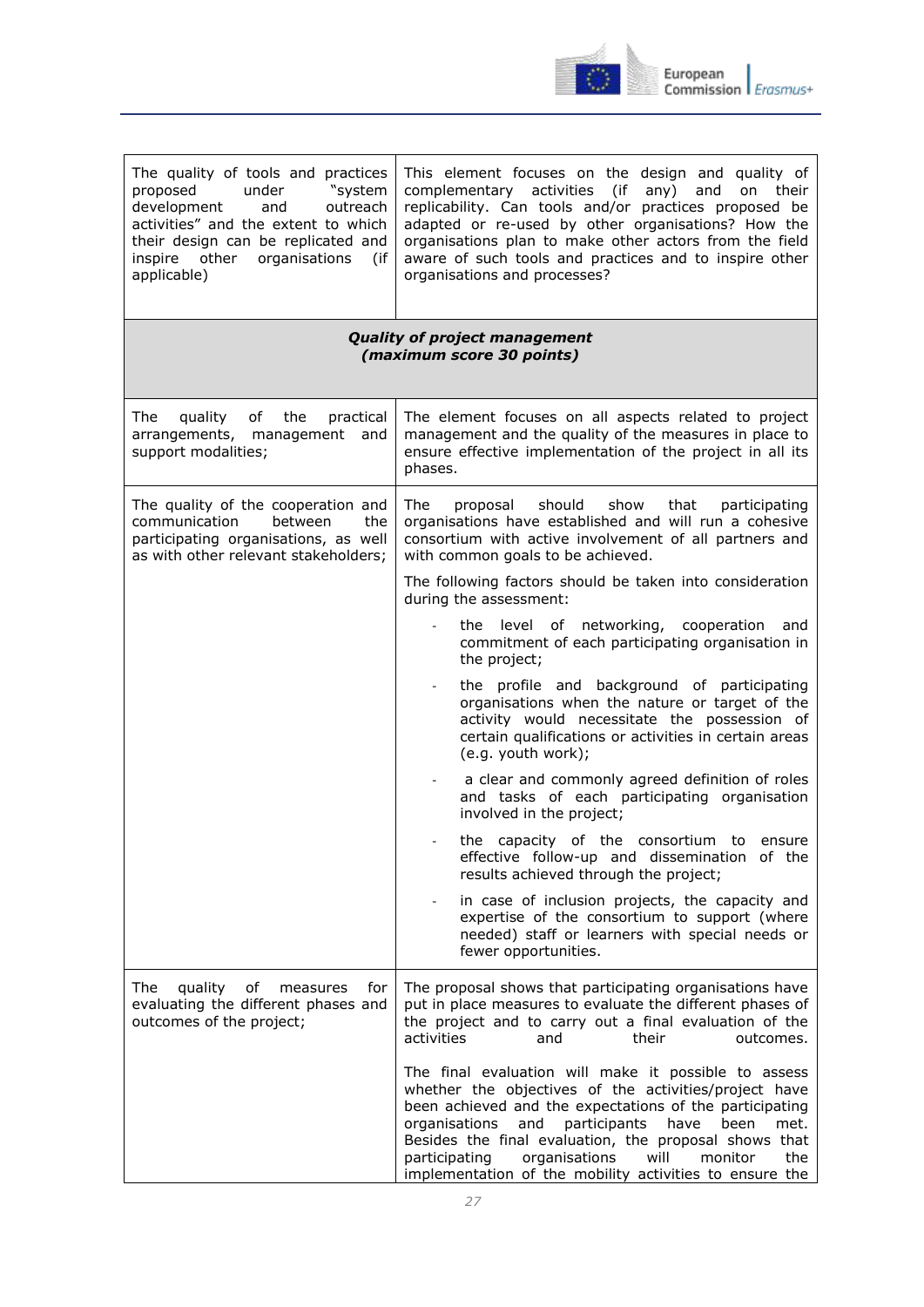| | |
|---|---|
| The quality of tools and practices proposed under "system development and outreach activities" and the extent to which their design can be replicated and inspire other organisations (if applicable) | This element focuses on the design and quality of complementary activities (if any) and on their replicability. Can tools and/or practices proposed be adapted or re-used by other organisations? How the organisations plan to make other actors from the field aware of such tools and practices and to inspire other organisations and processes? |
| ***Quality of project management (maximum score 30 points)*** | |
| The quality of the practical arrangements, management and support modalities; | The element focuses on all aspects related to project management and the quality of the measures in place to ensure effective implementation of the project in all its phases. |
| The quality of the cooperation and communication between the participating organisations, as well as with other relevant stakeholders; | The proposal should show that participating organisations have established and will run a cohesive consortium with active involvement of all partners and with common goals to be achieved.<br><br>The following factors should be taken into consideration during the assessment:<br><br>- the level of networking, cooperation and commitment of each participating organisation in the project;<br>- the profile and background of participating organisations when the nature or target of the activity would necessitate the possession of certain qualifications or activities in certain areas (e.g. youth work);<br>- a clear and commonly agreed definition of roles and tasks of each participating organisation involved in the project;<br>- the capacity of the consortium to ensure effective follow-up and dissemination of the results achieved through the project;<br>- in case of inclusion projects, the capacity and expertise of the consortium to support (where needed) staff or learners with special needs or fewer opportunities. |
| The quality of measures for evaluating the different phases and outcomes of the project; | The proposal shows that participating organisations have put in place measures to evaluate the different phases of the project and to carry out a final evaluation of the activities and their outcomes.<br><br>The final evaluation will make it possible to assess whether the objectives of the activities/project have been achieved and the expectations of the participating organisations and participants have been met. Besides the final evaluation, the proposal shows that participating organisations will monitor the implementation of the mobility activities to ensure the |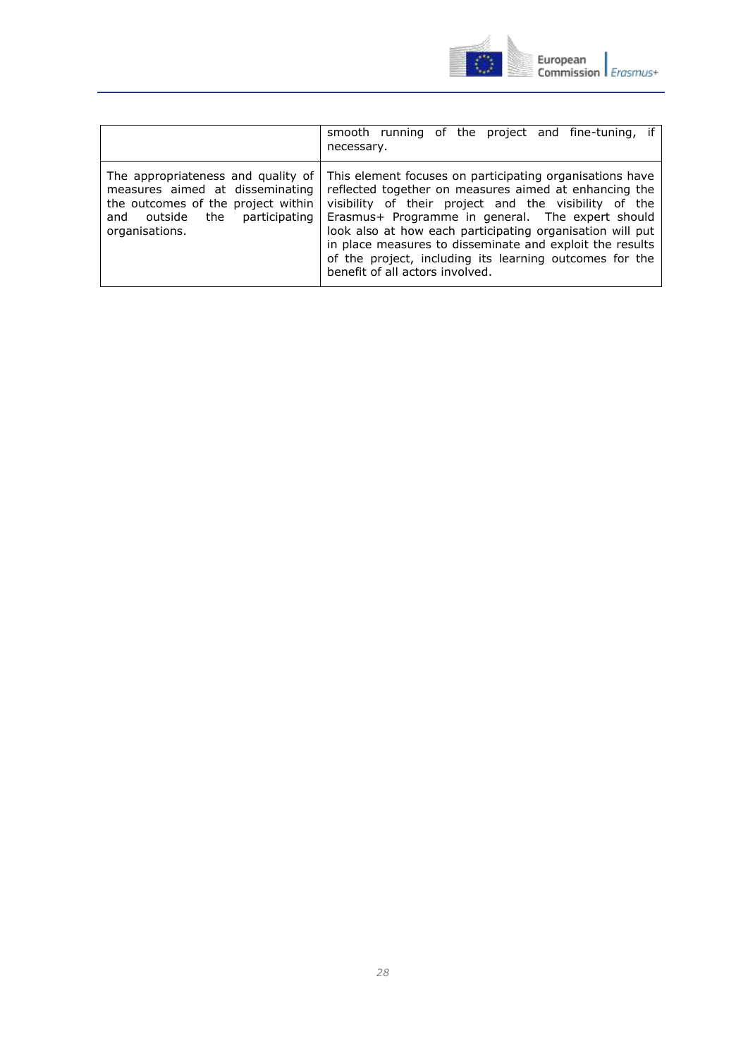| | |
|---|---|
| | smooth running of the project and fine-tuning, if necessary. |
| The appropriateness and quality of measures aimed at disseminating the outcomes of the project within and outside the participating organisations. | This element focuses on participating organisations have reflected together on measures aimed at enhancing the visibility of their project and the visibility of the Erasmus+ Programme in general. The expert should look also at how each participating organisation will put in place measures to disseminate and exploit the results of the project, including its learning outcomes for the benefit of all actors involved. |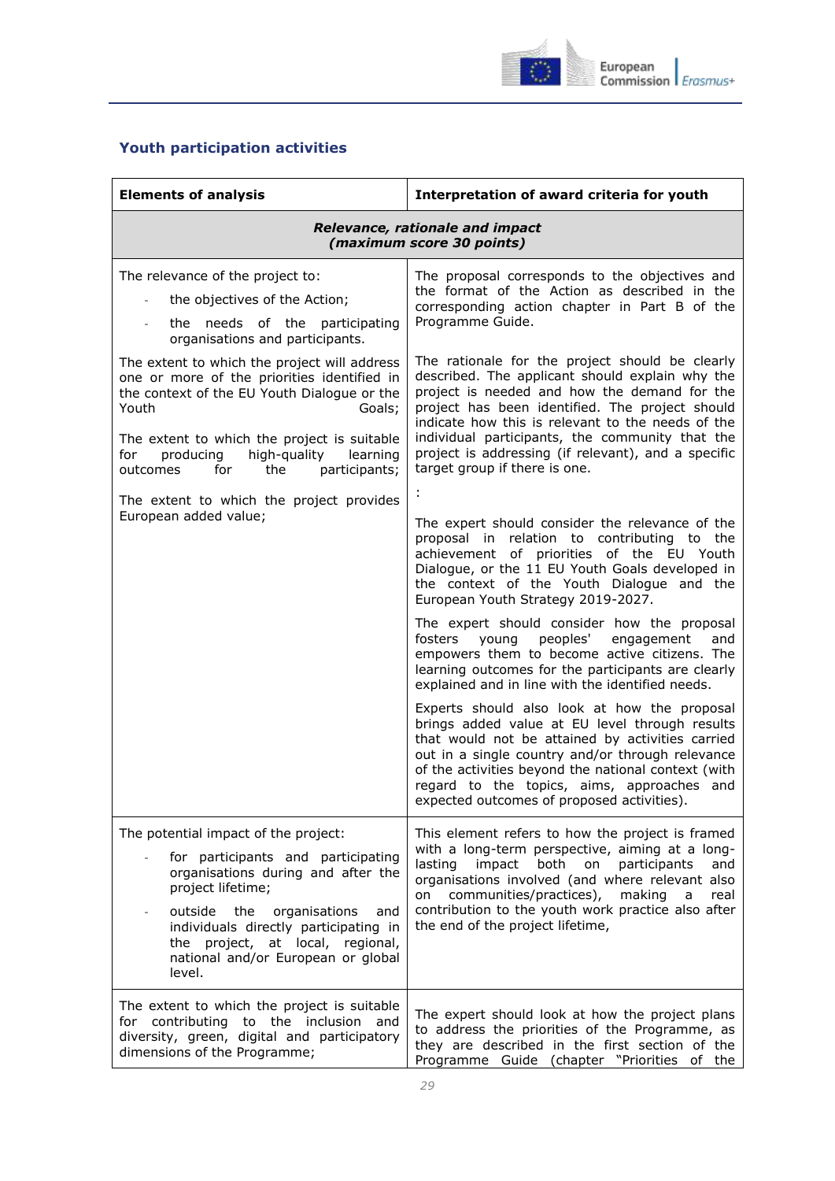### Youth participation activities

| Elements of analysis | Interpretation of award criteria for youth |
|---|---|
| ***Relevance, rationale and impact (maximum score 30 points)*** | |
| The relevance of the project to:<br>- the objectives of the Action;<br>- the needs of the participating organisations and participants.<br><br>The extent to which the project will address one or more of the priorities identified in the context of the EU Youth Dialogue or the Youth Goals;<br><br>The extent to which the project is suitable for producing high-quality learning outcomes for the participants;<br><br>The extent to which the project provides European added value; | The proposal corresponds to the objectives and the format of the Action as described in the corresponding action chapter in Part B of the Programme Guide.<br><br>The rationale for the project should be clearly described. The applicant should explain why the project is needed and how the demand for the project has been identified. The project should indicate how this is relevant to the needs of the individual participants, the community that the project is addressing (if relevant), and a specific target group if there is one.<br><br>:<br><br>The expert should consider the relevance of the proposal in relation to contributing to the achievement of priorities of the EU Youth Dialogue, or the 11 EU Youth Goals developed in the context of the Youth Dialogue and the European Youth Strategy 2019-2027.<br><br>The expert should consider how the proposal fosters young peoples' engagement and empowers them to become active citizens. The learning outcomes for the participants are clearly explained and in line with the identified needs.<br><br>Experts should also look at how the proposal brings added value at EU level through results that would not be attained by activities carried out in a single country and/or through relevance of the activities beyond the national context (with regard to the topics, aims, approaches and expected outcomes of proposed activities). |
| The potential impact of the project:<br>- for participants and participating organisations during and after the project lifetime;<br>- outside the organisations and individuals directly participating in the project, at local, regional, national and/or European or global level. | This element refers to how the project is framed with a long-term perspective, aiming at a long-lasting impact both on participants and organisations involved (and where relevant also on communities/practices), making a real contribution to the youth work practice also after the end of the project lifetime, |
| The extent to which the project is suitable for contributing to the inclusion and diversity, green, digital and participatory dimensions of the Programme; | The expert should look at how the project plans to address the priorities of the Programme, as they are described in the first section of the Programme Guide (chapter "Priorities of the |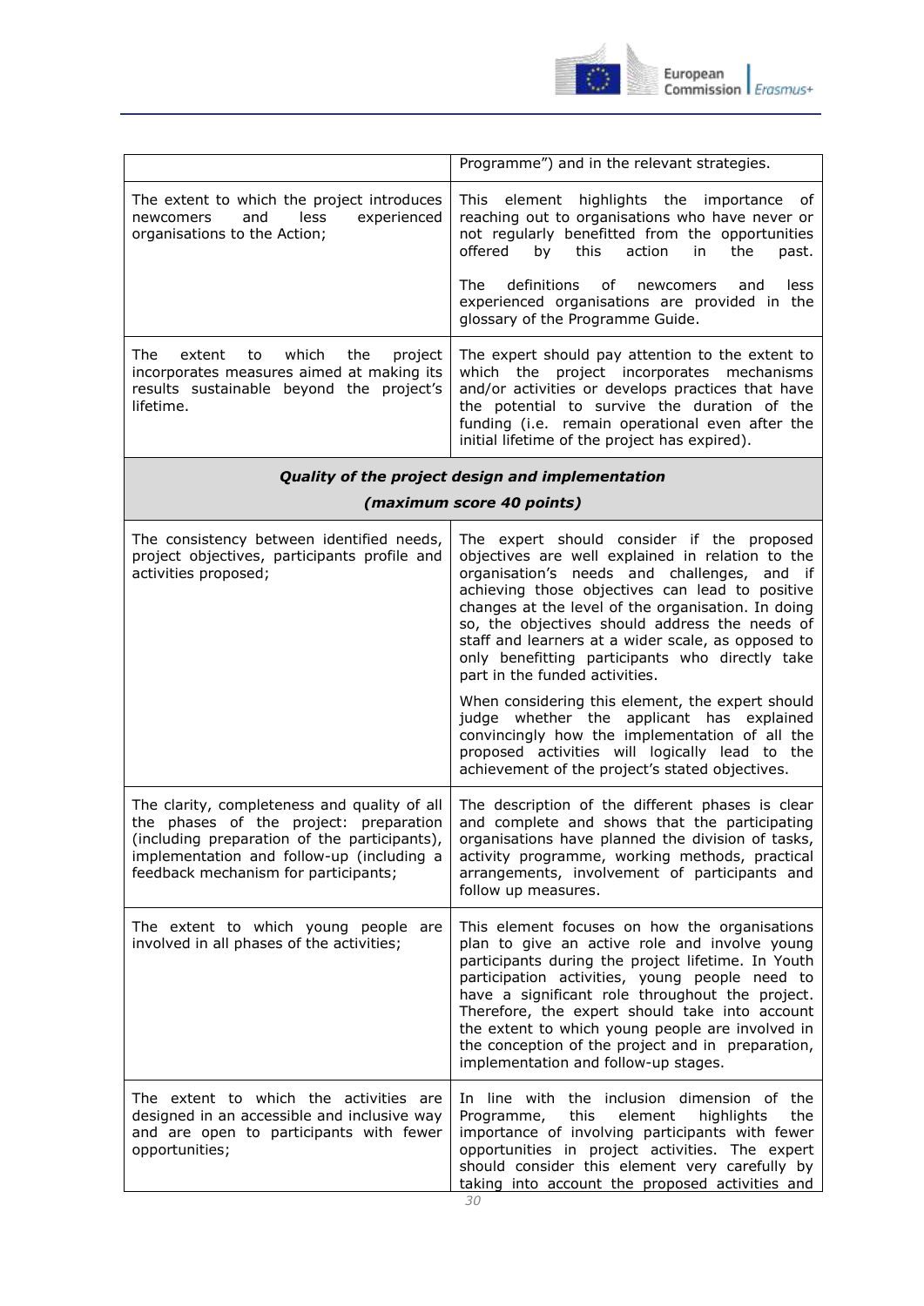| | |
|---|---|
| | Programme") and in the relevant strategies. |
| The extent to which the project introduces newcomers and less experienced organisations to the Action; | This element highlights the importance of reaching out to organisations who have never or not regularly benefitted from the opportunities offered by this action in the past.<br><br>The definitions of newcomers and less experienced organisations are provided in the glossary of the Programme Guide. |
| The extent to which the project incorporates measures aimed at making its results sustainable beyond the project's lifetime. | The expert should pay attention to the extent to which the project incorporates mechanisms and/or activities or develops practices that have the potential to survive the duration of the funding (i.e. remain operational even after the initial lifetime of the project has expired). |
| ***Quality of the project design and implementation*** ***(maximum score 40 points)*** | |
| The consistency between identified needs, project objectives, participants profile and activities proposed; | The expert should consider if the proposed objectives are well explained in relation to the organisation's needs and challenges, and if achieving those objectives can lead to positive changes at the level of the organisation. In doing so, the objectives should address the needs of staff and learners at a wider scale, as opposed to only benefitting participants who directly take part in the funded activities.<br><br>When considering this element, the expert should judge whether the applicant has explained convincingly how the implementation of all the proposed activities will logically lead to the achievement of the project's stated objectives. |
| The clarity, completeness and quality of all the phases of the project: preparation (including preparation of the participants), implementation and follow-up (including a feedback mechanism for participants; | The description of the different phases is clear and complete and shows that the participating organisations have planned the division of tasks, activity programme, working methods, practical arrangements, involvement of participants and follow up measures. |
| The extent to which young people are involved in all phases of the activities; | This element focuses on how the organisations plan to give an active role and involve young participants during the project lifetime. In Youth participation activities, young people need to have a significant role throughout the project. Therefore, the expert should take into account the extent to which young people are involved in the conception of the project and in preparation, implementation and follow-up stages. |
| The extent to which the activities are designed in an accessible and inclusive way and are open to participants with fewer opportunities; | In line with the inclusion dimension of the Programme, this element highlights the importance of involving participants with fewer opportunities in project activities. The expert should consider this element very carefully by taking into account the proposed activities and |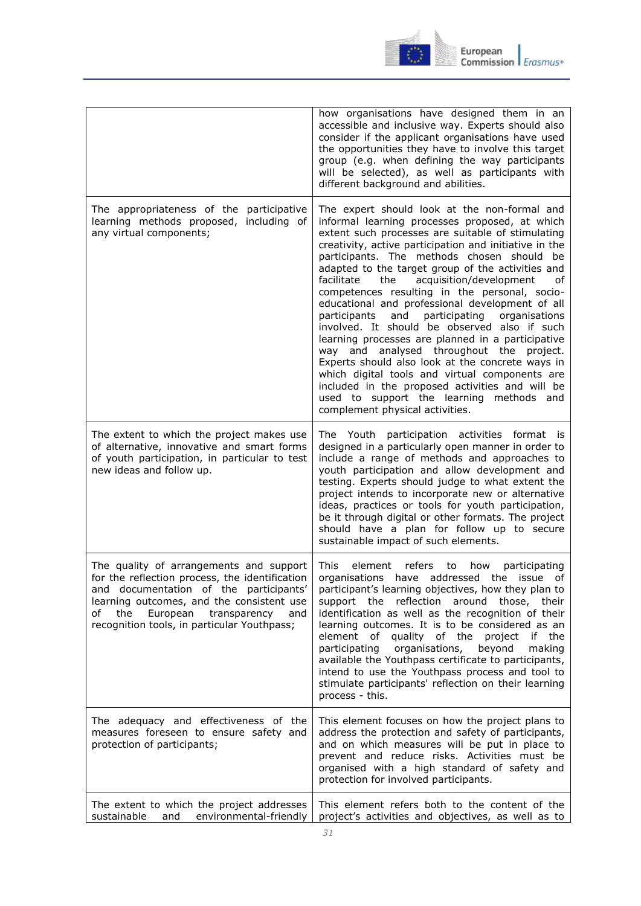| | |
|---|---|
| | how organisations have designed them in an accessible and inclusive way. Experts should also consider if the applicant organisations have used the opportunities they have to involve this target group (e.g. when defining the way participants will be selected), as well as participants with different background and abilities. |
| The appropriateness of the participative learning methods proposed, including of any virtual components; | The expert should look at the non-formal and informal learning processes proposed, at which extent such processes are suitable of stimulating creativity, active participation and initiative in the participants. The methods chosen should be adapted to the target group of the activities and facilitate the acquisition/development of competences resulting in the personal, socio-educational and professional development of all participants and participating organisations involved. It should be observed also if such learning processes are planned in a participative way and analysed throughout the project. Experts should also look at the concrete ways in which digital tools and virtual components are included in the proposed activities and will be used to support the learning methods and complement physical activities. |
| The extent to which the project makes use of alternative, innovative and smart forms of youth participation, in particular to test new ideas and follow up. | The Youth participation activities format is designed in a particularly open manner in order to include a range of methods and approaches to youth participation and allow development and testing. Experts should judge to what extent the project intends to incorporate new or alternative ideas, practices or tools for youth participation, be it through digital or other formats. The project should have a plan for follow up to secure sustainable impact of such elements. |
| The quality of arrangements and support for the reflection process, the identification and documentation of the participants' learning outcomes, and the consistent use of the European transparency and recognition tools, in particular Youthpass; | This element refers to how participating organisations have addressed the issue of participant's learning objectives, how they plan to support the reflection around those, their identification as well as the recognition of their learning outcomes. It is to be considered as an element of quality of the project if the participating organisations, beyond making available the Youthpass certificate to participants, intend to use the Youthpass process and tool to stimulate participants' reflection on their learning process - this. |
| The adequacy and effectiveness of the measures foreseen to ensure safety and protection of participants; | This element focuses on how the project plans to address the protection and safety of participants, and on which measures will be put in place to prevent and reduce risks. Activities must be organised with a high standard of safety and protection for involved participants. |
| The extent to which the project addresses sustainable and environmental-friendly | This element refers both to the content of the project's activities and objectives, as well as to |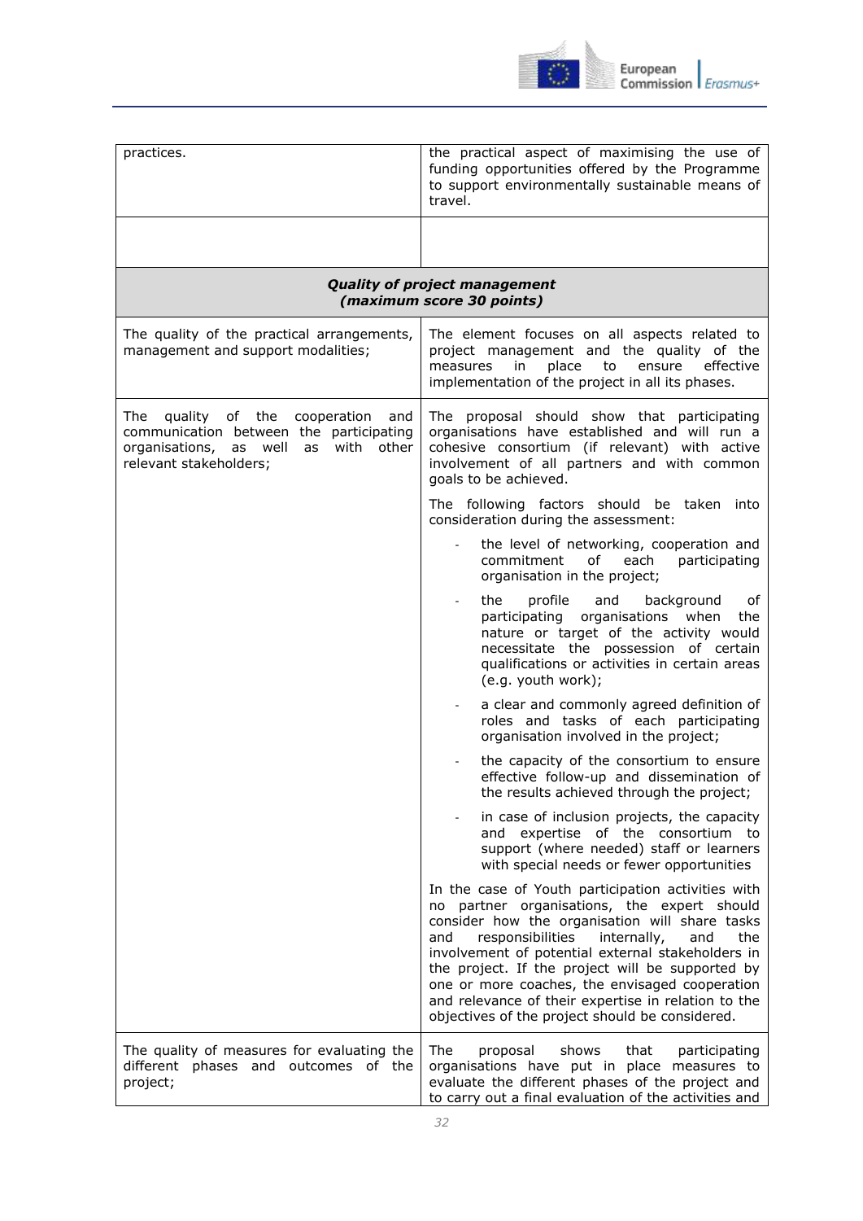| | |
|---|---|
| practices. | the practical aspect of maximising the use of funding opportunities offered by the Programme to support environmentally sustainable means of travel. |
| | |
| ***Quality of project management (maximum score 30 points)*** | |
| The quality of the practical arrangements, management and support modalities; | The element focuses on all aspects related to project management and the quality of the measures in place to ensure effective implementation of the project in all its phases. |
| The quality of the cooperation and communication between the participating organisations, as well as with other relevant stakeholders; | The proposal should show that participating organisations have established and will run a cohesive consortium (if relevant) with active involvement of all partners and with common goals to be achieved.<br><br>The following factors should be taken into consideration during the assessment:<br><br>- the level of networking, cooperation and commitment of each participating organisation in the project;<br>- the profile and background of participating organisations when the nature or target of the activity would necessitate the possession of certain qualifications or activities in certain areas (e.g. youth work);<br>- a clear and commonly agreed definition of roles and tasks of each participating organisation involved in the project;<br>- the capacity of the consortium to ensure effective follow-up and dissemination of the results achieved through the project;<br>- in case of inclusion projects, the capacity and expertise of the consortium to support (where needed) staff or learners with special needs or fewer opportunities<br><br>In the case of Youth participation activities with no partner organisations, the expert should consider how the organisation will share tasks and responsibilities internally, and the involvement of potential external stakeholders in the project. If the project will be supported by one or more coaches, the envisaged cooperation and relevance of their expertise in relation to the objectives of the project should be considered. |
| The quality of measures for evaluating the different phases and outcomes of the project; | The proposal shows that participating organisations have put in place measures to evaluate the different phases of the project and to carry out a final evaluation of the activities and |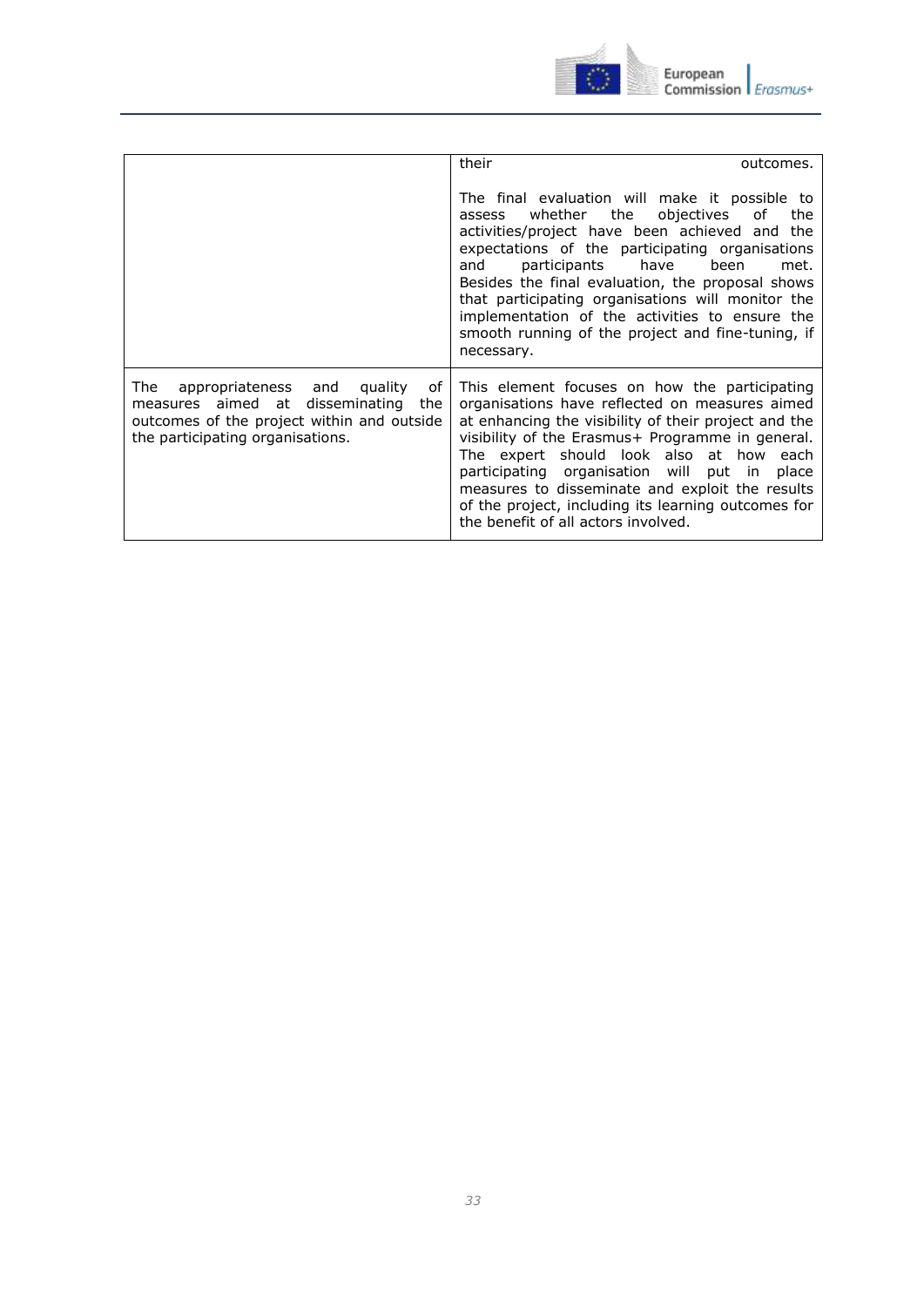| | |
|---|---|
| | their outcomes.<br><br>The final evaluation will make it possible to assess whether the objectives of the activities/project have been achieved and the expectations of the participating organisations and participants have been met. Besides the final evaluation, the proposal shows that participating organisations will monitor the implementation of the activities to ensure the smooth running of the project and fine-tuning, if necessary. |
| The appropriateness and quality of measures aimed at disseminating the outcomes of the project within and outside the participating organisations. | This element focuses on how the participating organisations have reflected on measures aimed at enhancing the visibility of their project and the visibility of the Erasmus+ Programme in general. The expert should look also at how each participating organisation will put in place measures to disseminate and exploit the results of the project, including its learning outcomes for the benefit of all actors involved. |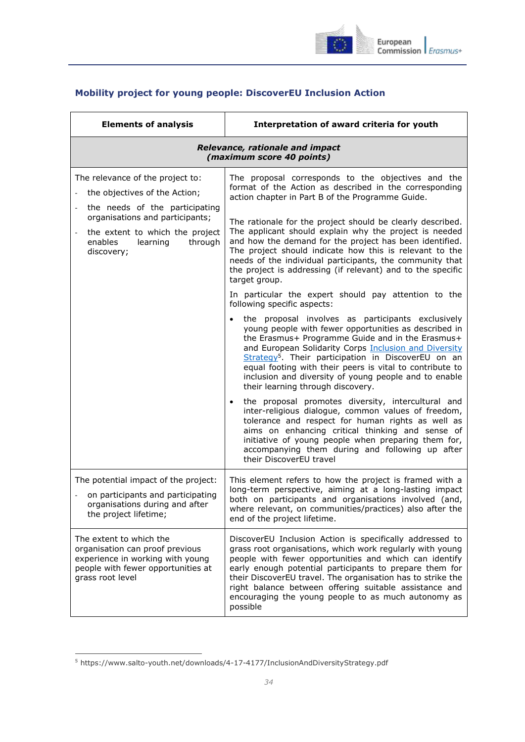### Mobility project for young people: DiscoverEU Inclusion Action

| Elements of analysis | Interpretation of award criteria for youth |
|---|---|
| ***Relevance, rationale and impact (maximum score 40 points)*** | |
| The relevance of the project to: <br>- the objectives of the Action; <br>- the needs of the participating organisations and participants; <br>- the extent to which the project enables learning through discovery; | The proposal corresponds to the objectives and the format of the Action as described in the corresponding action chapter in Part B of the Programme Guide.<br><br>The rationale for the project should be clearly described. The applicant should explain why the project is needed and how the demand for the project has been identified. The project should indicate how this is relevant to the needs of the individual participants, the community that the project is addressing (if relevant) and to the specific target group.<br><br>In particular the expert should pay attention to the following specific aspects:<br>• the proposal involves as participants exclusively young people with fewer opportunities as described in the Erasmus+ Programme Guide and in the Erasmus+ and European Solidarity Corps [Inclusion and Diversity Strategy][5]. Their participation in DiscoverEU on an equal footing with their peers is vital to contribute to inclusion and diversity of young people and to enable their learning through discovery.<br>• the proposal promotes diversity, intercultural and inter-religious dialogue, common values of freedom, tolerance and respect for human rights as well as aims on enhancing critical thinking and sense of initiative of young people when preparing them for, accompanying them during and following up after their DiscoverEU travel |
| The potential impact of the project: <br>- on participants and participating organisations during and after the project lifetime; | This element refers to how the project is framed with a long-term perspective, aiming at a long-lasting impact both on participants and organisations involved (and, where relevant, on communities/practices) also after the end of the project lifetime. |
| The extent to which the organisation can proof previous experience in working with young people with fewer opportunities at grass root level | DiscoverEU Inclusion Action is specifically addressed to grass root organisations, which work regularly with young people with fewer opportunities and which can identify early enough potential participants to prepare them for their DiscoverEU travel. The organisation has to strike the right balance between offering suitable assistance and encouraging the young people to as much autonomy as possible |

[5] https://www.salto-youth.net/downloads/4-17-4177/InclusionAndDiversityStrategy.pdf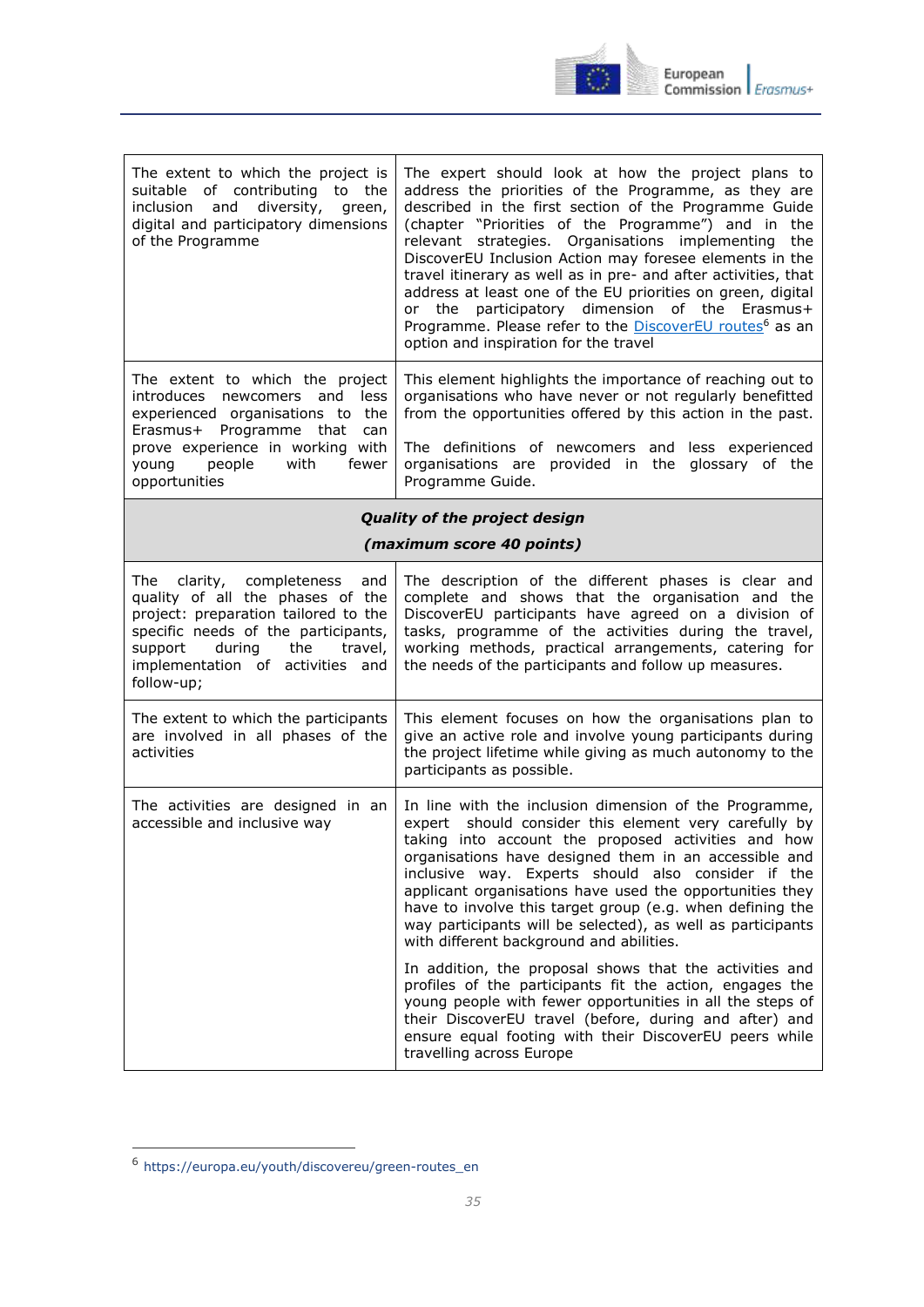| | |
|---|---|
| The extent to which the project is suitable of contributing to the inclusion and diversity, green, digital and participatory dimensions of the Programme | The expert should look at how the project plans to address the priorities of the Programme, as they are described in the first section of the Programme Guide (chapter "Priorities of the Programme") and in the relevant strategies. Organisations implementing the DiscoverEU Inclusion Action may foresee elements in the travel itinerary as well as in pre- and after activities, that address at least one of the EU priorities on green, digital or the participatory dimension of the Erasmus+ Programme. Please refer to the DiscoverEU routes[6] as an option and inspiration for the travel |
| The extent to which the project introduces newcomers and less experienced organisations to the Erasmus+ Programme that can prove experience in working with young people with fewer opportunities | This element highlights the importance of reaching out to organisations who have never or not regularly benefitted from the opportunities offered by this action in the past.<br><br>The definitions of newcomers and less experienced organisations are provided in the glossary of the Programme Guide. |
| ***Quality of the project design***<br><br>***(maximum score 40 points)*** | |
| The clarity, completeness and quality of all the phases of the project: preparation tailored to the specific needs of the participants, support during the travel, implementation of activities and follow-up; | The description of the different phases is clear and complete and shows that the organisation and the DiscoverEU participants have agreed on a division of tasks, programme of the activities during the travel, working methods, practical arrangements, catering for the needs of the participants and follow up measures. |
| The extent to which the participants are involved in all phases of the activities | This element focuses on how the organisations plan to give an active role and involve young participants during the project lifetime while giving as much autonomy to the participants as possible. |
| The activities are designed in an accessible and inclusive way | In line with the inclusion dimension of the Programme, expert should consider this element very carefully by taking into account the proposed activities and how organisations have designed them in an accessible and inclusive way. Experts should also consider if the applicant organisations have used the opportunities they have to involve this target group (e.g. when defining the way participants will be selected), as well as participants with different background and abilities.<br><br>In addition, the proposal shows that the activities and profiles of the participants fit the action, engages the young people with fewer opportunities in all the steps of their DiscoverEU travel (before, during and after) and ensure equal footing with their DiscoverEU peers while travelling across Europe |

[6] https://europa.eu/youth/discovereu/green-routes_en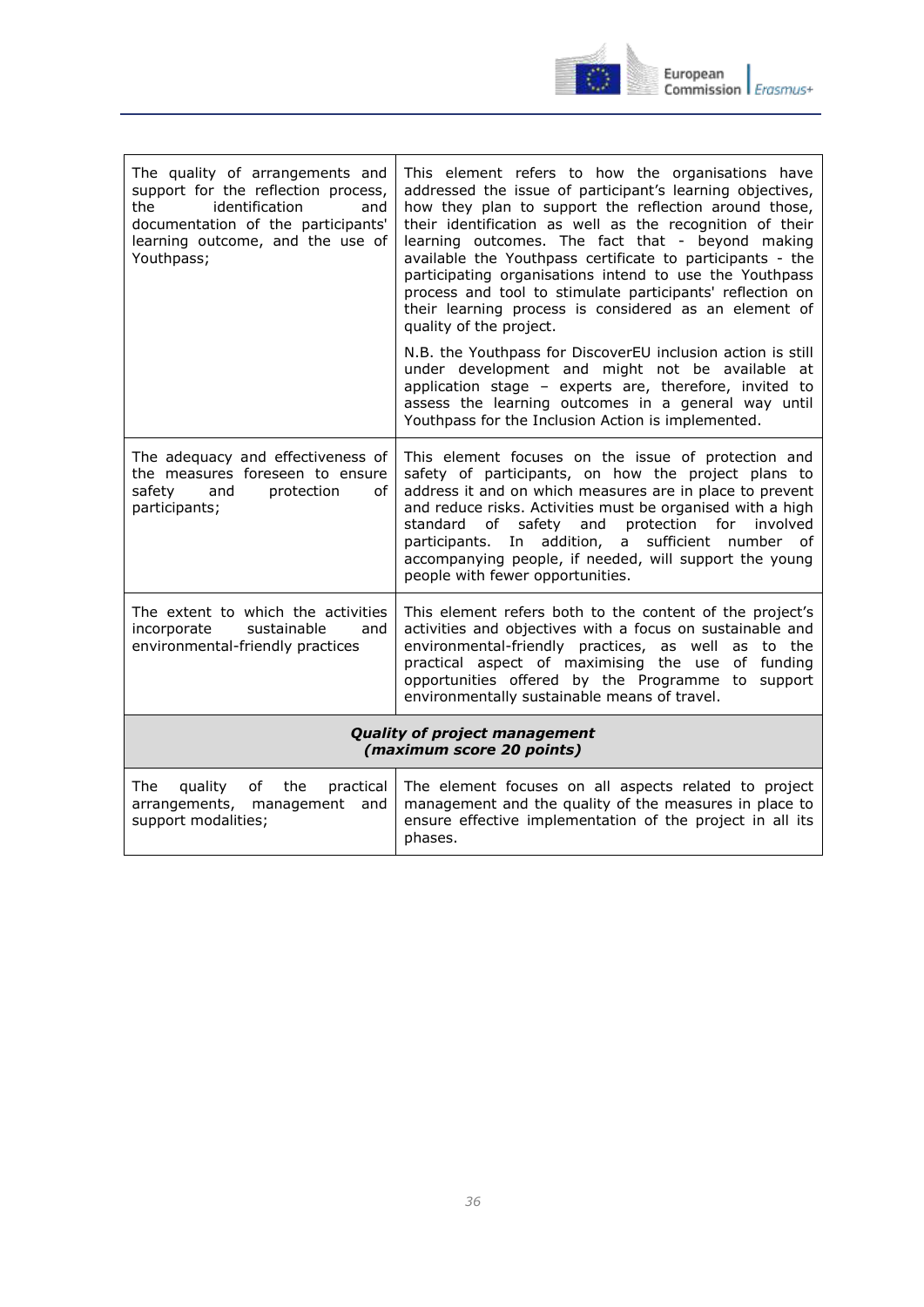| | |
|---|---|
| The quality of arrangements and support for the reflection process, the identification and documentation of the participants' learning outcome, and the use of Youthpass; | This element refers to how the organisations have addressed the issue of participant's learning objectives, how they plan to support the reflection around those, their identification as well as the recognition of their learning outcomes. The fact that - beyond making available the Youthpass certificate to participants - the participating organisations intend to use the Youthpass process and tool to stimulate participants' reflection on their learning process is considered as an element of quality of the project.<br><br>N.B. the Youthpass for DiscoverEU inclusion action is still under development and might not be available at application stage – experts are, therefore, invited to assess the learning outcomes in a general way until Youthpass for the Inclusion Action is implemented. |
| The adequacy and effectiveness of the measures foreseen to ensure safety and protection of participants; | This element focuses on the issue of protection and safety of participants, on how the project plans to address it and on which measures are in place to prevent and reduce risks. Activities must be organised with a high standard of safety and protection for involved participants. In addition, a sufficient number of accompanying people, if needed, will support the young people with fewer opportunities. |
| The extent to which the activities incorporate sustainable and environmental-friendly practices | This element refers both to the content of the project's activities and objectives with a focus on sustainable and environmental-friendly practices, as well as to the practical aspect of maximising the use of funding opportunities offered by the Programme to support environmentally sustainable means of travel. |
| ***Quality of project management (maximum score 20 points)*** | |
| The quality of the practical arrangements, management and support modalities; | The element focuses on all aspects related to project management and the quality of the measures in place to ensure effective implementation of the project in all its phases. |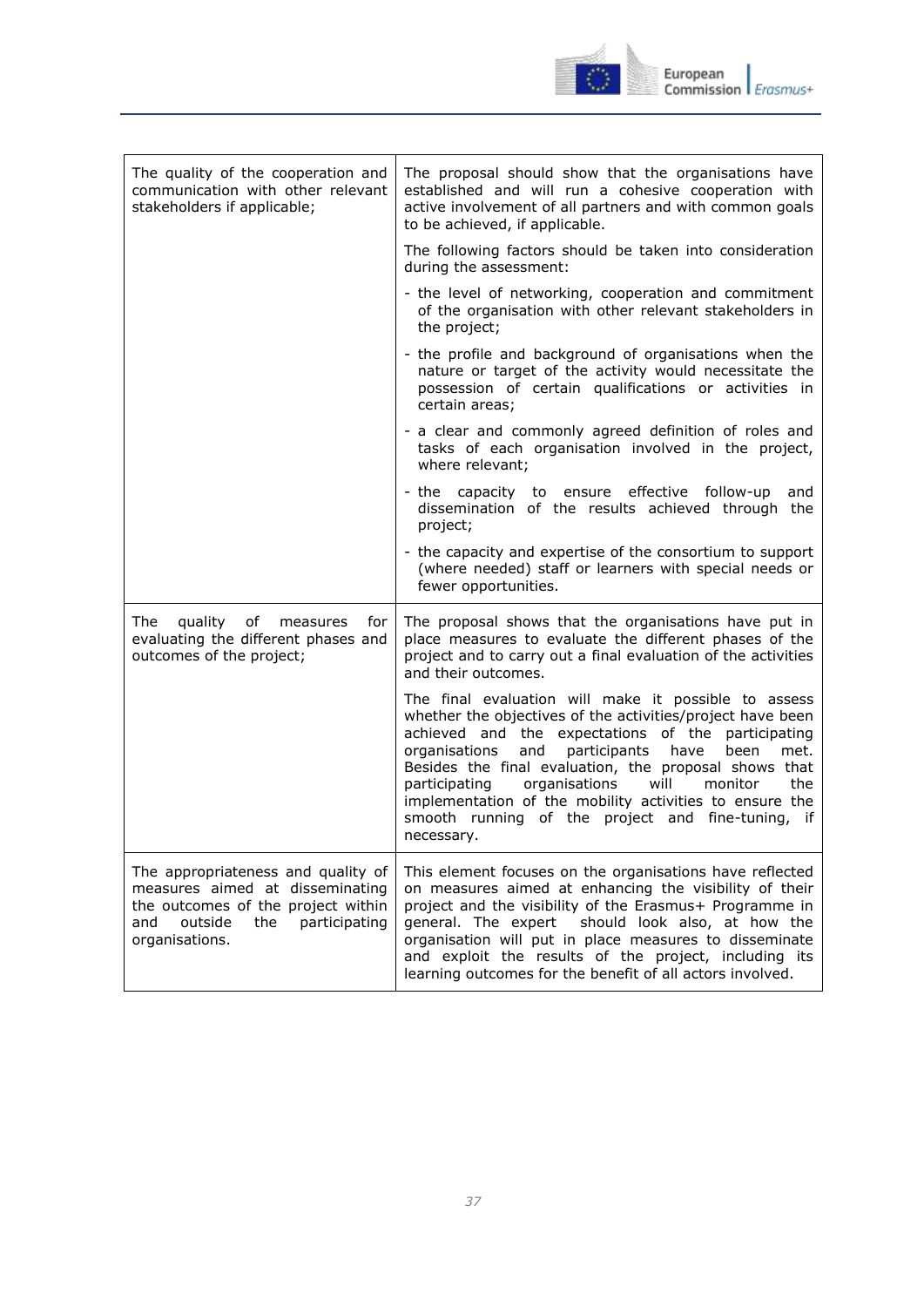| | |
|---|---|
| The quality of the cooperation and communication with other relevant stakeholders if applicable; | The proposal should show that the organisations have established and will run a cohesive cooperation with active involvement of all partners and with common goals to be achieved, if applicable.<br><br>The following factors should be taken into consideration during the assessment:<br><br>- the level of networking, cooperation and commitment of the organisation with other relevant stakeholders in the project;<br><br>- the profile and background of organisations when the nature or target of the activity would necessitate the possession of certain qualifications or activities in certain areas;<br><br>- a clear and commonly agreed definition of roles and tasks of each organisation involved in the project, where relevant;<br><br>- the capacity to ensure effective follow-up and dissemination of the results achieved through the project;<br><br>- the capacity and expertise of the consortium to support (where needed) staff or learners with special needs or fewer opportunities. |
| The quality of measures for evaluating the different phases and outcomes of the project; | The proposal shows that the organisations have put in place measures to evaluate the different phases of the project and to carry out a final evaluation of the activities and their outcomes.<br><br>The final evaluation will make it possible to assess whether the objectives of the activities/project have been achieved and the expectations of the participating organisations and participants have been met. Besides the final evaluation, the proposal shows that participating organisations will monitor the implementation of the mobility activities to ensure the smooth running of the project and fine-tuning, if necessary. |
| The appropriateness and quality of measures aimed at disseminating the outcomes of the project within and outside the participating organisations. | This element focuses on the organisations have reflected on measures aimed at enhancing the visibility of their project and the visibility of the Erasmus+ Programme in general. The expert should look also, at how the organisation will put in place measures to disseminate and exploit the results of the project, including its learning outcomes for the benefit of all actors involved. |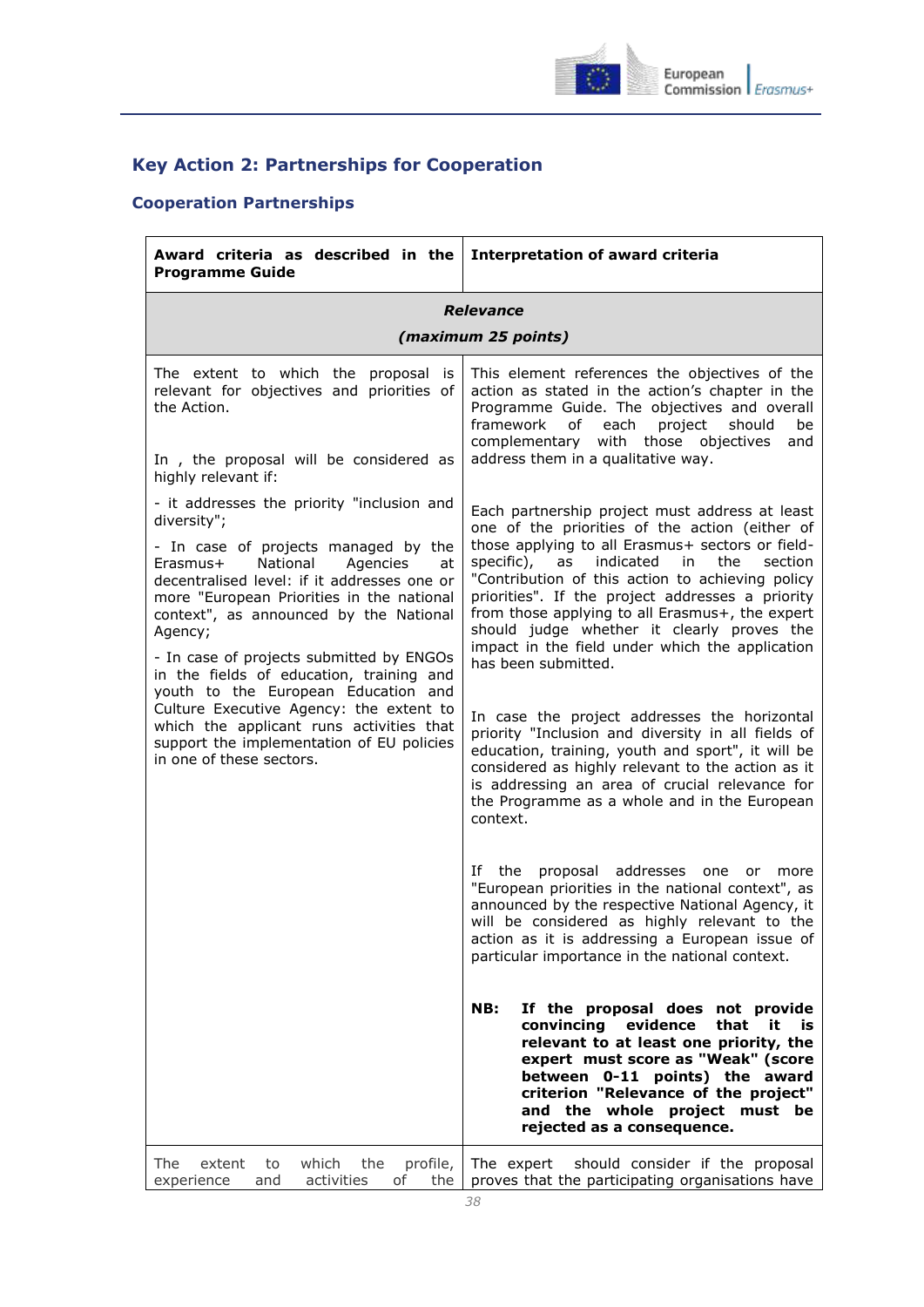## Key Action 2: Partnerships for Cooperation

### Cooperation Partnerships

| Award criteria as described in the Programme Guide | Interpretation of award criteria |
|---|---|
| ***Relevance (maximum 25 points)*** | |
| The extent to which the proposal is relevant for objectives and priorities of the Action.<br><br>In , the proposal will be considered as highly relevant if:<br><br>- it addresses the priority "inclusion and diversity";<br><br>- In case of projects managed by the Erasmus+ National Agencies at decentralised level: if it addresses one or more "European Priorities in the national context", as announced by the National Agency;<br><br>- In case of projects submitted by ENGOs in the fields of education, training and youth to the European Education and Culture Executive Agency: the extent to which the applicant runs activities that support the implementation of EU policies in one of these sectors. | This element references the objectives of the action as stated in the action's chapter in the Programme Guide. The objectives and overall framework of each project should be complementary with those objectives and address them in a qualitative way.<br><br>Each partnership project must address at least one of the priorities of the action (either of those applying to all Erasmus+ sectors or field-specific), as indicated in the section "Contribution of this action to achieving policy priorities". If the project addresses a priority from those applying to all Erasmus+, the expert should judge whether it clearly proves the impact in the field under which the application has been submitted.<br><br>In case the project addresses the horizontal priority "Inclusion and diversity in all fields of education, training, youth and sport", it will be considered as highly relevant to the action as it is addressing an area of crucial relevance for the Programme as a whole and in the European context.<br><br>If the proposal addresses one or more "European priorities in the national context", as announced by the respective National Agency, it will be considered as highly relevant to the action as it is addressing a European issue of particular importance in the national context.<br><br>**NB: If the proposal does not provide convincing evidence that it is relevant to at least one priority, the expert must score as "Weak" (score between 0-11 points) the award criterion "Relevance of the project" and the whole project must be rejected as a consequence.** |
| The extent to which the profile, experience and activities of the | The expert should consider if the proposal proves that the participating organisations have |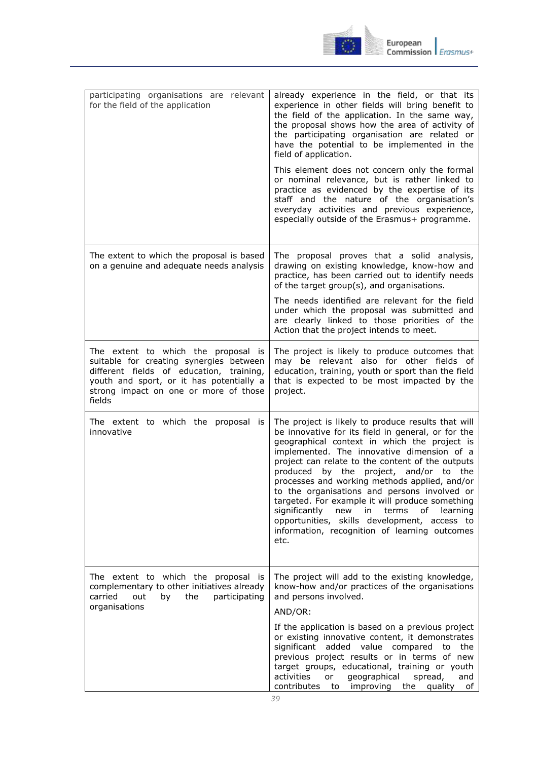| | |
|---|---|
| participating organisations are relevant for the field of the application | already experience in the field, or that its experience in other fields will bring benefit to the field of the application. In the same way, the proposal shows how the area of activity of the participating organisation are related or have the potential to be implemented in the field of application.<br><br>This element does not concern only the formal or nominal relevance, but is rather linked to practice as evidenced by the expertise of its staff and the nature of the organisation's everyday activities and previous experience, especially outside of the Erasmus+ programme. |
| The extent to which the proposal is based on a genuine and adequate needs analysis | The proposal proves that a solid analysis, drawing on existing knowledge, know-how and practice, has been carried out to identify needs of the target group(s), and organisations.<br><br>The needs identified are relevant for the field under which the proposal was submitted and are clearly linked to those priorities of the Action that the project intends to meet. |
| The extent to which the proposal is suitable for creating synergies between different fields of education, training, youth and sport, or it has potentially a strong impact on one or more of those fields | The project is likely to produce outcomes that may be relevant also for other fields of education, training, youth or sport than the field that is expected to be most impacted by the project. |
| The extent to which the proposal is innovative | The project is likely to produce results that will be innovative for its field in general, or for the geographical context in which the project is implemented. The innovative dimension of a project can relate to the content of the outputs produced by the project, and/or to the processes and working methods applied, and/or to the organisations and persons involved or targeted. For example it will produce something significantly new in terms of learning opportunities, skills development, access to information, recognition of learning outcomes etc. |
| The extent to which the proposal is complementary to other initiatives already carried out by the participating organisations | The project will add to the existing knowledge, know-how and/or practices of the organisations and persons involved.<br><br>AND/OR:<br><br>If the application is based on a previous project or existing innovative content, it demonstrates significant added value compared to the previous project results or in terms of new target groups, educational, training or youth activities or geographical spread, and contributes to improving the quality of |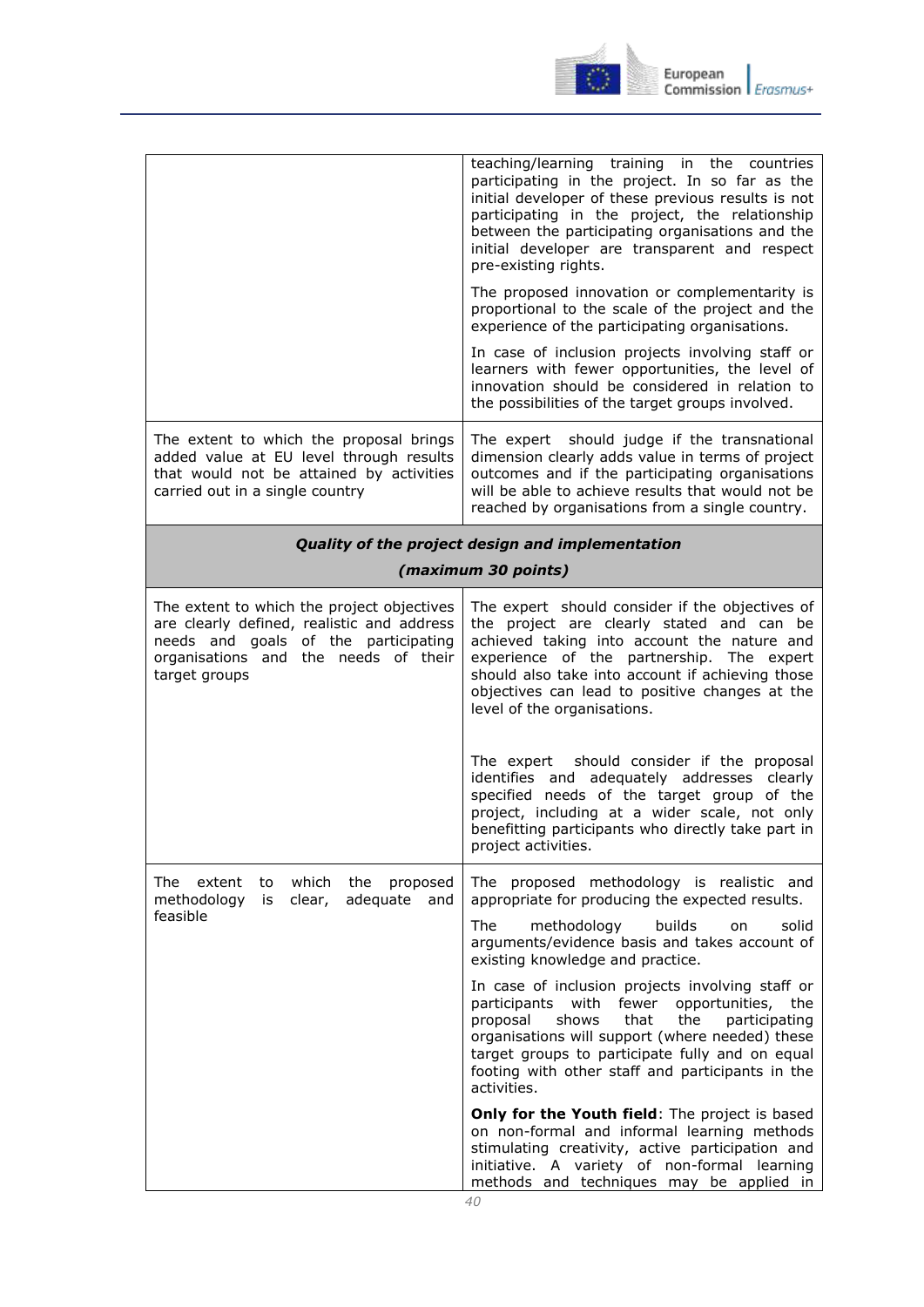| | |
|---|---|
| | teaching/learning training in the countries participating in the project. In so far as the initial developer of these previous results is not participating in the project, the relationship between the participating organisations and the initial developer are transparent and respect pre-existing rights.<br><br>The proposed innovation or complementarity is proportional to the scale of the project and the experience of the participating organisations.<br><br>In case of inclusion projects involving staff or learners with fewer opportunities, the level of innovation should be considered in relation to the possibilities of the target groups involved. |
| The extent to which the proposal brings added value at EU level through results that would not be attained by activities carried out in a single country | The expert should judge if the transnational dimension clearly adds value in terms of project outcomes and if the participating organisations will be able to achieve results that would not be reached by organisations from a single country. |
| ***Quality of the project design and implementation (maximum 30 points)*** | |
| The extent to which the project objectives are clearly defined, realistic and address needs and goals of the participating organisations and the needs of their target groups | The expert should consider if the objectives of the project are clearly stated and can be achieved taking into account the nature and experience of the partnership. The expert should also take into account if achieving those objectives can lead to positive changes at the level of the organisations.<br><br>The expert should consider if the proposal identifies and adequately addresses clearly specified needs of the target group of the project, including at a wider scale, not only benefitting participants who directly take part in project activities. |
| The extent to which the proposed methodology is clear, adequate and feasible | The proposed methodology is realistic and appropriate for producing the expected results.<br><br>The methodology builds on solid arguments/evidence basis and takes account of existing knowledge and practice.<br><br>In case of inclusion projects involving staff or participants with fewer opportunities, the proposal shows that the participating organisations will support (where needed) these target groups to participate fully and on equal footing with other staff and participants in the activities.<br><br>**Only for the Youth field**: The project is based on non-formal and informal learning methods stimulating creativity, active participation and initiative. A variety of non-formal learning methods and techniques may be applied in |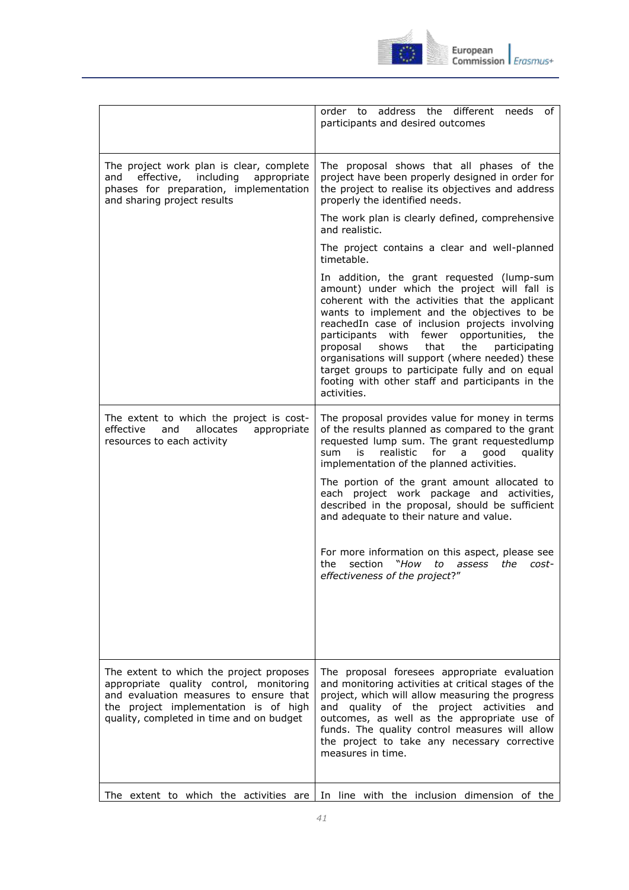| | |
|---|---|
| | order to address the different needs of participants and desired outcomes |
| The project work plan is clear, complete and effective, including appropriate phases for preparation, implementation and sharing project results | The proposal shows that all phases of the project have been properly designed in order for the project to realise its objectives and address properly the identified needs.<br><br>The work plan is clearly defined, comprehensive and realistic.<br><br>The project contains a clear and well-planned timetable.<br><br>In addition, the grant requested (lump-sum amount) under which the project will fall is coherent with the activities that the applicant wants to implement and the objectives to be reachedIn case of inclusion projects involving participants with fewer opportunities, the proposal shows that the participating organisations will support (where needed) these target groups to participate fully and on equal footing with other staff and participants in the activities. |
| The extent to which the project is cost-effective and allocates appropriate resources to each activity | The proposal provides value for money in terms of the results planned as compared to the grant requested lump sum. The grant requestedlump sum is realistic for a good quality implementation of the planned activities.<br><br>The portion of the grant amount allocated to each project work package and activities, described in the proposal, should be sufficient and adequate to their nature and value.<br><br>For more information on this aspect, please see the section "*How to assess the cost-effectiveness of the project*?" |
| The extent to which the project proposes appropriate quality control, monitoring and evaluation measures to ensure that the project implementation is of high quality, completed in time and on budget | The proposal foresees appropriate evaluation and monitoring activities at critical stages of the project, which will allow measuring the progress and quality of the project activities and outcomes, as well as the appropriate use of funds. The quality control measures will allow the project to take any necessary corrective measures in time. |
| The extent to which the activities are | In line with the inclusion dimension of the |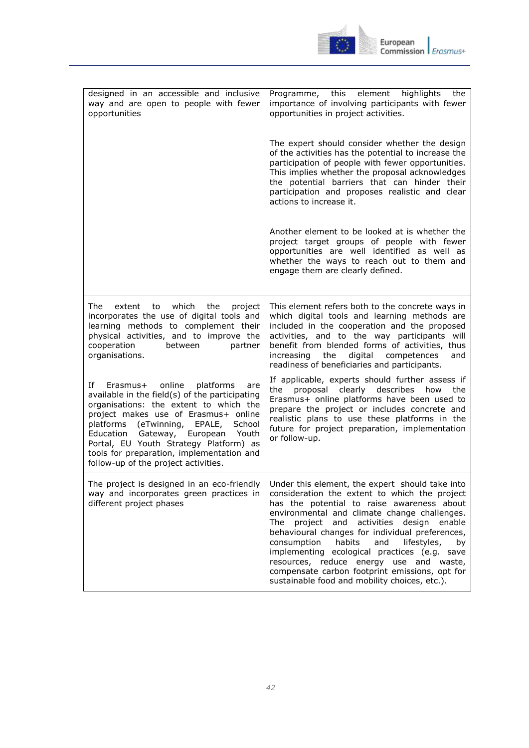| | |
|---|---|
| designed in an accessible and inclusive way and are open to people with fewer opportunities | Programme, this element highlights the importance of involving participants with fewer opportunities in project activities.<br><br>The expert should consider whether the design of the activities has the potential to increase the participation of people with fewer opportunities. This implies whether the proposal acknowledges the potential barriers that can hinder their participation and proposes realistic and clear actions to increase it.<br><br>Another element to be looked at is whether the project target groups of people with fewer opportunities are well identified as well as whether the ways to reach out to them and engage them are clearly defined. |
| The extent to which the project incorporates the use of digital tools and learning methods to complement their physical activities, and to improve the cooperation between partner organisations.<br><br>If Erasmus+ online platforms are available in the field(s) of the participating organisations: the extent to which the project makes use of Erasmus+ online platforms (eTwinning, EPALE, School Education Gateway, European Youth Portal, EU Youth Strategy Platform) as tools for preparation, implementation and follow-up of the project activities. | This element refers both to the concrete ways in which digital tools and learning methods are included in the cooperation and the proposed activities, and to the way participants will benefit from blended forms of activities, thus increasing the digital competences and readiness of beneficiaries and participants.<br><br>If applicable, experts should further assess if the proposal clearly describes how the Erasmus+ online platforms have been used to prepare the project or includes concrete and realistic plans to use these platforms in the future for project preparation, implementation or follow-up. |
| The project is designed in an eco-friendly way and incorporates green practices in different project phases | Under this element, the expert should take into consideration the extent to which the project has the potential to raise awareness about environmental and climate change challenges. The project and activities design enable behavioural changes for individual preferences, consumption habits and lifestyles, by implementing ecological practices (e.g. save resources, reduce energy use and waste, compensate carbon footprint emissions, opt for sustainable food and mobility choices, etc.). |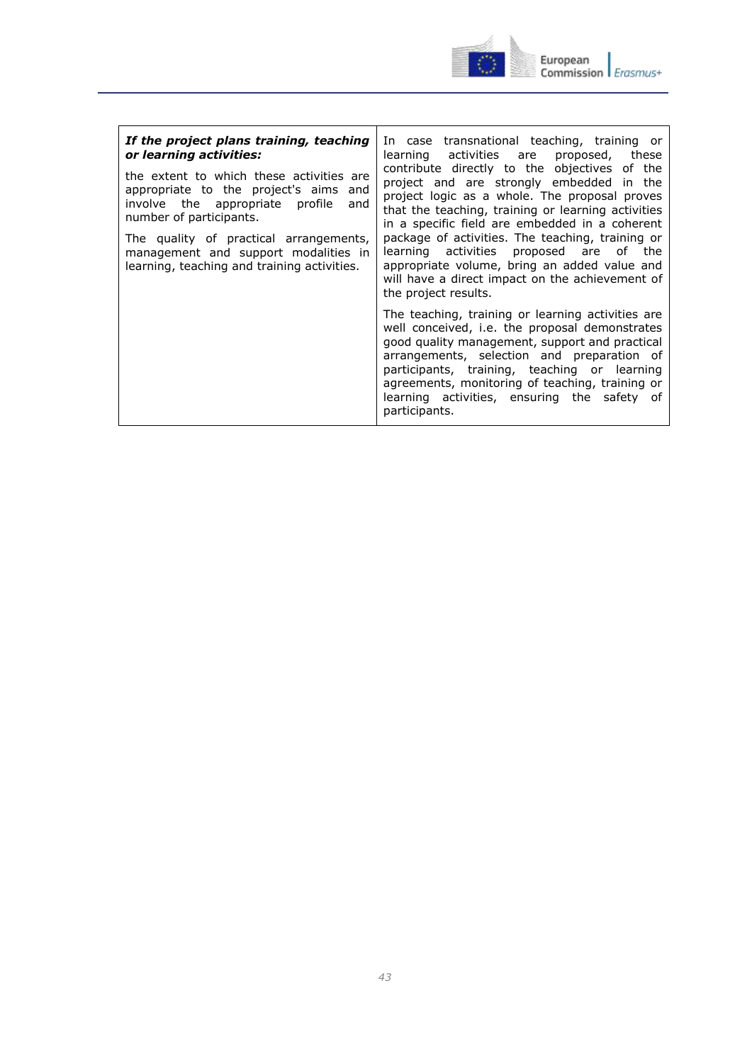| | |
|---|---|
| ***If the project plans training, teaching or learning activities:***<br><br>the extent to which these activities are appropriate to the project's aims and involve the appropriate profile and number of participants.<br><br>The quality of practical arrangements, management and support modalities in learning, teaching and training activities. | In case transnational teaching, training or learning activities are proposed, these contribute directly to the objectives of the project and are strongly embedded in the project logic as a whole. The proposal proves that the teaching, training or learning activities in a specific field are embedded in a coherent package of activities. The teaching, training or learning activities proposed are of the appropriate volume, bring an added value and will have a direct impact on the achievement of the project results.<br><br>The teaching, training or learning activities are well conceived, i.e. the proposal demonstrates good quality management, support and practical arrangements, selection and preparation of participants, training, teaching or learning agreements, monitoring of teaching, training or learning activities, ensuring the safety of participants. |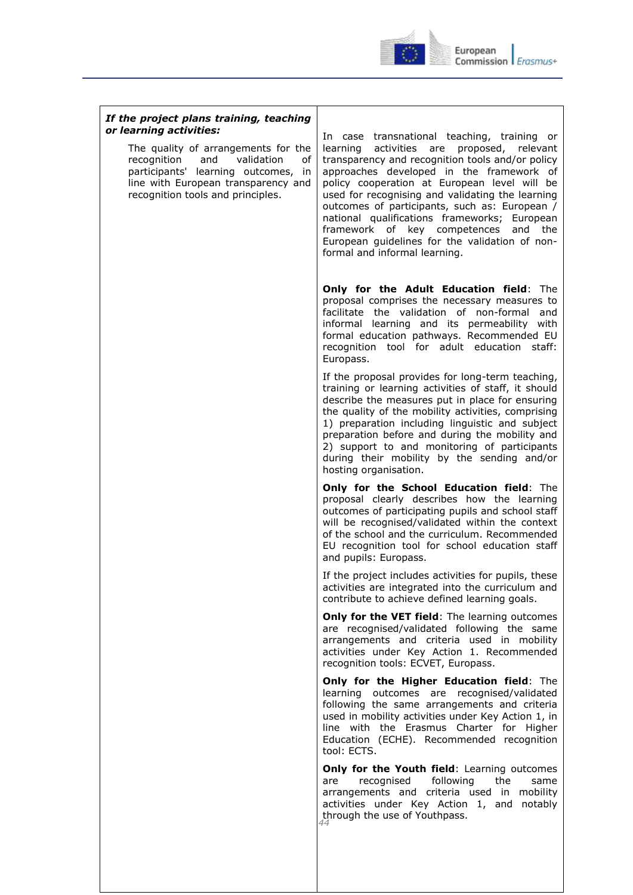| *If the project plans training, teaching or learning activities:* | |
|---|---|
| The quality of arrangements for the recognition and validation of participants' learning outcomes, in line with European transparency and recognition tools and principles. | In case transnational teaching, training or learning activities are proposed, relevant transparency and recognition tools and/or policy approaches developed in the framework of policy cooperation at European level will be used for recognising and validating the learning outcomes of participants, such as: European / national qualifications frameworks; European framework of key competences and the European guidelines for the validation of non-formal and informal learning.<br><br>**Only for the Adult Education field**: The proposal comprises the necessary measures to facilitate the validation of non-formal and informal learning and its permeability with formal education pathways. Recommended EU recognition tool for adult education staff: Europass.<br><br>If the proposal provides for long-term teaching, training or learning activities of staff, it should describe the measures put in place for ensuring the quality of the mobility activities, comprising 1) preparation including linguistic and subject preparation before and during the mobility and 2) support to and monitoring of participants during their mobility by the sending and/or hosting organisation.<br><br>**Only for the School Education field**: The proposal clearly describes how the learning outcomes of participating pupils and school staff will be recognised/validated within the context of the school and the curriculum. Recommended EU recognition tool for school education staff and pupils: Europass.<br><br>If the project includes activities for pupils, these activities are integrated into the curriculum and contribute to achieve defined learning goals.<br><br>**Only for the VET field**: The learning outcomes are recognised/validated following the same arrangements and criteria used in mobility activities under Key Action 1. Recommended recognition tools: ECVET, Europass.<br><br>**Only for the Higher Education field**: The learning outcomes are recognised/validated following the same arrangements and criteria used in mobility activities under Key Action 1, in line with the Erasmus Charter for Higher Education (ECHE). Recommended recognition tool: ECTS.<br><br>**Only for the Youth field**: Learning outcomes are recognised following the same arrangements and criteria used in mobility activities under Key Action 1, and notably through the use of Youthpass. |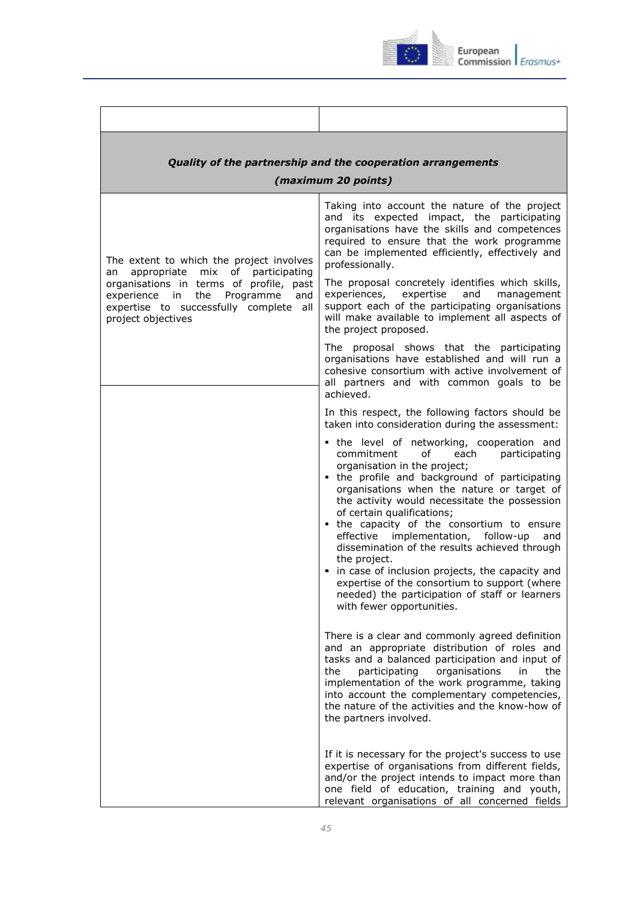| | |
|---|---|
| ***Quality of the partnership and the cooperation arrangements (maximum 20 points)*** | |
| The extent to which the project involves an appropriate mix of participating organisations in terms of profile, past experience in the Programme and expertise to successfully complete all project objectives | Taking into account the nature of the project and its expected impact, the participating organisations have the skills and competences required to ensure that the work programme can be implemented efficiently, effectively and professionally.<br><br>The proposal concretely identifies which skills, experiences, expertise and management support each of the participating organisations will make available to implement all aspects of the project proposed.<br><br>The proposal shows that the participating organisations have established and will run a cohesive consortium with active involvement of all partners and with common goals to be achieved.<br><br>In this respect, the following factors should be taken into consideration during the assessment:<br>▪ the level of networking, cooperation and commitment of each participating organisation in the project;<br>▪ the profile and background of participating organisations when the nature or target of the activity would necessitate the possession of certain qualifications;<br>▪ the capacity of the consortium to ensure effective implementation, follow-up and dissemination of the results achieved through the project.<br>▪ in case of inclusion projects, the capacity and expertise of the consortium to support (where needed) the participation of staff or learners with fewer opportunities. |
| | There is a clear and commonly agreed definition and an appropriate distribution of roles and tasks and a balanced participation and input of the participating organisations in the implementation of the work programme, taking into account the complementary competencies, the nature of the activities and the know-how of the partners involved.<br><br>If it is necessary for the project's success to use expertise of organisations from different fields, and/or the project intends to impact more than one field of education, training and youth, relevant organisations of all concerned fields |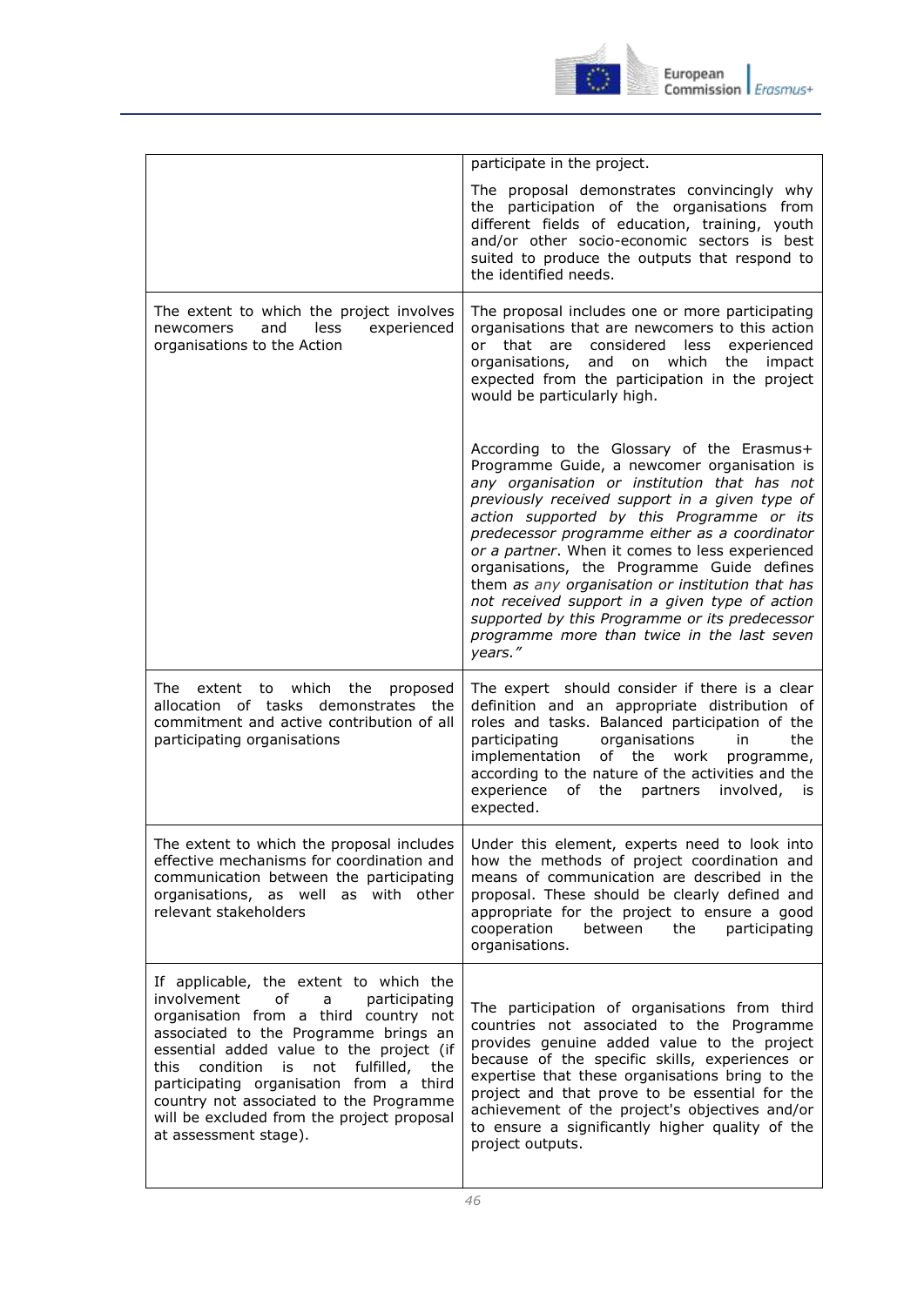| | |
|---|---|
| | participate in the project.<br><br>The proposal demonstrates convincingly why the participation of the organisations from different fields of education, training, youth and/or other socio-economic sectors is best suited to produce the outputs that respond to the identified needs. |
| The extent to which the project involves newcomers and less experienced organisations to the Action | The proposal includes one or more participating organisations that are newcomers to this action or that are considered less experienced organisations, and on which the impact expected from the participation in the project would be particularly high.<br><br>According to the Glossary of the Erasmus+ Programme Guide, a newcomer organisation is *any organisation or institution that has not previously received support in a given type of action supported by this Programme or its predecessor programme either as a coordinator or a partner*. When it comes to less experienced organisations, the Programme Guide defines them *as any organisation or institution that has not received support in a given type of action supported by this Programme or its predecessor programme more than twice in the last seven years."* |
| The extent to which the proposed allocation of tasks demonstrates the commitment and active contribution of all participating organisations | The expert should consider if there is a clear definition and an appropriate distribution of roles and tasks. Balanced participation of the participating organisations in the implementation of the work programme, according to the nature of the activities and the experience of the partners involved, is expected. |
| The extent to which the proposal includes effective mechanisms for coordination and communication between the participating organisations, as well as with other relevant stakeholders | Under this element, experts need to look into how the methods of project coordination and means of communication are described in the proposal. These should be clearly defined and appropriate for the project to ensure a good cooperation between the participating organisations. |
| If applicable, the extent to which the involvement of a participating organisation from a third country not associated to the Programme brings an essential added value to the project (if this condition is not fulfilled, the participating organisation from a third country not associated to the Programme will be excluded from the project proposal at assessment stage). | The participation of organisations from third countries not associated to the Programme provides genuine added value to the project because of the specific skills, experiences or expertise that these organisations bring to the project and that prove to be essential for the achievement of the project's objectives and/or to ensure a significantly higher quality of the project outputs. |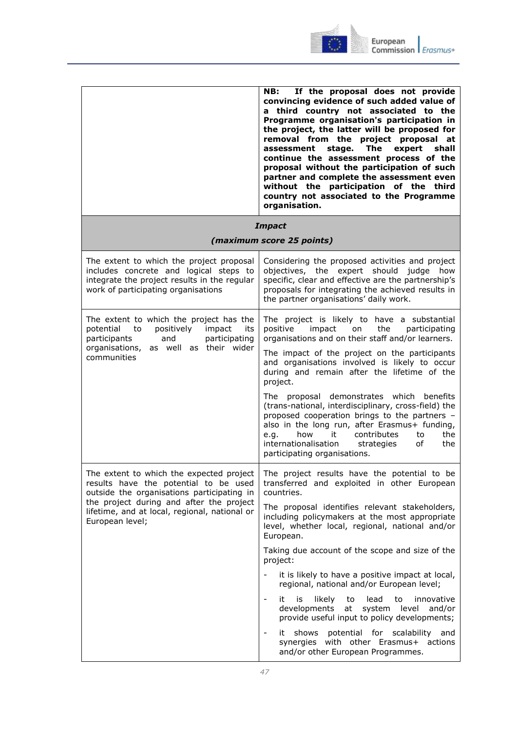| | |
|---|---|
| | **NB: If the proposal does not provide convincing evidence of such added value of a third country not associated to the Programme organisation's participation in the project, the latter will be proposed for removal from the project proposal at assessment stage. The expert shall continue the assessment process of the proposal without the participation of such partner and complete the assessment even without the participation of the third country not associated to the Programme organisation.** |
| ***Impact*** <br> ***(maximum score 25 points)*** | |
| The extent to which the project proposal includes concrete and logical steps to integrate the project results in the regular work of participating organisations | Considering the proposed activities and project objectives, the expert should judge how specific, clear and effective are the partnership's proposals for integrating the achieved results in the partner organisations' daily work. |
| The extent to which the project has the potential to positively impact its participants and participating organisations, as well as their wider communities | The project is likely to have a substantial positive impact on the participating organisations and on their staff and/or learners. <br><br> The impact of the project on the participants and organisations involved is likely to occur during and remain after the lifetime of the project. <br><br> The proposal demonstrates which benefits (trans-national, interdisciplinary, cross-field) the proposed cooperation brings to the partners – also in the long run, after Erasmus+ funding, e.g. how it contributes to the internationalisation strategies of the participating organisations. |
| The extent to which the expected project results have the potential to be used outside the organisations participating in the project during and after the project lifetime, and at local, regional, national or European level; | The project results have the potential to be transferred and exploited in other European countries. <br><br> The proposal identifies relevant stakeholders, including policymakers at the most appropriate level, whether local, regional, national and/or European. <br><br> Taking due account of the scope and size of the project: <br> - it is likely to have a positive impact at local, regional, national and/or European level; <br> - it is likely to lead to innovative developments at system level and/or provide useful input to policy developments; <br> - it shows potential for scalability and synergies with other Erasmus+ actions and/or other European Programmes. |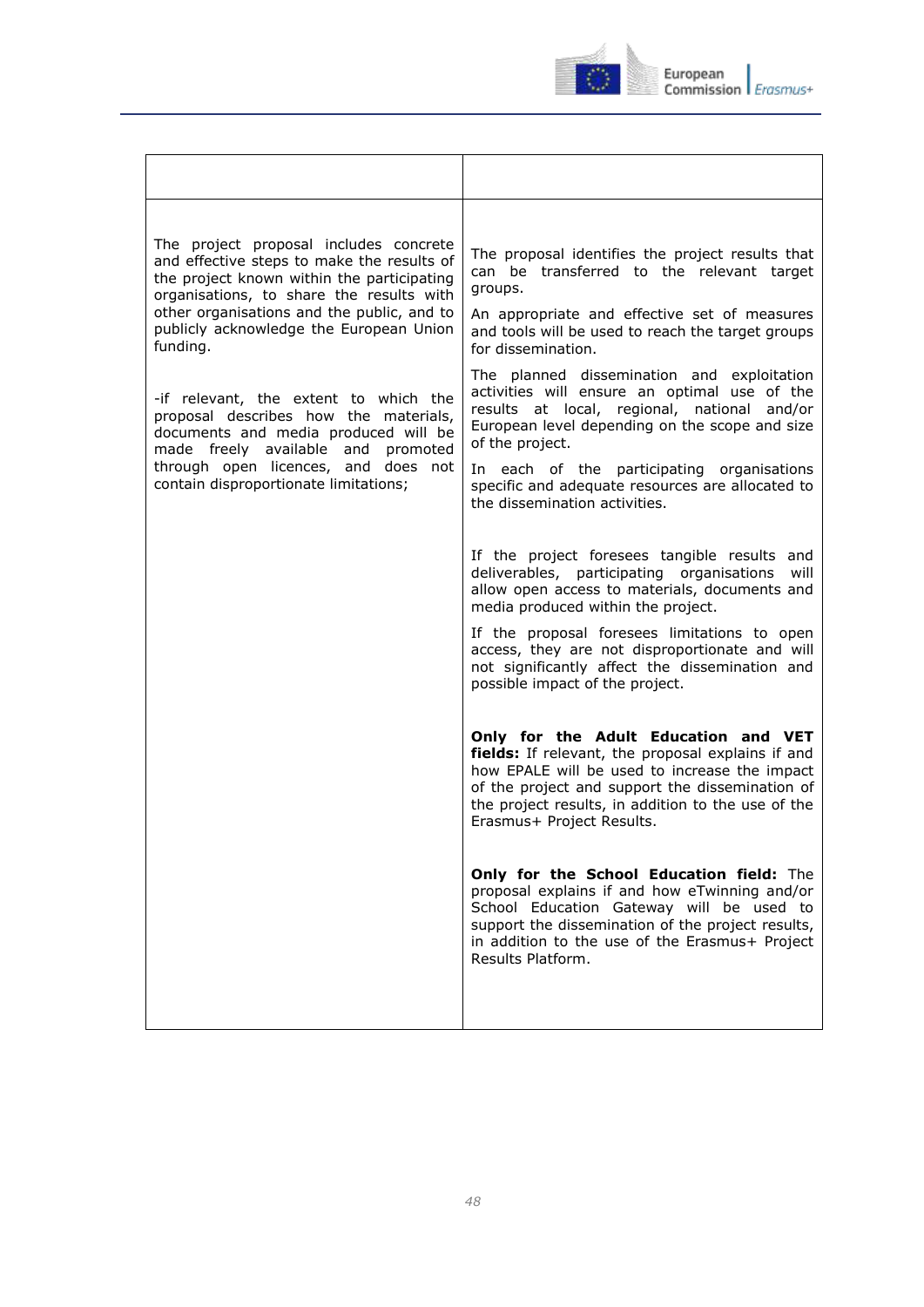| | |
|---|---|
| The project proposal includes concrete and effective steps to make the results of the project known within the participating organisations, to share the results with other organisations and the public, and to publicly acknowledge the European Union funding.<br><br>-if relevant, the extent to which the proposal describes how the materials, documents and media produced will be made freely available and promoted through open licences, and does not contain disproportionate limitations; | The proposal identifies the project results that can be transferred to the relevant target groups.<br><br>An appropriate and effective set of measures and tools will be used to reach the target groups for dissemination.<br><br>The planned dissemination and exploitation activities will ensure an optimal use of the results at local, regional, national and/or European level depending on the scope and size of the project.<br><br>In each of the participating organisations specific and adequate resources are allocated to the dissemination activities.<br><br>If the project foresees tangible results and deliverables, participating organisations will allow open access to materials, documents and media produced within the project.<br><br>If the proposal foresees limitations to open access, they are not disproportionate and will not significantly affect the dissemination and possible impact of the project.<br><br>**Only for the Adult Education and VET fields:** If relevant, the proposal explains if and how EPALE will be used to increase the impact of the project and support the dissemination of the project results, in addition to the use of the Erasmus+ Project Results.<br><br>**Only for the School Education field:** The proposal explains if and how eTwinning and/or School Education Gateway will be used to support the dissemination of the project results, in addition to the use of the Erasmus+ Project Results Platform. |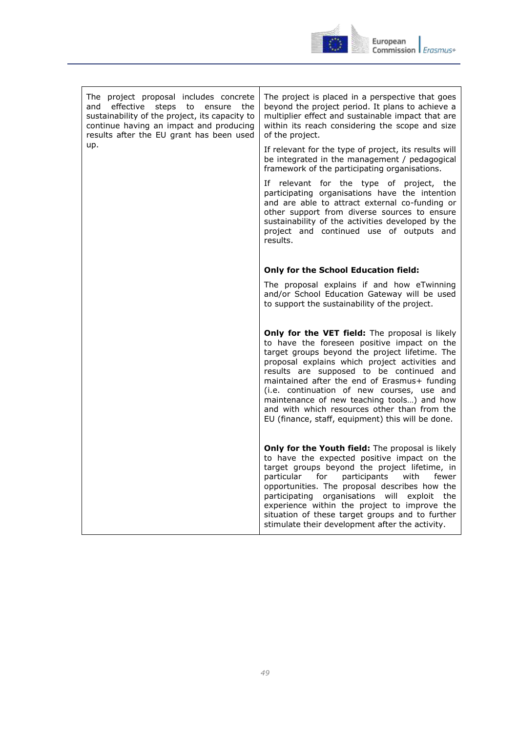| | |
|---|---|
| The project proposal includes concrete and effective steps to ensure the sustainability of the project, its capacity to continue having an impact and producing results after the EU grant has been used up. | The project is placed in a perspective that goes beyond the project period. It plans to achieve a multiplier effect and sustainable impact that are within its reach considering the scope and size of the project.<br><br>If relevant for the type of project, its results will be integrated in the management / pedagogical framework of the participating organisations.<br><br>If relevant for the type of project, the participating organisations have the intention and are able to attract external co-funding or other support from diverse sources to ensure sustainability of the activities developed by the project and continued use of outputs and results.<br><br>**Only for the School Education field:**<br><br>The proposal explains if and how eTwinning and/or School Education Gateway will be used to support the sustainability of the project.<br><br>**Only for the VET field:** The proposal is likely to have the foreseen positive impact on the target groups beyond the project lifetime. The proposal explains which project activities and results are supposed to be continued and maintained after the end of Erasmus+ funding (i.e. continuation of new courses, use and maintenance of new teaching tools…) and how and with which resources other than from the EU (finance, staff, equipment) this will be done.<br><br>**Only for the Youth field:** The proposal is likely to have the expected positive impact on the target groups beyond the project lifetime, in particular for participants with fewer opportunities. The proposal describes how the participating organisations will exploit the experience within the project to improve the situation of these target groups and to further stimulate their development after the activity. |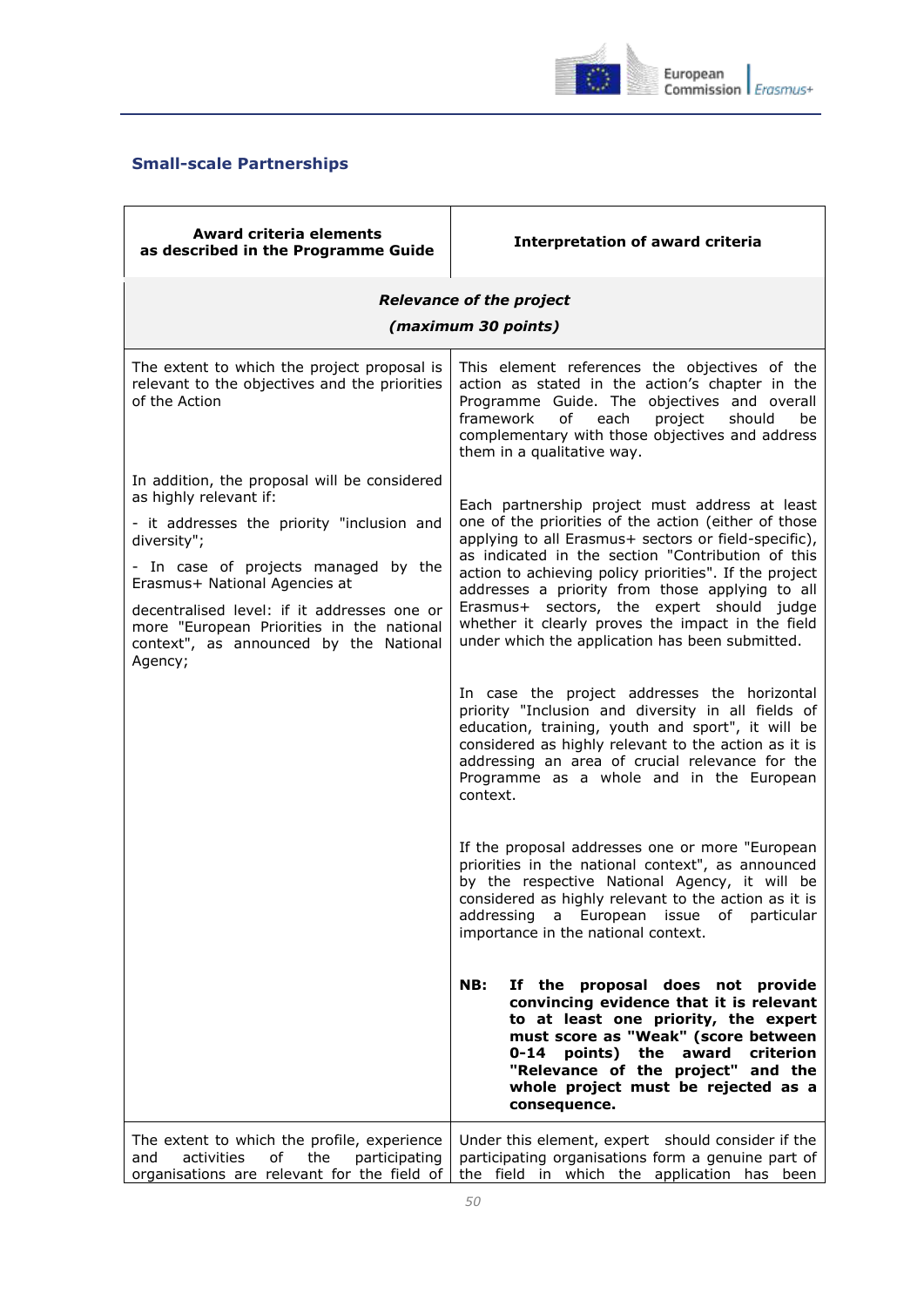## Small-scale Partnerships

| Award criteria elements as described in the Programme Guide | Interpretation of award criteria |
|---|---|
| ***Relevance of the project (maximum 30 points)*** | |
| The extent to which the project proposal is relevant to the objectives and the priorities of the Action | This element references the objectives of the action as stated in the action's chapter in the Programme Guide. The objectives and overall framework of each project should be complementary with those objectives and address them in a qualitative way. |
| In addition, the proposal will be considered as highly relevant if:<br>- it addresses the priority "inclusion and diversity";<br>- In case of projects managed by the Erasmus+ National Agencies at decentralised level: if it addresses one or more "European Priorities in the national context", as announced by the National Agency; | Each partnership project must address at least one of the priorities of the action (either of those applying to all Erasmus+ sectors or field-specific), as indicated in the section "Contribution of this action to achieving policy priorities". If the project addresses a priority from those applying to all Erasmus+ sectors, the expert should judge whether it clearly proves the impact in the field under which the application has been submitted.<br><br>In case the project addresses the horizontal priority "Inclusion and diversity in all fields of education, training, youth and sport", it will be considered as highly relevant to the action as it is addressing an area of crucial relevance for the Programme as a whole and in the European context.<br><br>If the proposal addresses one or more "European priorities in the national context", as announced by the respective National Agency, it will be considered as highly relevant to the action as it is addressing a European issue of particular importance in the national context.<br><br>**NB: If the proposal does not provide convincing evidence that it is relevant to at least one priority, the expert must score as "Weak" (score between 0-14 points) the award criterion "Relevance of the project" and the whole project must be rejected as a consequence.** |
| The extent to which the profile, experience and activities of the participating organisations are relevant for the field of | Under this element, expert should consider if the participating organisations form a genuine part of the field in which the application has been |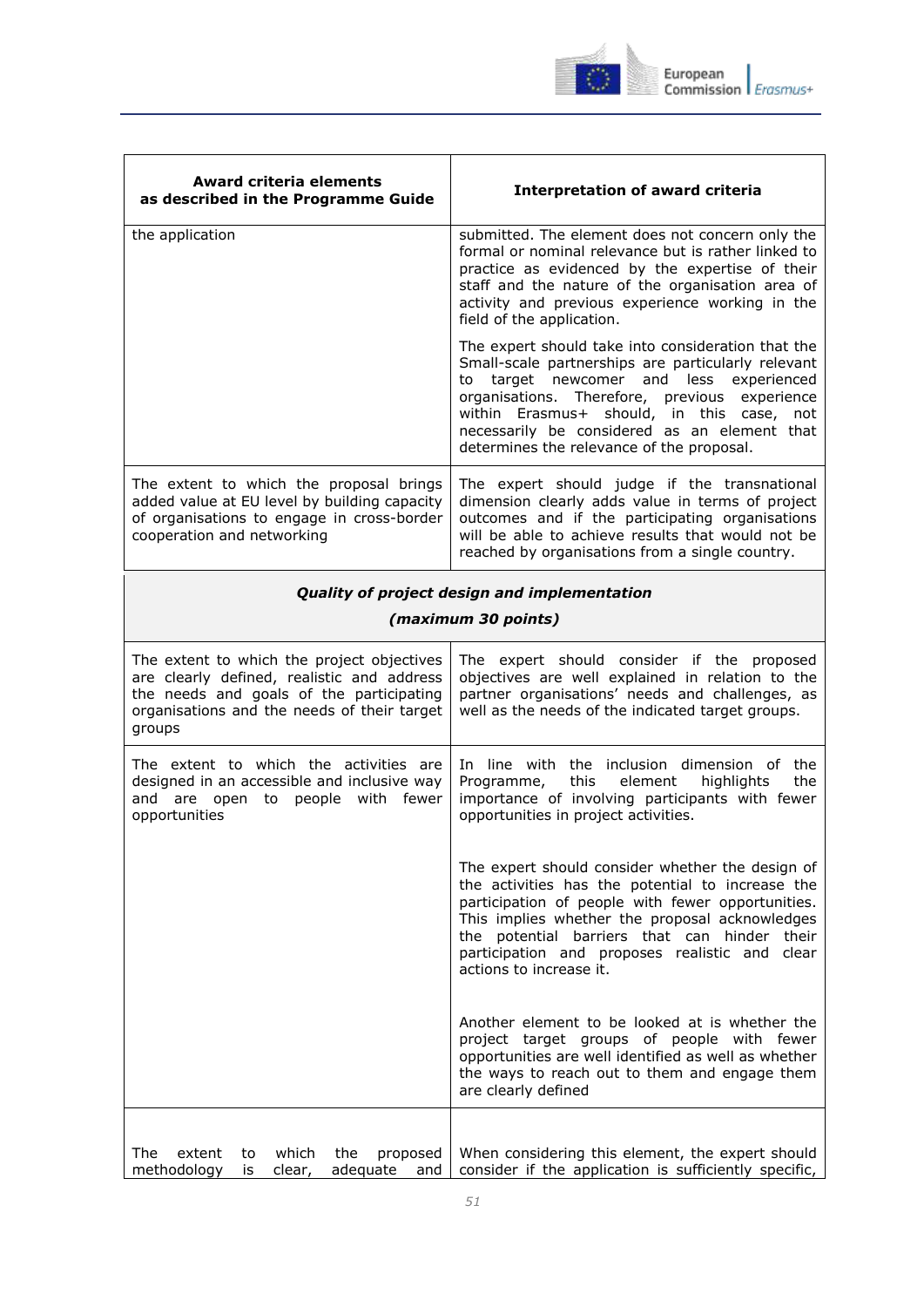| Award criteria elements as described in the Programme Guide | Interpretation of award criteria |
| --- | --- |
| the application | submitted. The element does not concern only the formal or nominal relevance but is rather linked to practice as evidenced by the expertise of their staff and the nature of the organisation area of activity and previous experience working in the field of the application.<br><br>The expert should take into consideration that the Small-scale partnerships are particularly relevant to target newcomer and less experienced organisations. Therefore, previous experience within Erasmus+ should, in this case, not necessarily be considered as an element that determines the relevance of the proposal. |
| The extent to which the proposal brings added value at EU level by building capacity of organisations to engage in cross-border cooperation and networking | The expert should judge if the transnational dimension clearly adds value in terms of project outcomes and if the participating organisations will be able to achieve results that would not be reached by organisations from a single country. |
| ***Quality of project design and implementation*** ***(maximum 30 points)*** | |
| The extent to which the project objectives are clearly defined, realistic and address the needs and goals of the participating organisations and the needs of their target groups | The expert should consider if the proposed objectives are well explained in relation to the partner organisations' needs and challenges, as well as the needs of the indicated target groups. |
| The extent to which the activities are designed in an accessible and inclusive way and are open to people with fewer opportunities | In line with the inclusion dimension of the Programme, this element highlights the importance of involving participants with fewer opportunities in project activities.<br><br>The expert should consider whether the design of the activities has the potential to increase the participation of people with fewer opportunities. This implies whether the proposal acknowledges the potential barriers that can hinder their participation and proposes realistic and clear actions to increase it.<br><br>Another element to be looked at is whether the project target groups of people with fewer opportunities are well identified as well as whether the ways to reach out to them and engage them are clearly defined |
| The extent to which the proposed methodology is clear, adequate and | When considering this element, the expert should consider if the application is sufficiently specific, |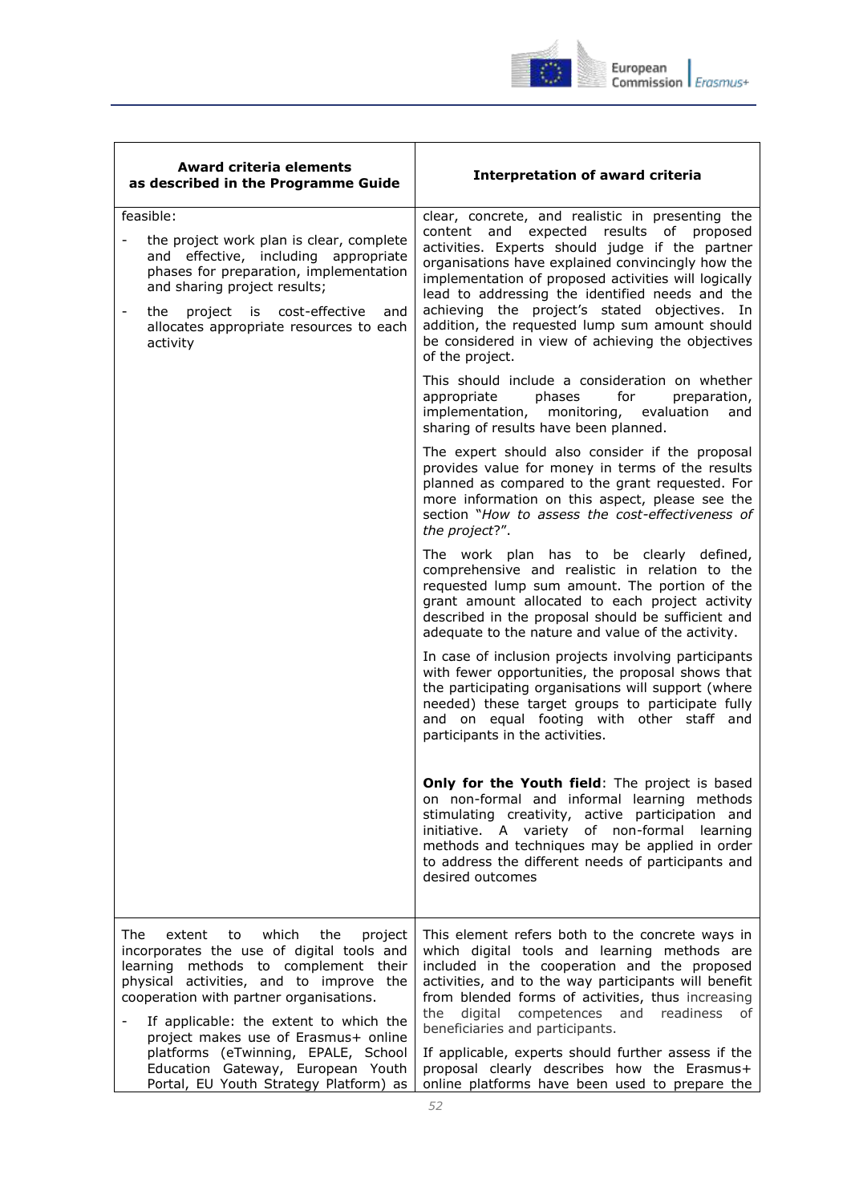| Award criteria elements as described in the Programme Guide | Interpretation of award criteria |
|---|---|
| feasible:<br>- the project work plan is clear, complete and effective, including appropriate phases for preparation, implementation and sharing project results;<br>- the project is cost-effective and allocates appropriate resources to each activity | clear, concrete, and realistic in presenting the content and expected results of proposed activities. Experts should judge if the partner organisations have explained convincingly how the implementation of proposed activities will logically lead to addressing the identified needs and the achieving the project's stated objectives. In addition, the requested lump sum amount should be considered in view of achieving the objectives of the project.<br><br>This should include a consideration on whether appropriate phases for preparation, implementation, monitoring, evaluation and sharing of results have been planned.<br><br>The expert should also consider if the proposal provides value for money in terms of the results planned as compared to the grant requested. For more information on this aspect, please see the section "*How to assess the cost-effectiveness of the project*?".<br><br>The work plan has to be clearly defined, comprehensive and realistic in relation to the requested lump sum amount. The portion of the grant amount allocated to each project activity described in the proposal should be sufficient and adequate to the nature and value of the activity.<br><br>In case of inclusion projects involving participants with fewer opportunities, the proposal shows that the participating organisations will support (where needed) these target groups to participate fully and on equal footing with other staff and participants in the activities.<br><br>**Only for the Youth field**: The project is based on non-formal and informal learning methods stimulating creativity, active participation and initiative. A variety of non-formal learning methods and techniques may be applied in order to address the different needs of participants and desired outcomes |
| The extent to which the project incorporates the use of digital tools and learning methods to complement their physical activities, and to improve the cooperation with partner organisations.<br>- If applicable: the extent to which the project makes use of Erasmus+ online platforms (eTwinning, EPALE, School Education Gateway, European Youth Portal, EU Youth Strategy Platform) as | This element refers both to the concrete ways in which digital tools and learning methods are included in the cooperation and the proposed activities, and to the way participants will benefit from blended forms of activities, thus increasing the digital competences and readiness of beneficiaries and participants.<br><br>If applicable, experts should further assess if the proposal clearly describes how the Erasmus+ online platforms have been used to prepare the |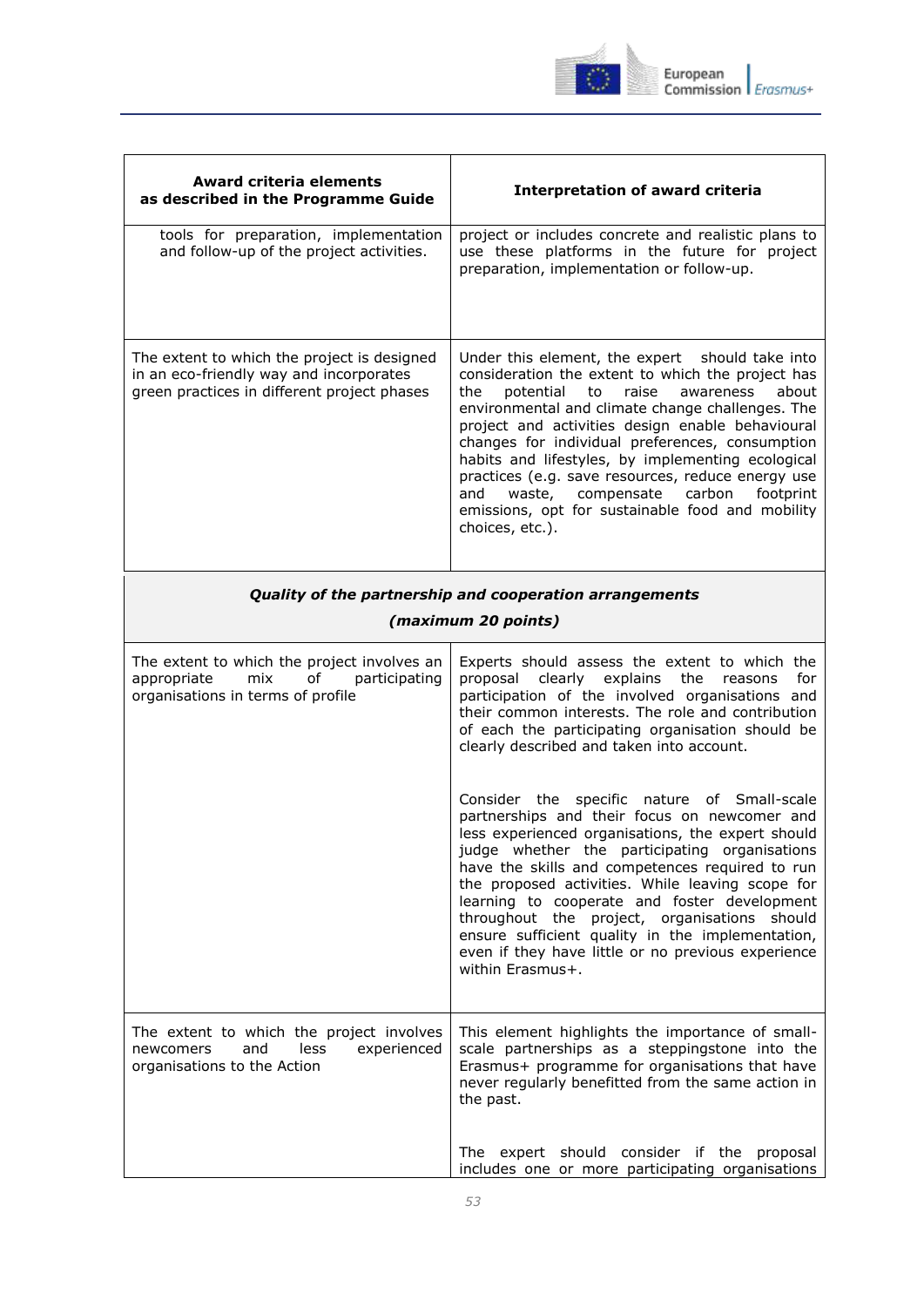| Award criteria elements as described in the Programme Guide | Interpretation of award criteria |
|---|---|
| tools for preparation, implementation and follow-up of the project activities. | project or includes concrete and realistic plans to use these platforms in the future for project preparation, implementation or follow-up. |
| The extent to which the project is designed in an eco-friendly way and incorporates green practices in different project phases | Under this element, the expert should take into consideration the extent to which the project has the potential to raise awareness about environmental and climate change challenges. The project and activities design enable behavioural changes for individual preferences, consumption habits and lifestyles, by implementing ecological practices (e.g. save resources, reduce energy use and waste, compensate carbon footprint emissions, opt for sustainable food and mobility choices, etc.). |
| ***Quality of the partnership and cooperation arrangements (maximum 20 points)*** | |
| The extent to which the project involves an appropriate mix of participating organisations in terms of profile | Experts should assess the extent to which the proposal clearly explains the reasons for participation of the involved organisations and their common interests. The role and contribution of each the participating organisation should be clearly described and taken into account.<br><br>Consider the specific nature of Small-scale partnerships and their focus on newcomer and less experienced organisations, the expert should judge whether the participating organisations have the skills and competences required to run the proposed activities. While leaving scope for learning to cooperate and foster development throughout the project, organisations should ensure sufficient quality in the implementation, even if they have little or no previous experience within Erasmus+. |
| The extent to which the project involves newcomers and less experienced organisations to the Action | This element highlights the importance of small-scale partnerships as a steppingstone into the Erasmus+ programme for organisations that have never regularly benefitted from the same action in the past.<br><br>The expert should consider if the proposal includes one or more participating organisations |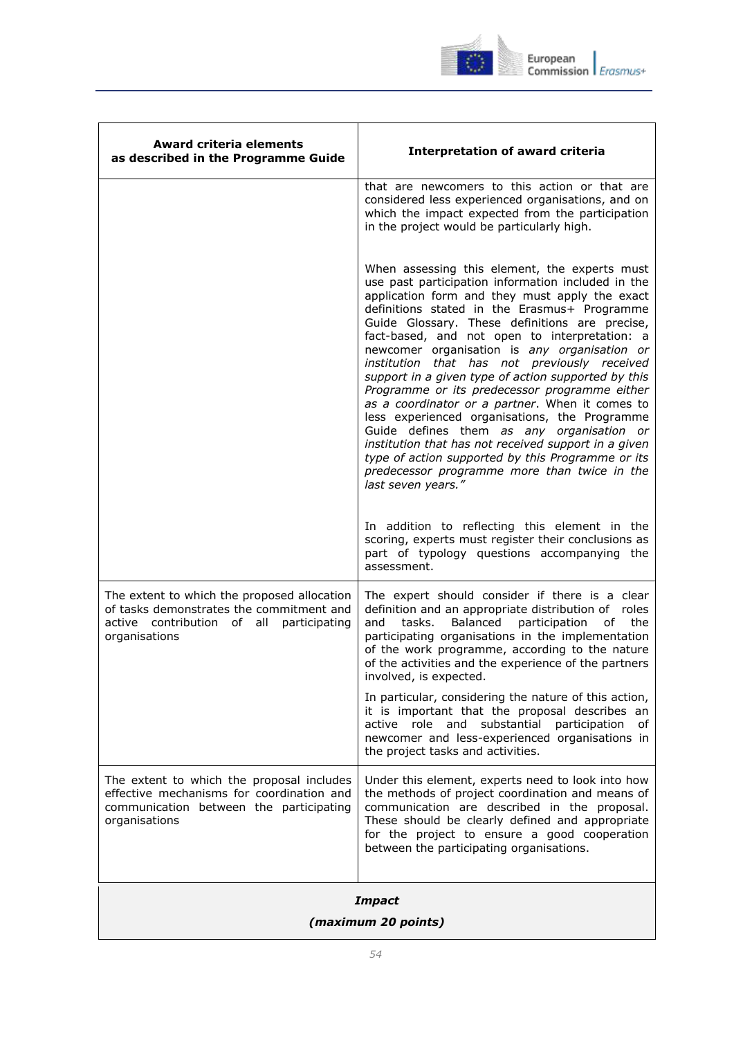| Award criteria elements as described in the Programme Guide | Interpretation of award criteria |
| --- | --- |
| | that are newcomers to this action or that are considered less experienced organisations, and on which the impact expected from the participation in the project would be particularly high.<br><br>When assessing this element, the experts must use past participation information included in the application form and they must apply the exact definitions stated in the Erasmus+ Programme Guide Glossary. These definitions are precise, fact-based, and not open to interpretation: a newcomer organisation is *any organisation or institution that has not previously received support in a given type of action supported by this Programme or its predecessor programme either as a coordinator or a partner*. When it comes to less experienced organisations, the Programme Guide defines them *as any organisation or institution that has not received support in a given type of action supported by this Programme or its predecessor programme more than twice in the last seven years.”*<br><br>In addition to reflecting this element in the scoring, experts must register their conclusions as part of typology questions accompanying the assessment. |
| The extent to which the proposed allocation of tasks demonstrates the commitment and active contribution of all participating organisations | The expert should consider if there is a clear definition and an appropriate distribution of roles and tasks. Balanced participation of the participating organisations in the implementation of the work programme, according to the nature of the activities and the experience of the partners involved, is expected.<br><br>In particular, considering the nature of this action, it is important that the proposal describes an active role and substantial participation of newcomer and less-experienced organisations in the project tasks and activities. |
| The extent to which the proposal includes effective mechanisms for coordination and communication between the participating organisations | Under this element, experts need to look into how the methods of project coordination and means of communication are described in the proposal. These should be clearly defined and appropriate for the project to ensure a good cooperation between the participating organisations. |
| ***Impact*** ***(maximum 20 points)*** | |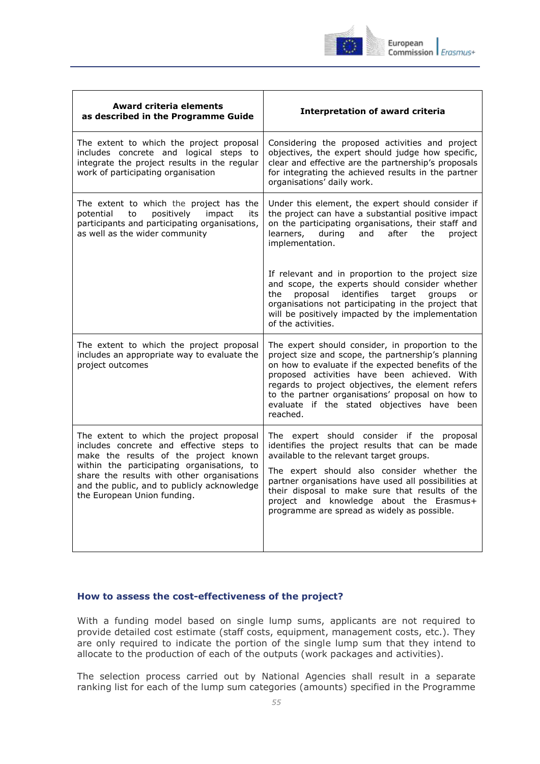| Award criteria elements as described in the Programme Guide | Interpretation of award criteria |
| --- | --- |
| The extent to which the project proposal includes concrete and logical steps to integrate the project results in the regular work of participating organisation | Considering the proposed activities and project objectives, the expert should judge how specific, clear and effective are the partnership's proposals for integrating the achieved results in the partner organisations' daily work. |
| The extent to which the project has the potential to positively impact its participants and participating organisations, as well as the wider community | Under this element, the expert should consider if the project can have a substantial positive impact on the participating organisations, their staff and learners, during and after the project implementation.<br><br>If relevant and in proportion to the project size and scope, the experts should consider whether the proposal identifies target groups or organisations not participating in the project that will be positively impacted by the implementation of the activities. |
| The extent to which the project proposal includes an appropriate way to evaluate the project outcomes | The expert should consider, in proportion to the project size and scope, the partnership's planning on how to evaluate if the expected benefits of the proposed activities have been achieved. With regards to project objectives, the element refers to the partner organisations' proposal on how to evaluate if the stated objectives have been reached. |
| The extent to which the project proposal includes concrete and effective steps to make the results of the project known within the participating organisations, to share the results with other organisations and the public, and to publicly acknowledge the European Union funding. | The expert should consider if the proposal identifies the project results that can be made available to the relevant target groups.<br><br>The expert should also consider whether the partner organisations have used all possibilities at their disposal to make sure that results of the project and knowledge about the Erasmus+ programme are spread as widely as possible. |

### How to assess the cost-effectiveness of the project?

With a funding model based on single lump sums, applicants are not required to provide detailed cost estimate (staff costs, equipment, management costs, etc.). They are only required to indicate the portion of the single lump sum that they intend to allocate to the production of each of the outputs (work packages and activities).

The selection process carried out by National Agencies shall result in a separate ranking list for each of the lump sum categories (amounts) specified in the Programme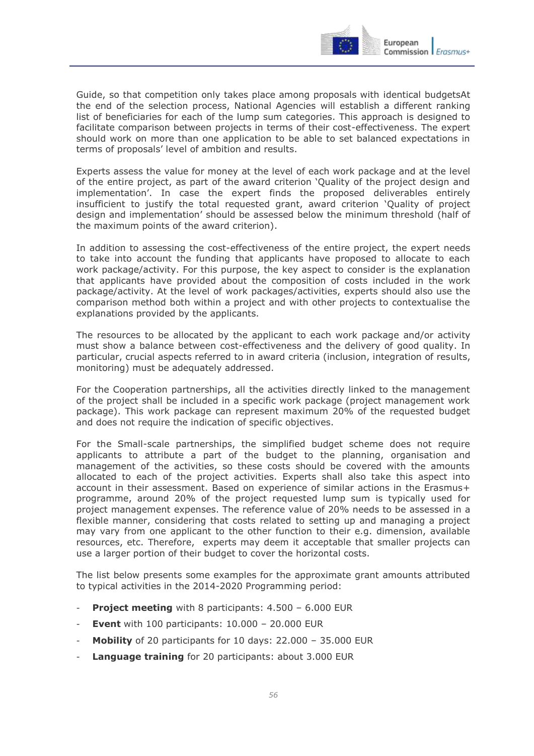Guide, so that competition only takes place among proposals with identical budgetsAt the end of the selection process, National Agencies will establish a different ranking list of beneficiaries for each of the lump sum categories. This approach is designed to facilitate comparison between projects in terms of their cost-effectiveness. The expert should work on more than one application to be able to set balanced expectations in terms of proposals' level of ambition and results.

Experts assess the value for money at the level of each work package and at the level of the entire project, as part of the award criterion 'Quality of the project design and implementation'. In case the expert finds the proposed deliverables entirely insufficient to justify the total requested grant, award criterion 'Quality of project design and implementation' should be assessed below the minimum threshold (half of the maximum points of the award criterion).

In addition to assessing the cost-effectiveness of the entire project, the expert needs to take into account the funding that applicants have proposed to allocate to each work package/activity. For this purpose, the key aspect to consider is the explanation that applicants have provided about the composition of costs included in the work package/activity. At the level of work packages/activities, experts should also use the comparison method both within a project and with other projects to contextualise the explanations provided by the applicants.

The resources to be allocated by the applicant to each work package and/or activity must show a balance between cost-effectiveness and the delivery of good quality. In particular, crucial aspects referred to in award criteria (inclusion, integration of results, monitoring) must be adequately addressed.

For the Cooperation partnerships, all the activities directly linked to the management of the project shall be included in a specific work package (project management work package). This work package can represent maximum 20% of the requested budget and does not require the indication of specific objectives.

For the Small-scale partnerships, the simplified budget scheme does not require applicants to attribute a part of the budget to the planning, organisation and management of the activities, so these costs should be covered with the amounts allocated to each of the project activities. Experts shall also take this aspect into account in their assessment. Based on experience of similar actions in the Erasmus+ programme, around 20% of the project requested lump sum is typically used for project management expenses. The reference value of 20% needs to be assessed in a flexible manner, considering that costs related to setting up and managing a project may vary from one applicant to the other function to their e.g. dimension, available resources, etc. Therefore, experts may deem it acceptable that smaller projects can use a larger portion of their budget to cover the horizontal costs.

The list below presents some examples for the approximate grant amounts attributed to typical activities in the 2014-2020 Programming period:

- **Project meeting** with 8 participants: 4.500 – 6.000 EUR
- **Event** with 100 participants: 10.000 – 20.000 EUR
- **Mobility** of 20 participants for 10 days: 22.000 – 35.000 EUR
- **Language training** for 20 participants: about 3.000 EUR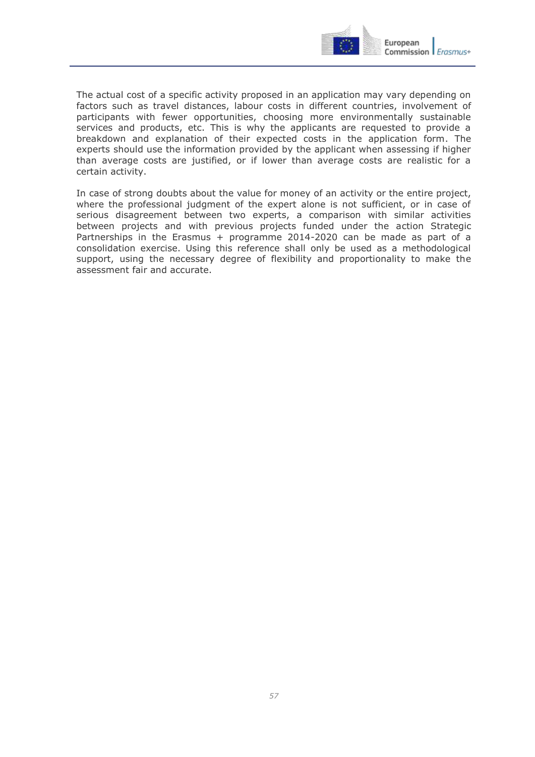The actual cost of a specific activity proposed in an application may vary depending on factors such as travel distances, labour costs in different countries, involvement of participants with fewer opportunities, choosing more environmentally sustainable services and products, etc. This is why the applicants are requested to provide a breakdown and explanation of their expected costs in the application form. The experts should use the information provided by the applicant when assessing if higher than average costs are justified, or if lower than average costs are realistic for a certain activity.

In case of strong doubts about the value for money of an activity or the entire project, where the professional judgment of the expert alone is not sufficient, or in case of serious disagreement between two experts, a comparison with similar activities between projects and with previous projects funded under the action Strategic Partnerships in the Erasmus + programme 2014-2020 can be made as part of a consolidation exercise. Using this reference shall only be used as a methodological support, using the necessary degree of flexibility and proportionality to make the assessment fair and accurate.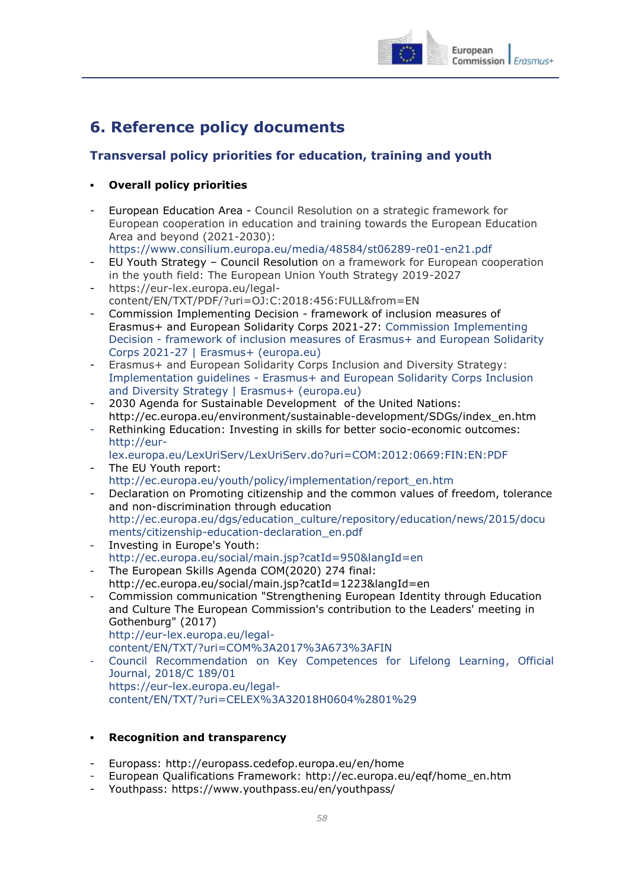# 6. Reference policy documents

## Transversal policy priorities for education, training and youth

- **Overall policy priorities**

- European Education Area - Council Resolution on a strategic framework for European cooperation in education and training towards the European Education Area and beyond (2021-2030): https://www.consilium.europa.eu/media/48584/st06289-re01-en21.pdf
- EU Youth Strategy – Council Resolution on a framework for European cooperation in the youth field: The European Union Youth Strategy 2019-2027
- https://eur-lex.europa.eu/legal-content/EN/TXT/PDF/?uri=OJ:C:2018:456:FULL&from=EN
- Commission Implementing Decision - framework of inclusion measures of Erasmus+ and European Solidarity Corps 2021-27: Commission Implementing Decision - framework of inclusion measures of Erasmus+ and European Solidarity Corps 2021-27 | Erasmus+ (europa.eu)
- Erasmus+ and European Solidarity Corps Inclusion and Diversity Strategy: Implementation guidelines - Erasmus+ and European Solidarity Corps Inclusion and Diversity Strategy | Erasmus+ (europa.eu)
- 2030 Agenda for Sustainable Development of the United Nations: http://ec.europa.eu/environment/sustainable-development/SDGs/index_en.htm
- Rethinking Education: Investing in skills for better socio-economic outcomes: http://eur-lex.europa.eu/LexUriServ/LexUriServ.do?uri=COM:2012:0669:FIN:EN:PDF
- The EU Youth report: http://ec.europa.eu/youth/policy/implementation/report_en.htm
- Declaration on Promoting citizenship and the common values of freedom, tolerance and non-discrimination through education http://ec.europa.eu/dgs/education_culture/repository/education/news/2015/documents/citizenship-education-declaration_en.pdf
- Investing in Europe's Youth: http://ec.europa.eu/social/main.jsp?catId=950&langId=en
- The European Skills Agenda COM(2020) 274 final: http://ec.europa.eu/social/main.jsp?catId=1223&langId=en
- Commission communication "Strengthening European Identity through Education and Culture The European Commission's contribution to the Leaders' meeting in Gothenburg" (2017) http://eur-lex.europa.eu/legal-content/EN/TXT/?uri=COM%3A2017%3A673%3AFIN
- Council Recommendation on Key Competences for Lifelong Learning, Official Journal, 2018/C 189/01 https://eur-lex.europa.eu/legal-content/EN/TXT/?uri=CELEX%3A32018H0604%2801%29

- **Recognition and transparency**

- Europass: http://europass.cedefop.europa.eu/en/home
- European Qualifications Framework: http://ec.europa.eu/eqf/home_en.htm
- Youthpass: https://www.youthpass.eu/en/youthpass/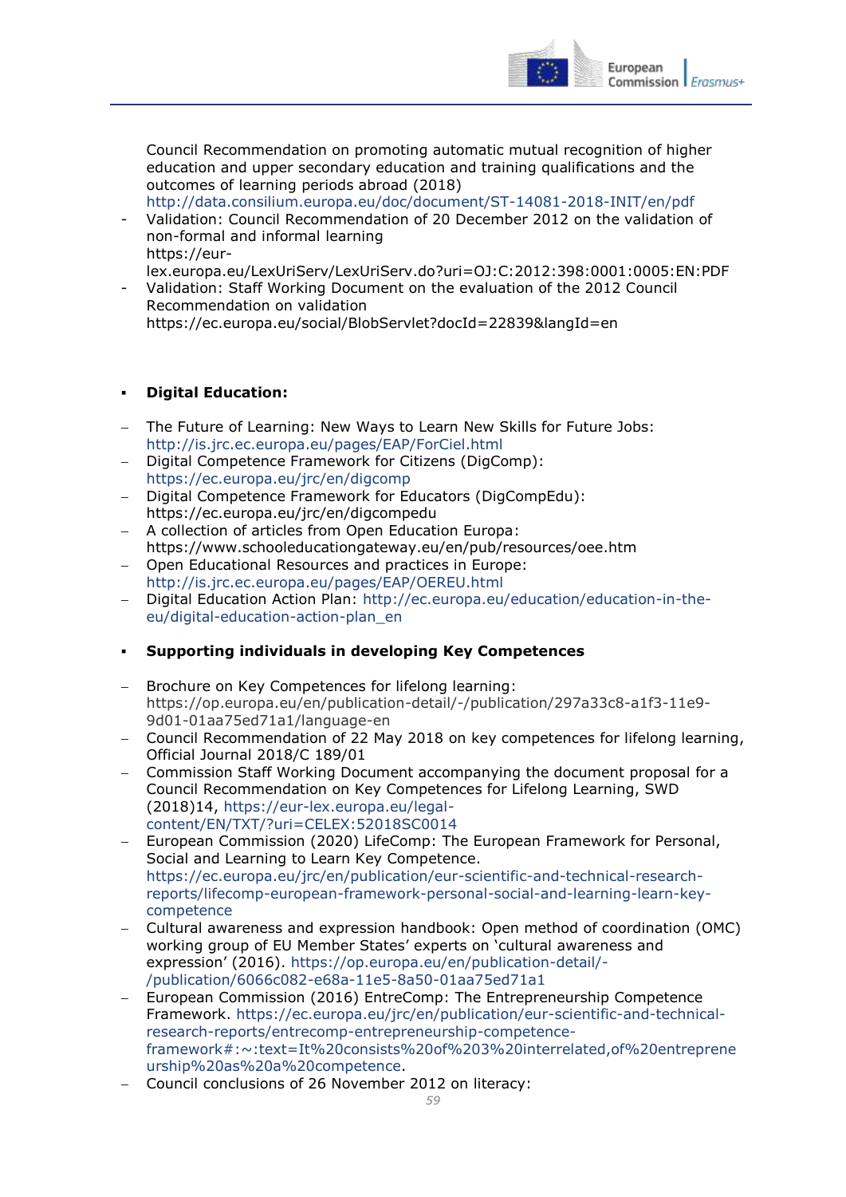Council Recommendation on promoting automatic mutual recognition of higher education and upper secondary education and training qualifications and the outcomes of learning periods abroad (2018)
http://data.consilium.europa.eu/doc/document/ST-14081-2018-INIT/en/pdf

- Validation: Council Recommendation of 20 December 2012 on the validation of non-formal and informal learning
https://eur-lex.europa.eu/LexUriServ/LexUriServ.do?uri=OJ:C:2012:398:0001:0005:EN:PDF
- Validation: Staff Working Document on the evaluation of the 2012 Council Recommendation on validation
https://ec.europa.eu/social/BlobServlet?docId=22839&langId=en

▪ **Digital Education:**

- The Future of Learning: New Ways to Learn New Skills for Future Jobs: http://is.jrc.ec.europa.eu/pages/EAP/ForCiel.html
- Digital Competence Framework for Citizens (DigComp): https://ec.europa.eu/jrc/en/digcomp
- Digital Competence Framework for Educators (DigCompEdu): https://ec.europa.eu/jrc/en/digcompedu
- A collection of articles from Open Education Europa: https://www.schooleducationgateway.eu/en/pub/resources/oee.htm
- Open Educational Resources and practices in Europe: http://is.jrc.ec.europa.eu/pages/EAP/OEREU.html
- Digital Education Action Plan: http://ec.europa.eu/education/education-in-the-eu/digital-education-action-plan_en

▪ **Supporting individuals in developing Key Competences**

- Brochure on Key Competences for lifelong learning: https://op.europa.eu/en/publication-detail/-/publication/297a33c8-a1f3-11e9-9d01-01aa75ed71a1/language-en
- Council Recommendation of 22 May 2018 on key competences for lifelong learning, Official Journal 2018/C 189/01
- Commission Staff Working Document accompanying the document proposal for a Council Recommendation on Key Competences for Lifelong Learning, SWD (2018)14, https://eur-lex.europa.eu/legal-content/EN/TXT/?uri=CELEX:52018SC0014
- European Commission (2020) LifeComp: The European Framework for Personal, Social and Learning to Learn Key Competence. https://ec.europa.eu/jrc/en/publication/eur-scientific-and-technical-research-reports/lifecomp-european-framework-personal-social-and-learning-learn-key-competence
- Cultural awareness and expression handbook: Open method of coordination (OMC) working group of EU Member States' experts on 'cultural awareness and expression' (2016). https://op.europa.eu/en/publication-detail/-/publication/6066c082-e68a-11e5-8a50-01aa75ed71a1
- European Commission (2016) EntreComp: The Entrepreneurship Competence Framework. https://ec.europa.eu/jrc/en/publication/eur-scientific-and-technical-research-reports/entrecomp-entrepreneurship-competence-framework#:~:text=It%20consists%20of%203%20interrelated,of%20entrepreneurship%20as%20a%20competence.
- Council conclusions of 26 November 2012 on literacy: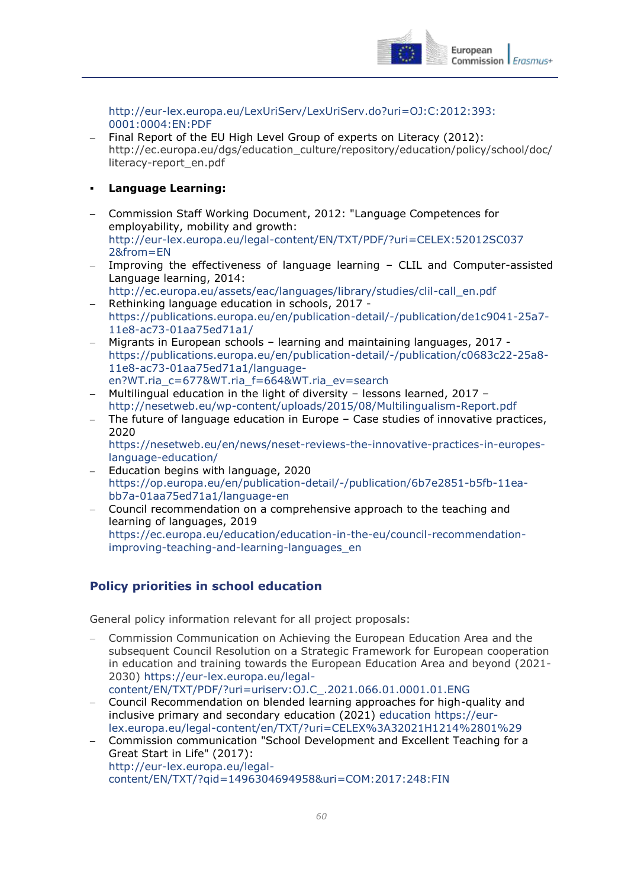http://eur-lex.europa.eu/LexUriServ/LexUriServ.do?uri=OJ:C:2012:393:0001:0004:EN:PDF

- Final Report of the EU High Level Group of experts on Literacy (2012): http://ec.europa.eu/dgs/education_culture/repository/education/policy/school/doc/literacy-report_en.pdf

- **Language Learning:**

- Commission Staff Working Document, 2012: "Language Competences for employability, mobility and growth: http://eur-lex.europa.eu/legal-content/EN/TXT/PDF/?uri=CELEX:52012SC0372&from=EN
- Improving the effectiveness of language learning – CLIL and Computer-assisted Language learning, 2014: http://ec.europa.eu/assets/eac/languages/library/studies/clil-call_en.pdf
- Rethinking language education in schools, 2017 - https://publications.europa.eu/en/publication-detail/-/publication/de1c9041-25a7-11e8-ac73-01aa75ed71a1/
- Migrants in European schools – learning and maintaining languages, 2017 - https://publications.europa.eu/en/publication-detail/-/publication/c0683c22-25a8-11e8-ac73-01aa75ed71a1/language-en?WT.ria_c=677&WT.ria_f=664&WT.ria_ev=search
- Multilingual education in the light of diversity – lessons learned, 2017 – http://nesetweb.eu/wp-content/uploads/2015/08/Multilingualism-Report.pdf
- The future of language education in Europe – Case studies of innovative practices, 2020 https://nesetweb.eu/en/news/neset-reviews-the-innovative-practices-in-europes-language-education/
- Education begins with language, 2020 https://op.europa.eu/en/publication-detail/-/publication/6b7e2851-b5fb-11ea-bb7a-01aa75ed71a1/language-en
- Council recommendation on a comprehensive approach to the teaching and learning of languages, 2019 https://ec.europa.eu/education/education-in-the-eu/council-recommendation-improving-teaching-and-learning-languages_en

## Policy priorities in school education

General policy information relevant for all project proposals:

- Commission Communication on Achieving the European Education Area and the subsequent Council Resolution on a Strategic Framework for European cooperation in education and training towards the European Education Area and beyond (2021-2030) https://eur-lex.europa.eu/legal-content/EN/TXT/PDF/?uri=uriserv:OJ.C_.2021.066.01.0001.01.ENG
- Council Recommendation on blended learning approaches for high-quality and inclusive primary and secondary education (2021) education https://eur-lex.europa.eu/legal-content/en/TXT/?uri=CELEX%3A32021H1214%2801%29
- Commission communication "School Development and Excellent Teaching for a Great Start in Life" (2017): http://eur-lex.europa.eu/legal-content/EN/TXT/?qid=1496304694958&uri=COM:2017:248:FIN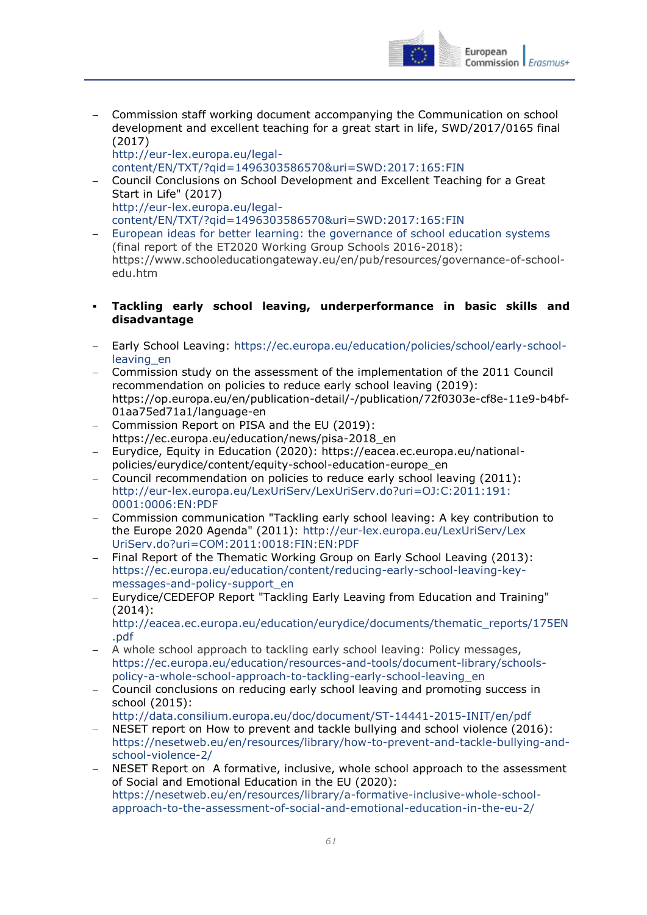- Commission staff working document accompanying the Communication on school development and excellent teaching for a great start in life, SWD/2017/0165 final (2017)
  http://eur-lex.europa.eu/legal-content/EN/TXT/?qid=1496303586570&uri=SWD:2017:165:FIN
- Council Conclusions on School Development and Excellent Teaching for a Great Start in Life" (2017)
  http://eur-lex.europa.eu/legal-content/EN/TXT/?qid=1496303586570&uri=SWD:2017:165:FIN
- European ideas for better learning: the governance of school education systems (final report of the ET2020 Working Group Schools 2016-2018): https://www.schooleducationgateway.eu/en/pub/resources/governance-of-school-edu.htm

- **Tackling early school leaving, underperformance in basic skills and disadvantage**

- Early School Leaving: https://ec.europa.eu/education/policies/school/early-school-leaving_en
- Commission study on the assessment of the implementation of the 2011 Council recommendation on policies to reduce early school leaving (2019): https://op.europa.eu/en/publication-detail/-/publication/72f0303e-cf8e-11e9-b4bf-01aa75ed71a1/language-en
- Commission Report on PISA and the EU (2019): https://ec.europa.eu/education/news/pisa-2018_en
- Eurydice, Equity in Education (2020): https://eacea.ec.europa.eu/national-policies/eurydice/content/equity-school-education-europe_en
- Council recommendation on policies to reduce early school leaving (2011): http://eur-lex.europa.eu/LexUriServ/LexUriServ.do?uri=OJ:C:2011:191:0001:0006:EN:PDF
- Commission communication "Tackling early school leaving: A key contribution to the Europe 2020 Agenda" (2011): http://eur-lex.europa.eu/LexUriServ/LexUriServ.do?uri=COM:2011:0018:FIN:EN:PDF
- Final Report of the Thematic Working Group on Early School Leaving (2013): https://ec.europa.eu/education/content/reducing-early-school-leaving-key-messages-and-policy-support_en
- Eurydice/CEDEFOP Report "Tackling Early Leaving from Education and Training" (2014):
  http://eacea.ec.europa.eu/education/eurydice/documents/thematic_reports/175EN.pdf
- A whole school approach to tackling early school leaving: Policy messages, https://ec.europa.eu/education/resources-and-tools/document-library/schools-policy-a-whole-school-approach-to-tackling-early-school-leaving_en
- Council conclusions on reducing early school leaving and promoting success in school (2015):
  http://data.consilium.europa.eu/doc/document/ST-14441-2015-INIT/en/pdf
- NESET report on How to prevent and tackle bullying and school violence (2016): https://nesetweb.eu/en/resources/library/how-to-prevent-and-tackle-bullying-and-school-violence-2/
- NESET Report on A formative, inclusive, whole school approach to the assessment of Social and Emotional Education in the EU (2020): https://nesetweb.eu/en/resources/library/a-formative-inclusive-whole-school-approach-to-the-assessment-of-social-and-emotional-education-in-the-eu-2/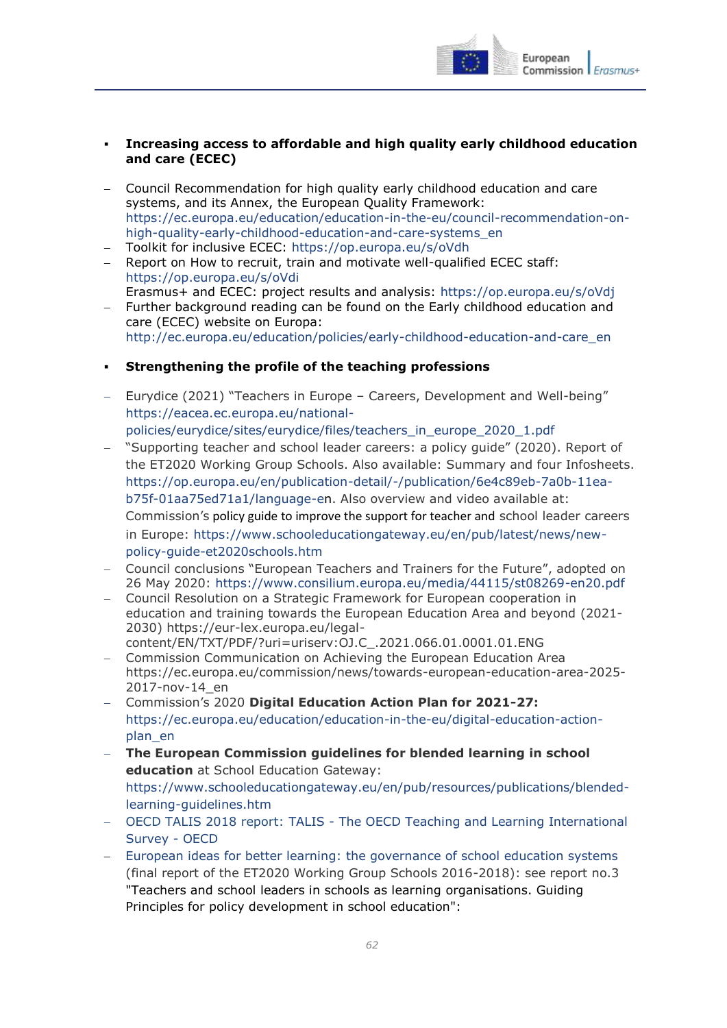- **Increasing access to affordable and high quality early childhood education and care (ECEC)**

  - Council Recommendation for high quality early childhood education and care systems, and its Annex, the European Quality Framework: https://ec.europa.eu/education/education-in-the-eu/council-recommendation-on-high-quality-early-childhood-education-and-care-systems_en
  - Toolkit for inclusive ECEC: https://op.europa.eu/s/oVdh
  - Report on How to recruit, train and motivate well-qualified ECEC staff: https://op.europa.eu/s/oVdi
    Erasmus+ and ECEC: project results and analysis: https://op.europa.eu/s/oVdj
  - Further background reading can be found on the Early childhood education and care (ECEC) website on Europa: http://ec.europa.eu/education/policies/early-childhood-education-and-care_en

- **Strengthening the profile of the teaching professions**

  - Eurydice (2021) "Teachers in Europe – Careers, Development and Well-being" https://eacea.ec.europa.eu/national-policies/eurydice/sites/eurydice/files/teachers_in_europe_2020_1.pdf
  - "Supporting teacher and school leader careers: a policy guide" (2020). Report of the ET2020 Working Group Schools. Also available: Summary and four Infosheets. https://op.europa.eu/en/publication-detail/-/publication/6e4c89eb-7a0b-11ea-b75f-01aa75ed71a1/language-en. Also overview and video available at: Commission's policy guide to improve the support for teacher and school leader careers in Europe: https://www.schooleducationgateway.eu/en/pub/latest/news/new-policy-guide-et2020schools.htm
  - Council conclusions "European Teachers and Trainers for the Future", adopted on 26 May 2020: https://www.consilium.europa.eu/media/44115/st08269-en20.pdf
  - Council Resolution on a Strategic Framework for European cooperation in education and training towards the European Education Area and beyond (2021-2030) https://eur-lex.europa.eu/legal-content/EN/TXT/PDF/?uri=uriserv:OJ.C_.2021.066.01.0001.01.ENG
  - Commission Communication on Achieving the European Education Area https://ec.europa.eu/commission/news/towards-european-education-area-2025-2017-nov-14_en
  - Commission's 2020 **Digital Education Action Plan for 2021-27:** https://ec.europa.eu/education/education-in-the-eu/digital-education-action-plan_en
  - **The European Commission guidelines for blended learning in school education** at School Education Gateway: https://www.schooleducationgateway.eu/en/pub/resources/publications/blended-learning-guidelines.htm
  - OECD TALIS 2018 report: TALIS - The OECD Teaching and Learning International Survey - OECD
  - European ideas for better learning: the governance of school education systems (final report of the ET2020 Working Group Schools 2016-2018): see report no.3 "Teachers and school leaders in schools as learning organisations. Guiding Principles for policy development in school education":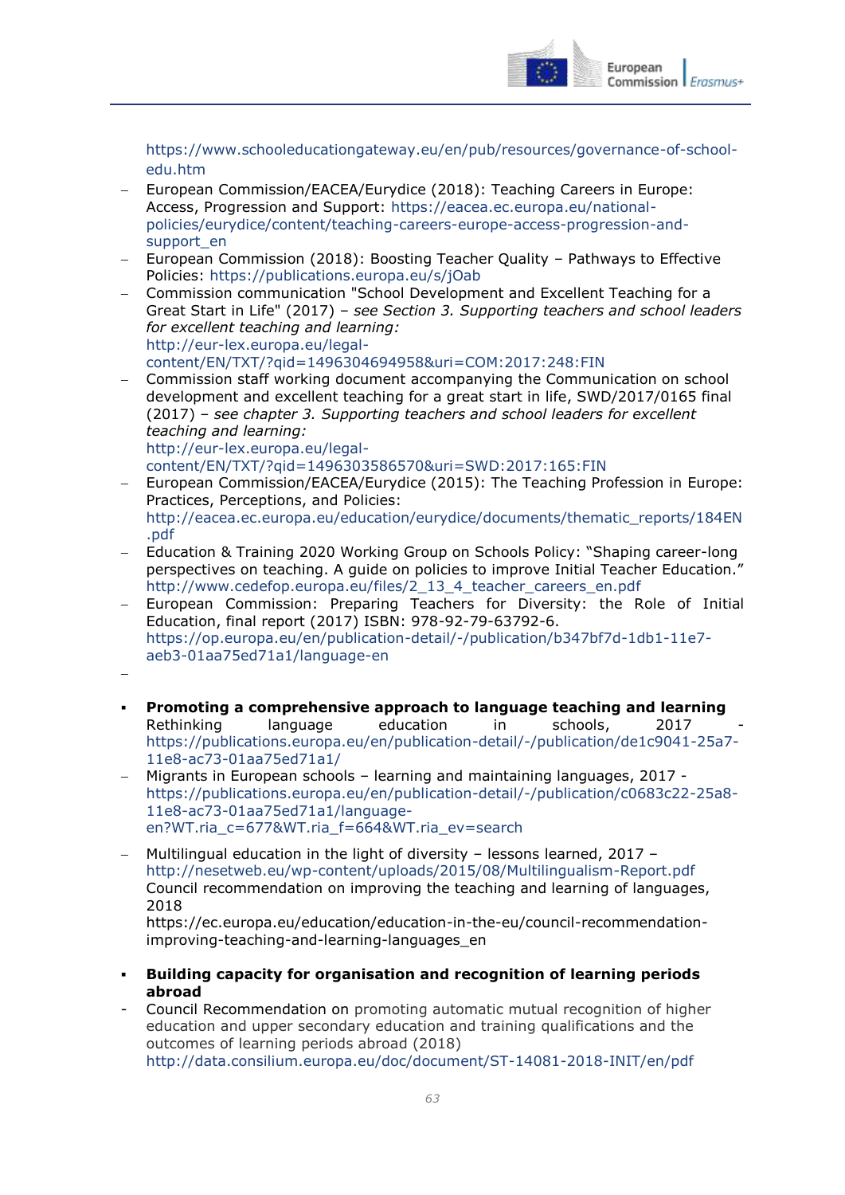https://www.schooleducationgateway.eu/en/pub/resources/governance-of-school-edu.htm

- European Commission/EACEA/Eurydice (2018): Teaching Careers in Europe: Access, Progression and Support: https://eacea.ec.europa.eu/national-policies/eurydice/content/teaching-careers-europe-access-progression-and-support_en
- European Commission (2018): Boosting Teacher Quality – Pathways to Effective Policies: https://publications.europa.eu/s/jOab
- Commission communication "School Development and Excellent Teaching for a Great Start in Life" (2017) – *see Section 3. Supporting teachers and school leaders for excellent teaching and learning:* http://eur-lex.europa.eu/legal-content/EN/TXT/?qid=1496304694958&uri=COM:2017:248:FIN
- Commission staff working document accompanying the Communication on school development and excellent teaching for a great start in life, SWD/2017/0165 final (2017) – *see chapter 3. Supporting teachers and school leaders for excellent teaching and learning:* http://eur-lex.europa.eu/legal-content/EN/TXT/?qid=1496303586570&uri=SWD:2017:165:FIN
- European Commission/EACEA/Eurydice (2015): The Teaching Profession in Europe: Practices, Perceptions, and Policies: http://eacea.ec.europa.eu/education/eurydice/documents/thematic_reports/184EN.pdf
- Education & Training 2020 Working Group on Schools Policy: "Shaping career-long perspectives on teaching. A guide on policies to improve Initial Teacher Education." http://www.cedefop.europa.eu/files/2_13_4_teacher_careers_en.pdf
- European Commission: Preparing Teachers for Diversity: the Role of Initial Education, final report (2017) ISBN: 978-92-79-63792-6. https://op.europa.eu/en/publication-detail/-/publication/b347bf7d-1db1-11e7-aeb3-01aa75ed71a1/language-en
-

- **Promoting a comprehensive approach to language teaching and learning**
  Rethinking language education in schools, 2017 - https://publications.europa.eu/en/publication-detail/-/publication/de1c9041-25a7-11e8-ac73-01aa75ed71a1/
- Migrants in European schools – learning and maintaining languages, 2017 - https://publications.europa.eu/en/publication-detail/-/publication/c0683c22-25a8-11e8-ac73-01aa75ed71a1/language-en?WT.ria_c=677&WT.ria_f=664&WT.ria_ev=search
- Multilingual education in the light of diversity – lessons learned, 2017 – http://nesetweb.eu/wp-content/uploads/2015/08/Multilingualism-Report.pdf
  Council recommendation on improving the teaching and learning of languages, 2018
  https://ec.europa.eu/education/education-in-the-eu/council-recommendation-improving-teaching-and-learning-languages_en

- **Building capacity for organisation and recognition of learning periods abroad**
- Council Recommendation on promoting automatic mutual recognition of higher education and upper secondary education and training qualifications and the outcomes of learning periods abroad (2018)
  http://data.consilium.europa.eu/doc/document/ST-14081-2018-INIT/en/pdf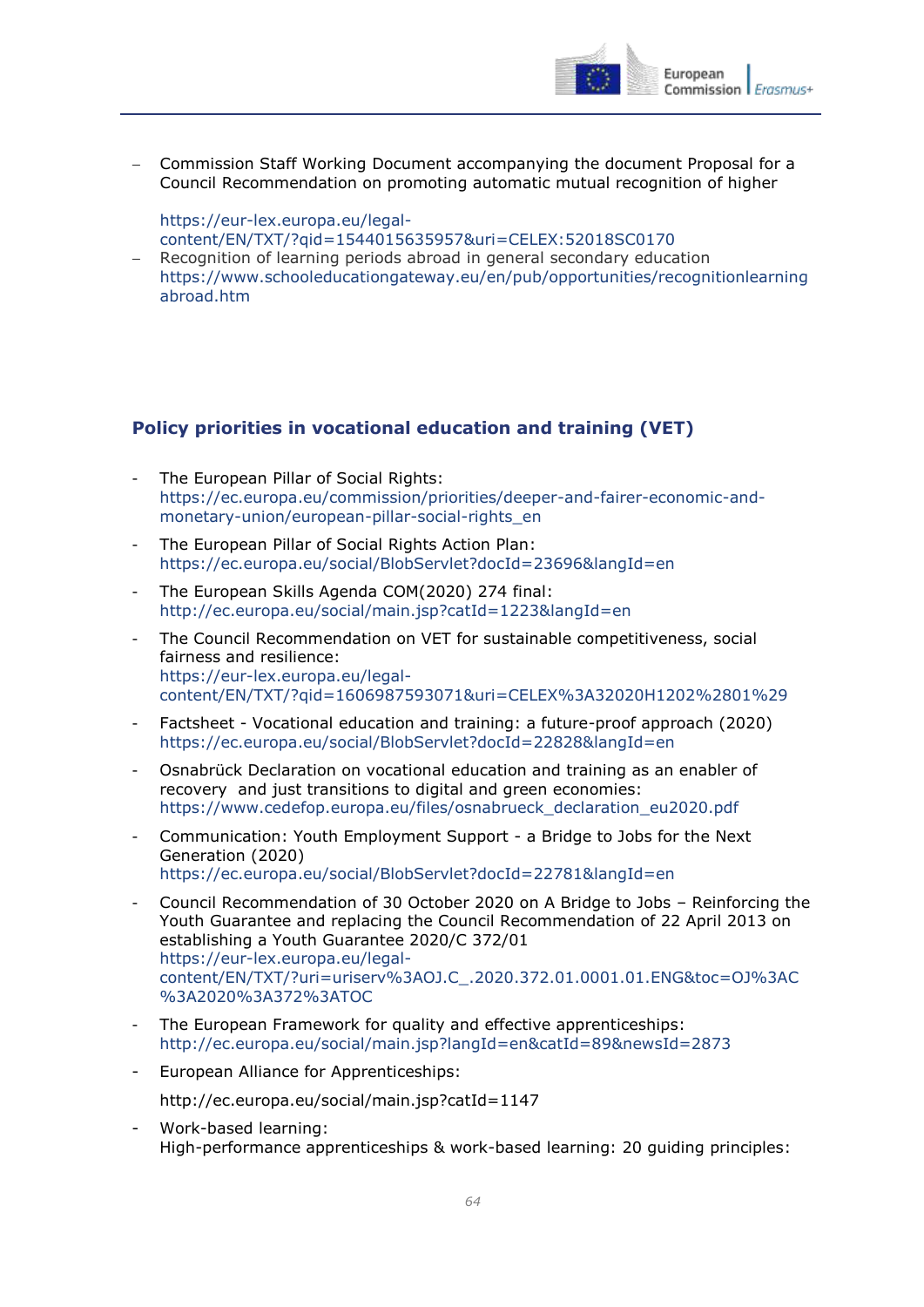- Commission Staff Working Document accompanying the document Proposal for a Council Recommendation on promoting automatic mutual recognition of higher

  https://eur-lex.europa.eu/legal-content/EN/TXT/?qid=1544015635957&uri=CELEX:52018SC0170
- Recognition of learning periods abroad in general secondary education https://www.schooleducationgateway.eu/en/pub/opportunities/recognitionlearningabroad.htm

## Policy priorities in vocational education and training (VET)

- The European Pillar of Social Rights: https://ec.europa.eu/commission/priorities/deeper-and-fairer-economic-and-monetary-union/european-pillar-social-rights_en
- The European Pillar of Social Rights Action Plan: https://ec.europa.eu/social/BlobServlet?docId=23696&langId=en
- The European Skills Agenda COM(2020) 274 final: http://ec.europa.eu/social/main.jsp?catId=1223&langId=en
- The Council Recommendation on VET for sustainable competitiveness, social fairness and resilience: https://eur-lex.europa.eu/legal-content/EN/TXT/?qid=1606987593071&uri=CELEX%3A32020H1202%2801%29
- Factsheet - Vocational education and training: a future-proof approach (2020) https://ec.europa.eu/social/BlobServlet?docId=22828&langId=en
- Osnabrück Declaration on vocational education and training as an enabler of recovery and just transitions to digital and green economies: https://www.cedefop.europa.eu/files/osnabrueck_declaration_eu2020.pdf
- Communication: Youth Employment Support - a Bridge to Jobs for the Next Generation (2020) https://ec.europa.eu/social/BlobServlet?docId=22781&langId=en
- Council Recommendation of 30 October 2020 on A Bridge to Jobs – Reinforcing the Youth Guarantee and replacing the Council Recommendation of 22 April 2013 on establishing a Youth Guarantee 2020/C 372/01 https://eur-lex.europa.eu/legal-content/EN/TXT/?uri=uriserv%3AOJ.C_.2020.372.01.0001.01.ENG&toc=OJ%3AC%3A2020%3A372%3ATOC
- The European Framework for quality and effective apprenticeships: http://ec.europa.eu/social/main.jsp?langId=en&catId=89&newsId=2873
- European Alliance for Apprenticeships:

  http://ec.europa.eu/social/main.jsp?catId=1147
- Work-based learning: High-performance apprenticeships & work-based learning: 20 guiding principles: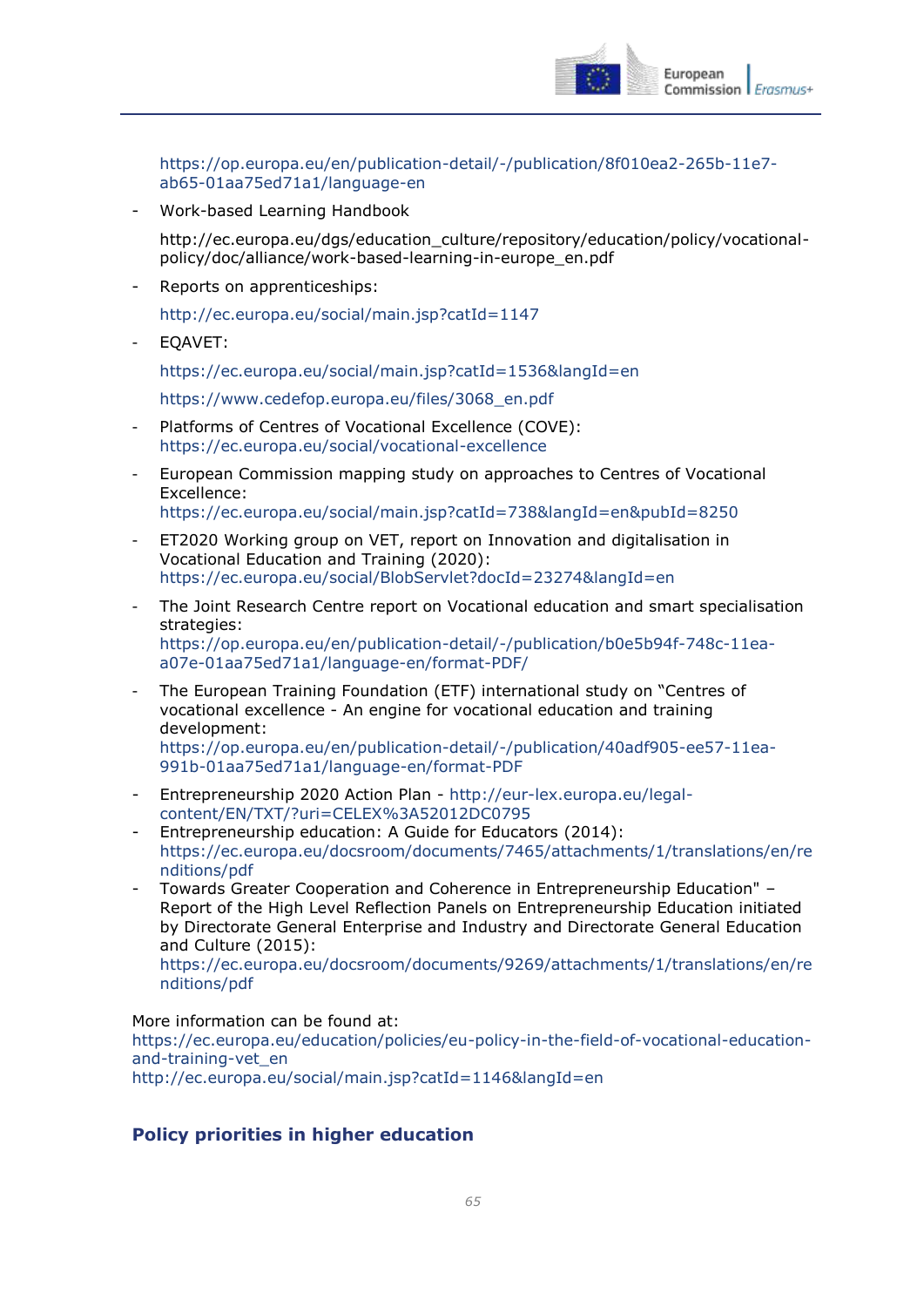https://op.europa.eu/en/publication-detail/-/publication/8f010ea2-265b-11e7-ab65-01aa75ed71a1/language-en

- Work-based Learning Handbook

  http://ec.europa.eu/dgs/education_culture/repository/education/policy/vocational-policy/doc/alliance/work-based-learning-in-europe_en.pdf

- Reports on apprenticeships:

  http://ec.europa.eu/social/main.jsp?catId=1147

- EQAVET:

  https://ec.europa.eu/social/main.jsp?catId=1536&langId=en

  https://www.cedefop.europa.eu/files/3068_en.pdf

- Platforms of Centres of Vocational Excellence (COVE): https://ec.europa.eu/social/vocational-excellence

- European Commission mapping study on approaches to Centres of Vocational Excellence: https://ec.europa.eu/social/main.jsp?catId=738&langId=en&pubId=8250

- ET2020 Working group on VET, report on Innovation and digitalisation in Vocational Education and Training (2020): https://ec.europa.eu/social/BlobServlet?docId=23274&langId=en

- The Joint Research Centre report on Vocational education and smart specialisation strategies: https://op.europa.eu/en/publication-detail/-/publication/b0e5b94f-748c-11ea-a07e-01aa75ed71a1/language-en/format-PDF/

- The European Training Foundation (ETF) international study on "Centres of vocational excellence - An engine for vocational education and training development: https://op.europa.eu/en/publication-detail/-/publication/40adf905-ee57-11ea-991b-01aa75ed71a1/language-en/format-PDF

- Entrepreneurship 2020 Action Plan - http://eur-lex.europa.eu/legal-content/EN/TXT/?uri=CELEX%3A52012DC0795
- Entrepreneurship education: A Guide for Educators (2014): https://ec.europa.eu/docsroom/documents/7465/attachments/1/translations/en/renditions/pdf
- Towards Greater Cooperation and Coherence in Entrepreneurship Education" – Report of the High Level Reflection Panels on Entrepreneurship Education initiated by Directorate General Enterprise and Industry and Directorate General Education and Culture (2015): https://ec.europa.eu/docsroom/documents/9269/attachments/1/translations/en/renditions/pdf

More information can be found at:
https://ec.europa.eu/education/policies/eu-policy-in-the-field-of-vocational-education-and-training-vet_en
http://ec.europa.eu/social/main.jsp?catId=1146&langId=en

## Policy priorities in higher education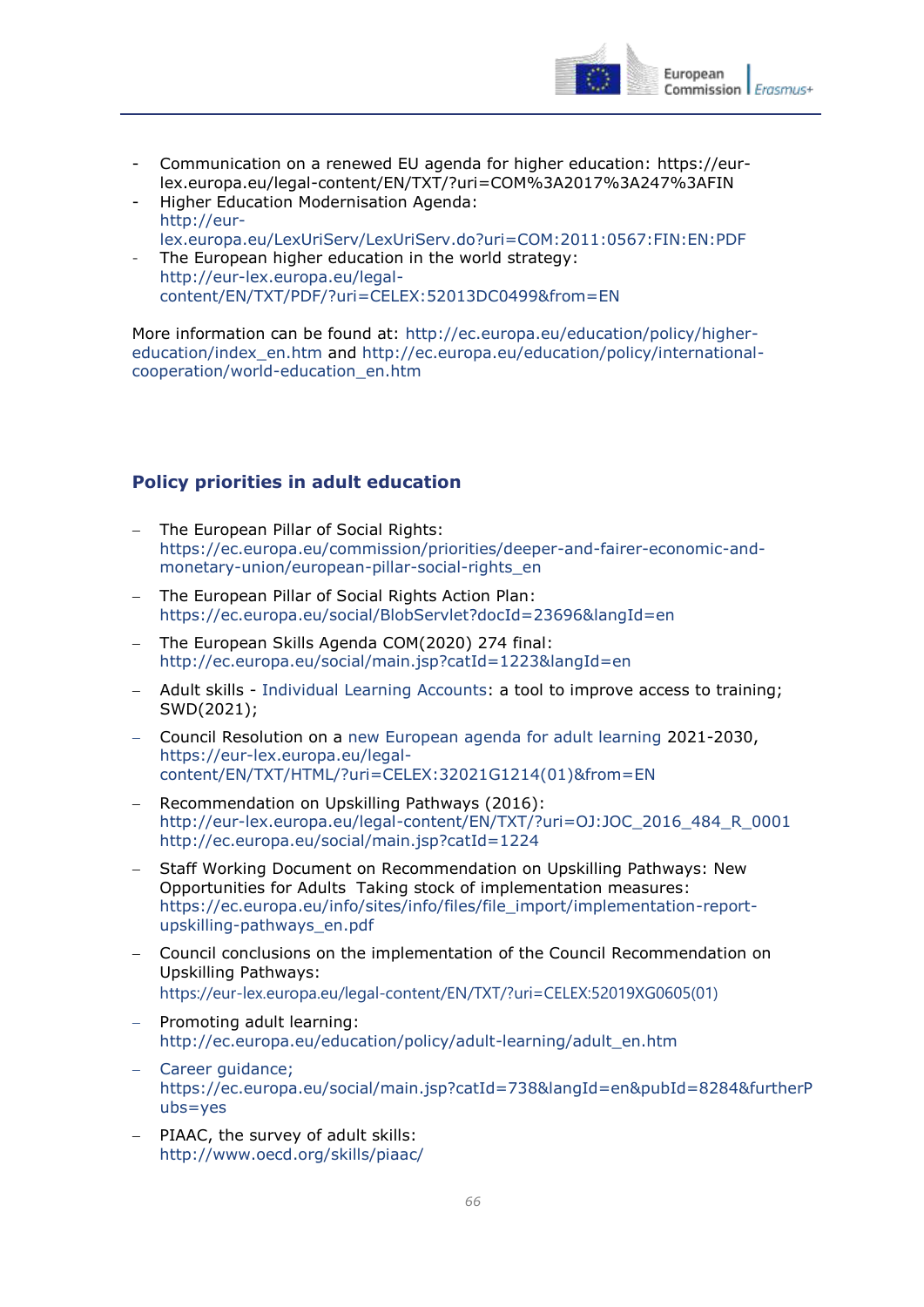- Communication on a renewed EU agenda for higher education: https://eur-lex.europa.eu/legal-content/EN/TXT/?uri=COM%3A2017%3A247%3AFIN
- Higher Education Modernisation Agenda: http://eur-lex.europa.eu/LexUriServ/LexUriServ.do?uri=COM:2011:0567:FIN:EN:PDF
- The European higher education in the world strategy: http://eur-lex.europa.eu/legal-content/EN/TXT/PDF/?uri=CELEX:52013DC0499&from=EN

More information can be found at: http://ec.europa.eu/education/policy/higher-education/index_en.htm and http://ec.europa.eu/education/policy/international-cooperation/world-education_en.htm

## Policy priorities in adult education

- The European Pillar of Social Rights: https://ec.europa.eu/commission/priorities/deeper-and-fairer-economic-and-monetary-union/european-pillar-social-rights_en
- The European Pillar of Social Rights Action Plan: https://ec.europa.eu/social/BlobServlet?docId=23696&langId=en
- The European Skills Agenda COM(2020) 274 final: http://ec.europa.eu/social/main.jsp?catId=1223&langId=en
- Adult skills - Individual Learning Accounts: a tool to improve access to training; SWD(2021);
- Council Resolution on a new European agenda for adult learning 2021-2030, https://eur-lex.europa.eu/legal-content/EN/TXT/HTML/?uri=CELEX:32021G1214(01)&from=EN
- Recommendation on Upskilling Pathways (2016): http://eur-lex.europa.eu/legal-content/EN/TXT/?uri=OJ:JOC_2016_484_R_0001 http://ec.europa.eu/social/main.jsp?catId=1224
- Staff Working Document on Recommendation on Upskilling Pathways: New Opportunities for Adults Taking stock of implementation measures: https://ec.europa.eu/info/sites/info/files/file_import/implementation-report-upskilling-pathways_en.pdf
- Council conclusions on the implementation of the Council Recommendation on Upskilling Pathways: https://eur-lex.europa.eu/legal-content/EN/TXT/?uri=CELEX:52019XG0605(01)
- Promoting adult learning: http://ec.europa.eu/education/policy/adult-learning/adult_en.htm
- Career guidance; https://ec.europa.eu/social/main.jsp?catId=738&langId=en&pubId=8284&furtherPubs=yes
- PIAAC, the survey of adult skills: http://www.oecd.org/skills/piaac/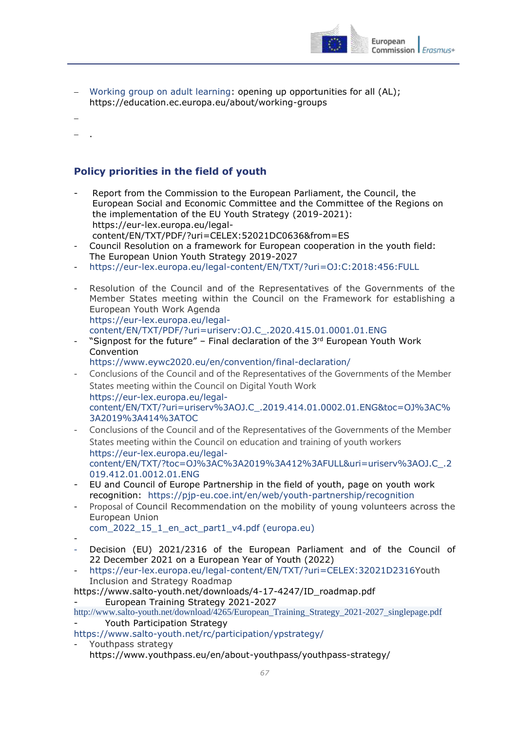- Working group on adult learning: opening up opportunities for all (AL); https://education.ec.europa.eu/about/working-groups
- 
- .

## Policy priorities in the field of youth

- Report from the Commission to the European Parliament, the Council, the European Social and Economic Committee and the Committee of the Regions on the implementation of the EU Youth Strategy (2019-2021): https://eur-lex.europa.eu/legal-content/EN/TXT/PDF/?uri=CELEX:52021DC0636&from=ES
- Council Resolution on a framework for European cooperation in the youth field: The European Union Youth Strategy 2019-2027
- https://eur-lex.europa.eu/legal-content/EN/TXT/?uri=OJ:C:2018:456:FULL
- Resolution of the Council and of the Representatives of the Governments of the Member States meeting within the Council on the Framework for establishing a European Youth Work Agenda https://eur-lex.europa.eu/legal-content/EN/TXT/PDF/?uri=uriserv:OJ.C_.2020.415.01.0001.01.ENG
- "Signpost for the future" – Final declaration of the 3rd European Youth Work Convention https://www.eywc2020.eu/en/convention/final-declaration/
- Conclusions of the Council and of the Representatives of the Governments of the Member States meeting within the Council on Digital Youth Work https://eur-lex.europa.eu/legal-content/EN/TXT/?uri=uriserv%3AOJ.C_.2019.414.01.0002.01.ENG&toc=OJ%3AC%3A2019%3A414%3ATOC
- Conclusions of the Council and of the Representatives of the Governments of the Member States meeting within the Council on education and training of youth workers https://eur-lex.europa.eu/legal-content/EN/TXT/?toc=OJ%3AC%3A2019%3A412%3AFULL&uri=uriserv%3AOJ.C_.2019.412.01.0012.01.ENG
- EU and Council of Europe Partnership in the field of youth, page on youth work recognition: https://pjp-eu.coe.int/en/web/youth-partnership/recognition
- Proposal of Council Recommendation on the mobility of young volunteers across the European Union com_2022_15_1_en_act_part1_v4.pdf (europa.eu)
- 
- Decision (EU) 2021/2316 of the European Parliament and of the Council of 22 December 2021 on a European Year of Youth (2022)
- https://eur-lex.europa.eu/legal-content/EN/TXT/?uri=CELEX:32021D2316Youth Inclusion and Strategy Roadmap

https://www.salto-youth.net/downloads/4-17-4247/ID_roadmap.pdf

- European Training Strategy 2021-2027

http://www.salto-youth.net/download/4265/European_Training_Strategy_2021-2027_singlepage.pdf

- Youth Participation Strategy

https://www.salto-youth.net/rc/participation/ypstrategy/

- Youthpass strategy https://www.youthpass.eu/en/about-youthpass/youthpass-strategy/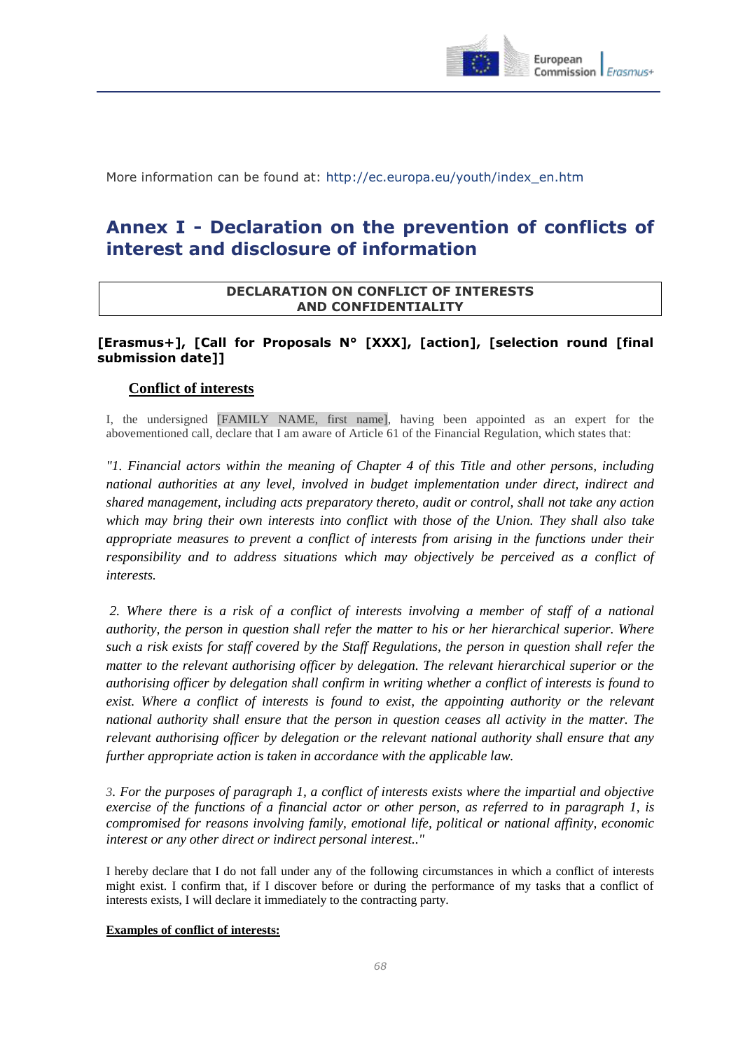More information can be found at: http://ec.europa.eu/youth/index_en.htm

# Annex I - Declaration on the prevention of conflicts of interest and disclosure of information

| DECLARATION ON CONFLICT OF INTERESTS AND CONFIDENTIALITY |
|---|

**[Erasmus+], [Call for Proposals N° [XXX], [action], [selection round [final submission date]]**

## Conflict of interests

I, the undersigned [FAMILY NAME, first name], having been appointed as an expert for the abovementioned call, declare that I am aware of Article 61 of the Financial Regulation, which states that:

*"1. Financial actors within the meaning of Chapter 4 of this Title and other persons, including national authorities at any level, involved in budget implementation under direct, indirect and shared management, including acts preparatory thereto, audit or control, shall not take any action which may bring their own interests into conflict with those of the Union. They shall also take appropriate measures to prevent a conflict of interests from arising in the functions under their responsibility and to address situations which may objectively be perceived as a conflict of interests.*

*2. Where there is a risk of a conflict of interests involving a member of staff of a national authority, the person in question shall refer the matter to his or her hierarchical superior. Where such a risk exists for staff covered by the Staff Regulations, the person in question shall refer the matter to the relevant authorising officer by delegation. The relevant hierarchical superior or the authorising officer by delegation shall confirm in writing whether a conflict of interests is found to exist. Where a conflict of interests is found to exist, the appointing authority or the relevant national authority shall ensure that the person in question ceases all activity in the matter. The relevant authorising officer by delegation or the relevant national authority shall ensure that any further appropriate action is taken in accordance with the applicable law.*

*3. For the purposes of paragraph 1, a conflict of interests exists where the impartial and objective exercise of the functions of a financial actor or other person, as referred to in paragraph 1, is compromised for reasons involving family, emotional life, political or national affinity, economic interest or any other direct or indirect personal interest.."*

I hereby declare that I do not fall under any of the following circumstances in which a conflict of interests might exist. I confirm that, if I discover before or during the performance of my tasks that a conflict of interests exists, I will declare it immediately to the contracting party.

**Examples of conflict of interests:**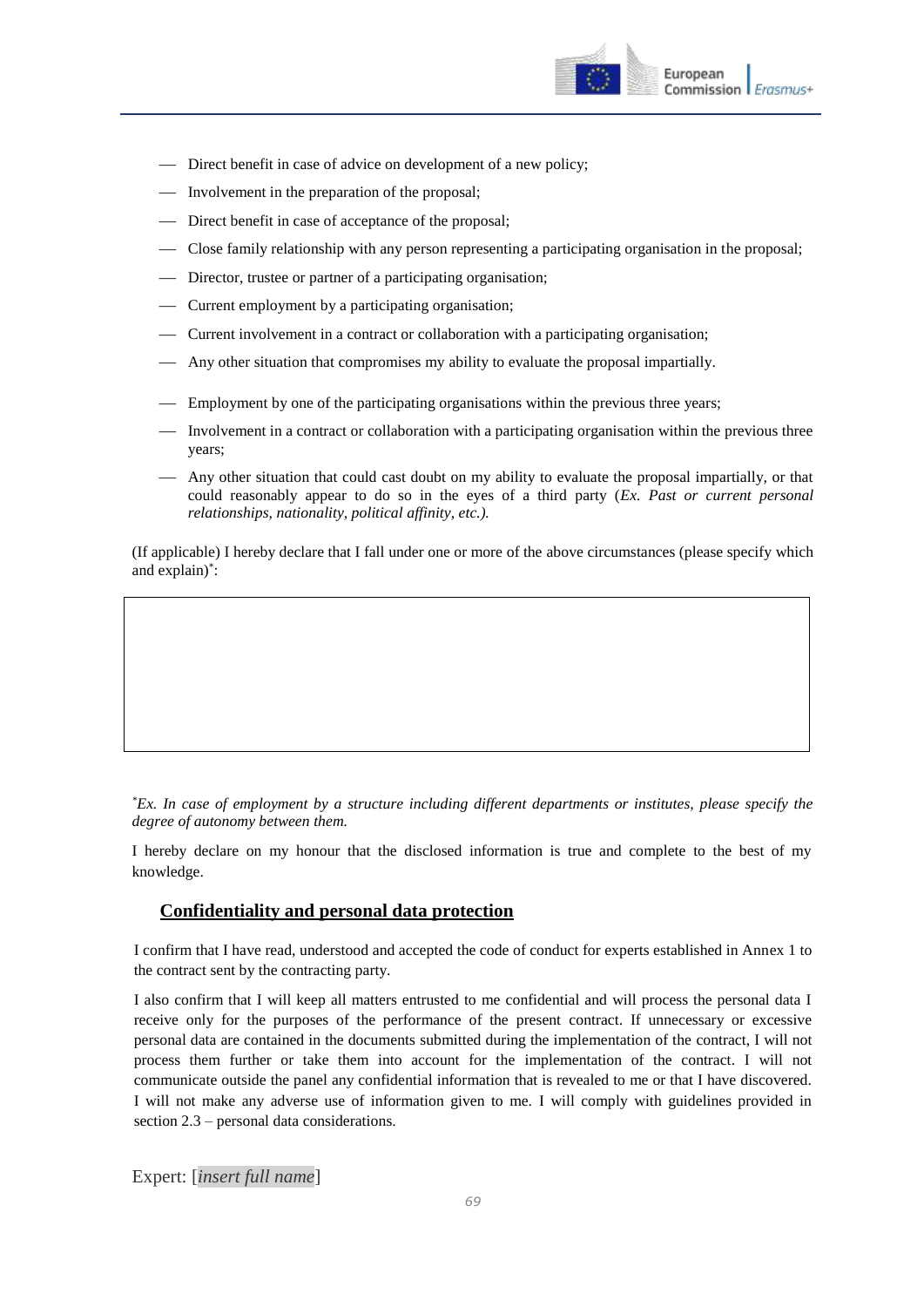- Direct benefit in case of advice on development of a new policy;
- Involvement in the preparation of the proposal;
- Direct benefit in case of acceptance of the proposal;
- Close family relationship with any person representing a participating organisation in the proposal;
- Director, trustee or partner of a participating organisation;
- Current employment by a participating organisation;
- Current involvement in a contract or collaboration with a participating organisation;
- Any other situation that compromises my ability to evaluate the proposal impartially.

- Employment by one of the participating organisations within the previous three years;
- Involvement in a contract or collaboration with a participating organisation within the previous three years;
- Any other situation that could cast doubt on my ability to evaluate the proposal impartially, or that could reasonably appear to do so in the eyes of a third party (*Ex. Past or current personal relationships, nationality, political affinity, etc.).*

(If applicable) I hereby declare that I fall under one or more of the above circumstances (please specify which and explain)*:

| |
|---|
| |

*\*Ex. In case of employment by a structure including different departments or institutes, please specify the degree of autonomy between them.*

I hereby declare on my honour that the disclosed information is true and complete to the best of my knowledge.

## **Confidentiality and personal data protection**

I confirm that I have read, understood and accepted the code of conduct for experts established in Annex 1 to the contract sent by the contracting party.

I also confirm that I will keep all matters entrusted to me confidential and will process the personal data I receive only for the purposes of the performance of the present contract. If unnecessary or excessive personal data are contained in the documents submitted during the implementation of the contract, I will not process them further or take them into account for the implementation of the contract. I will not communicate outside the panel any confidential information that is revealed to me or that I have discovered. I will not make any adverse use of information given to me. I will comply with guidelines provided in section 2.3 – personal data considerations.

Expert: [*insert full name*]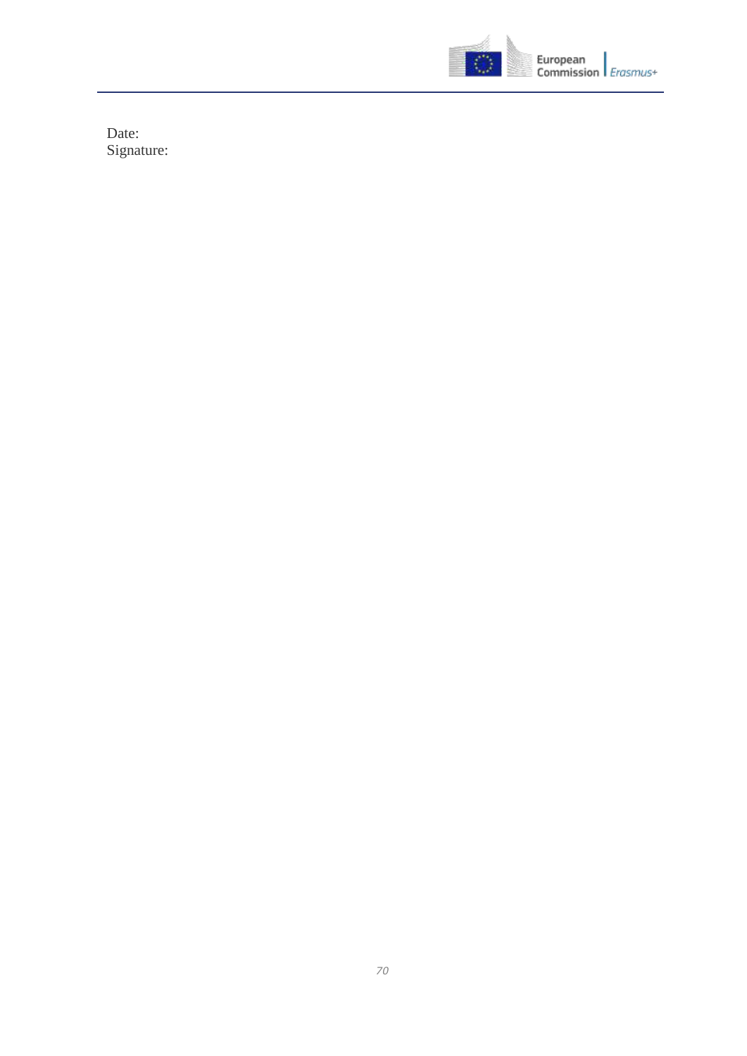Date:
Signature: